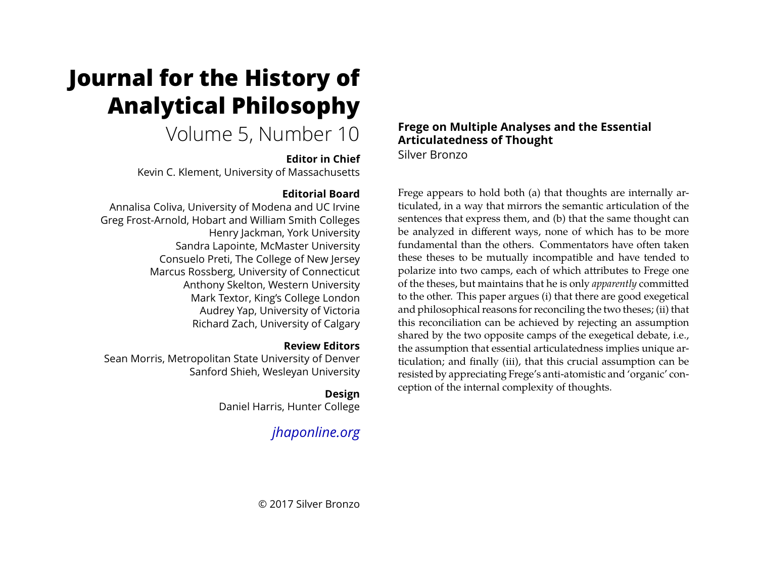# Journal for the History of Analytical Philosophy

Volume 5, Number 10

**Editor in Chief**
Kevin C. Klement, University of Massachusetts

**Editorial Board**
Annalisa Coliva, University of Modena and UC Irvine
Greg Frost-Arnold, Hobart and William Smith Colleges
Henry Jackman, York University
Sandra Lapointe, McMaster University
Consuelo Preti, The College of New Jersey
Marcus Rossberg, University of Connecticut
Anthony Skelton, Western University
Mark Textor, King's College London
Audrey Yap, University of Victoria
Richard Zach, University of Calgary

**Review Editors**
Sean Morris, Metropolitan State University of Denver
Sanford Shieh, Wesleyan University

**Design**
Daniel Harris, Hunter College

*jhaponline.org*

© 2017 Silver Bronzo

## Frege on Multiple Analyses and the Essential Articulatedness of Thought

Silver Bronzo

Frege appears to hold both (a) that thoughts are internally articulated, in a way that mirrors the semantic articulation of the sentences that express them, and (b) that the same thought can be analyzed in different ways, none of which has to be more fundamental than the others. Commentators have often taken these theses to be mutually incompatible and have tended to polarize into two camps, each of which attributes to Frege one of the theses, but maintains that he is only *apparently* committed to the other. This paper argues (i) that there are good exegetical and philosophical reasons for reconciling the two theses; (ii) that this reconciliation can be achieved by rejecting an assumption shared by the two opposite camps of the exegetical debate, i.e., the assumption that essential articulatedness implies unique articulation; and finally (iii), that this crucial assumption can be resisted by appreciating Frege's anti-atomistic and 'organic' conception of the internal complexity of thoughts.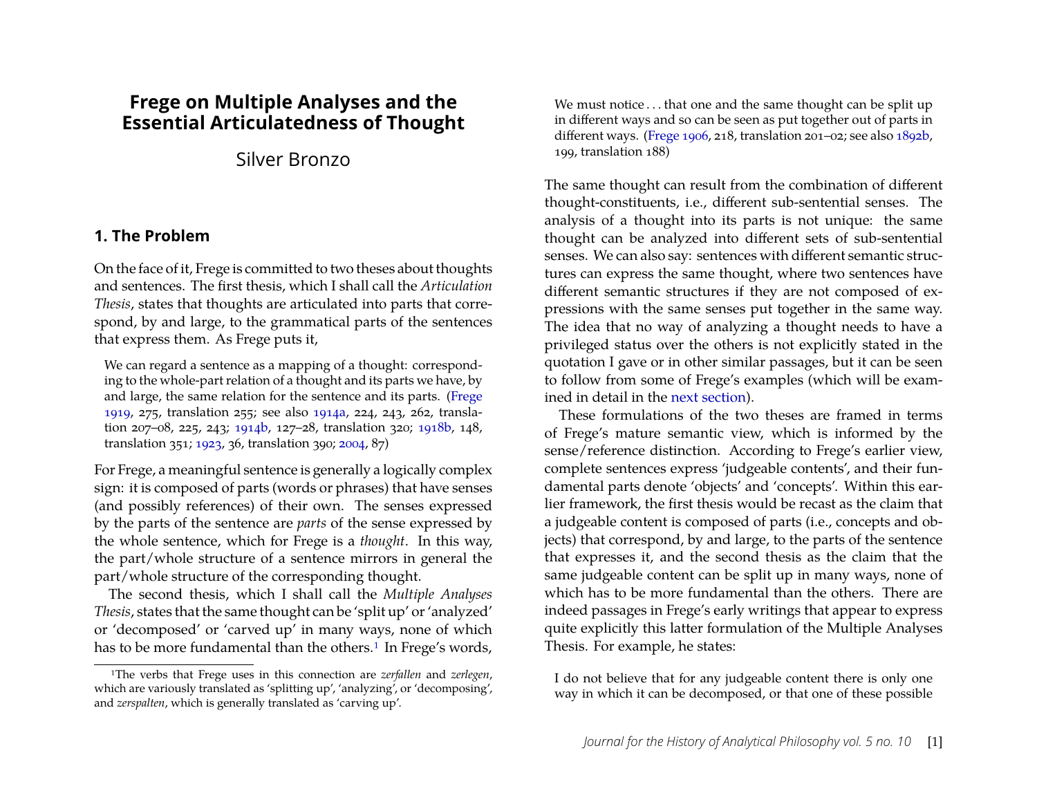# Frege on Multiple Analyses and the Essential Articulatedness of Thought

Silver Bronzo

## 1. The Problem

On the face of it, Frege is committed to two theses about thoughts and sentences. The first thesis, which I shall call the *Articulation Thesis*, states that thoughts are articulated into parts that correspond, by and large, to the grammatical parts of the sentences that express them. As Frege puts it,

> We can regard a sentence as a mapping of a thought: corresponding to the whole-part relation of a thought and its parts we have, by and large, the same relation for the sentence and its parts. (Frege 1919, 275, translation 255; see also 1914a, 224, 243, 262, translation 207–08, 225, 243; 1914b, 127–28, translation 320; 1918b, 148, translation 351; 1923, 36, translation 390; 2004, 87)

For Frege, a meaningful sentence is generally a logically complex sign: it is composed of parts (words or phrases) that have senses (and possibly references) of their own. The senses expressed by the parts of the sentence are *parts* of the sense expressed by the whole sentence, which for Frege is a *thought*. In this way, the part/whole structure of a sentence mirrors in general the part/whole structure of the corresponding thought.

The second thesis, which I shall call the *Multiple Analyses Thesis*, states that the same thought can be 'split up' or 'analyzed' or 'decomposed' or 'carved up' in many ways, none of which has to be more fundamental than the others.[1] In Frege's words,

> We must notice . . . that one and the same thought can be split up in different ways and so can be seen as put together out of parts in different ways. (Frege 1906, 218, translation 201–02; see also 1892b, 199, translation 188)

The same thought can result from the combination of different thought-constituents, i.e., different sub-sentential senses. The analysis of a thought into its parts is not unique: the same thought can be analyzed into different sets of sub-sentential senses. We can also say: sentences with different semantic structures can express the same thought, where two sentences have different semantic structures if they are not composed of expressions with the same senses put together in the same way. The idea that no way of analyzing a thought needs to have a privileged status over the others is not explicitly stated in the quotation I gave or in other similar passages, but it can be seen to follow from some of Frege's examples (which will be examined in detail in the next section).

These formulations of the two theses are framed in terms of Frege's mature semantic view, which is informed by the sense/reference distinction. According to Frege's earlier view, complete sentences express 'judgeable contents', and their fundamental parts denote 'objects' and 'concepts'. Within this earlier framework, the first thesis would be recast as the claim that a judgeable content is composed of parts (i.e., concepts and objects) that correspond, by and large, to the parts of the sentence that expresses it, and the second thesis as the claim that the same judgeable content can be split up in many ways, none of which has to be more fundamental than the others. There are indeed passages in Frege's early writings that appear to express quite explicitly this latter formulation of the Multiple Analyses Thesis. For example, he states:

> I do not believe that for any judgeable content there is only one way in which it can be decomposed, or that one of these possible

[1] The verbs that Frege uses in this connection are *zerfallen* and *zerlegen*, which are variously translated as 'splitting up', 'analyzing', or 'decomposing', and *zerspalten*, which is generally translated as 'carving up'.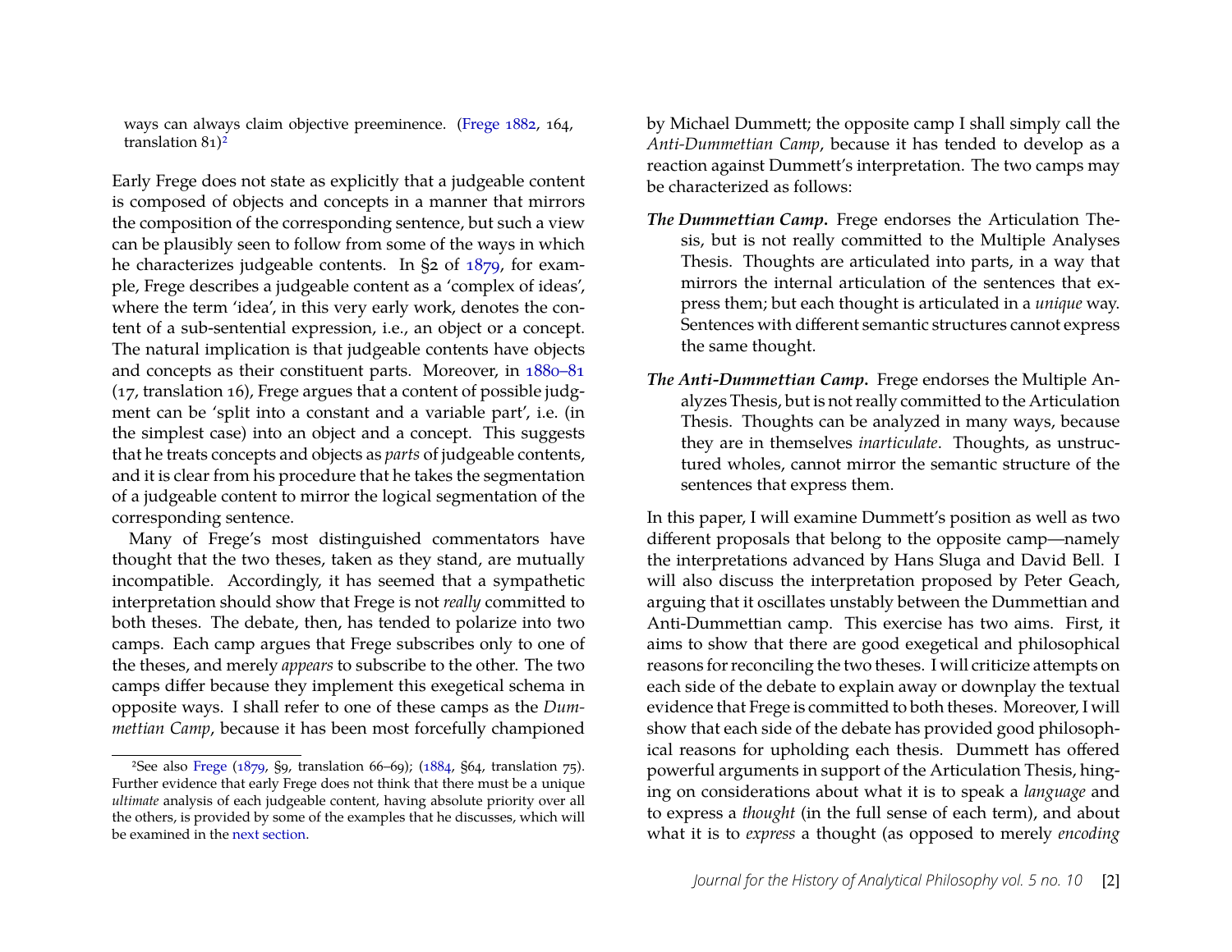ways can always claim objective preeminence. (Frege 1882, 164, translation 81)[2]

Early Frege does not state as explicitly that a judgeable content is composed of objects and concepts in a manner that mirrors the composition of the corresponding sentence, but such a view can be plausibly seen to follow from some of the ways in which he characterizes judgeable contents. In §2 of 1879, for example, Frege describes a judgeable content as a 'complex of ideas', where the term 'idea', in this very early work, denotes the content of a sub-sentential expression, i.e., an object or a concept. The natural implication is that judgeable contents have objects and concepts as their constituent parts. Moreover, in 1880–81 (17, translation 16), Frege argues that a content of possible judgment can be 'split into a constant and a variable part', i.e. (in the simplest case) into an object and a concept. This suggests that he treats concepts and objects as *parts* of judgeable contents, and it is clear from his procedure that he takes the segmentation of a judgeable content to mirror the logical segmentation of the corresponding sentence.

Many of Frege's most distinguished commentators have thought that the two theses, taken as they stand, are mutually incompatible. Accordingly, it has seemed that a sympathetic interpretation should show that Frege is not *really* committed to both theses. The debate, then, has tended to polarize into two camps. Each camp argues that Frege subscribes only to one of the theses, and merely *appears* to subscribe to the other. The two camps differ because they implement this exegetical schema in opposite ways. I shall refer to one of these camps as the *Dummettian Camp*, because it has been most forcefully championed by Michael Dummett; the opposite camp I shall simply call the *Anti-Dummettian Camp*, because it has tended to develop as a reaction against Dummett's interpretation. The two camps may be characterized as follows:

***The Dummettian Camp.*** Frege endorses the Articulation Thesis, but is not really committed to the Multiple Analyses Thesis. Thoughts are articulated into parts, in a way that mirrors the internal articulation of the sentences that express them; but each thought is articulated in a *unique* way. Sentences with different semantic structures cannot express the same thought.

***The Anti-Dummettian Camp.*** Frege endorses the Multiple Analyzes Thesis, but is not really committed to the Articulation Thesis. Thoughts can be analyzed in many ways, because they are in themselves *inarticulate*. Thoughts, as unstructured wholes, cannot mirror the semantic structure of the sentences that express them.

In this paper, I will examine Dummett's position as well as two different proposals that belong to the opposite camp—namely the interpretations advanced by Hans Sluga and David Bell. I will also discuss the interpretation proposed by Peter Geach, arguing that it oscillates unstably between the Dummettian and Anti-Dummettian camp. This exercise has two aims. First, it aims to show that there are good exegetical and philosophical reasons for reconciling the two theses. I will criticize attempts on each side of the debate to explain away or downplay the textual evidence that Frege is committed to both theses. Moreover, I will show that each side of the debate has provided good philosophical reasons for upholding each thesis. Dummett has offered powerful arguments in support of the Articulation Thesis, hinging on considerations about what it is to speak a *language* and to express a *thought* (in the full sense of each term), and about what it is to *express* a thought (as opposed to merely *encoding*

---

[2] See also Frege (1879, §9, translation 66–69); (1884, §64, translation 75). Further evidence that early Frege does not think that there must be a unique *ultimate* analysis of each judgeable content, having absolute priority over all the others, is provided by some of the examples that he discusses, which will be examined in the next section.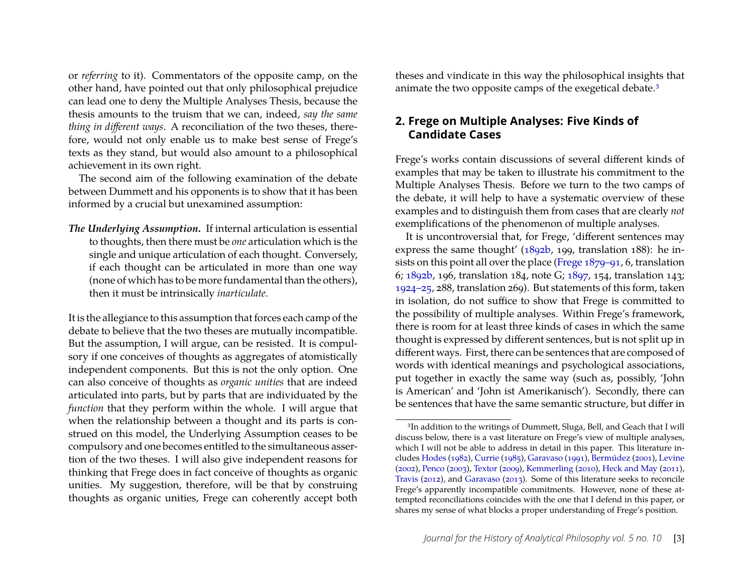or *referring* to it). Commentators of the opposite camp, on the other hand, have pointed out that only philosophical prejudice can lead one to deny the Multiple Analyses Thesis, because the thesis amounts to the truism that we can, indeed, *say the same thing in different ways*. A reconciliation of the two theses, therefore, would not only enable us to make best sense of Frege's texts as they stand, but would also amount to a philosophical achievement in its own right.

The second aim of the following examination of the debate between Dummett and his opponents is to show that it has been informed by a crucial but unexamined assumption:

***The Underlying Assumption.*** If internal articulation is essential to thoughts, then there must be *one* articulation which is the single and unique articulation of each thought. Conversely, if each thought can be articulated in more than one way (none of which has to be more fundamental than the others), then it must be intrinsically *inarticulate*.

It is the allegiance to this assumption that forces each camp of the debate to believe that the two theses are mutually incompatible. But the assumption, I will argue, can be resisted. It is compulsory if one conceives of thoughts as aggregates of atomistically independent components. But this is not the only option. One can also conceive of thoughts as *organic unities* that are indeed articulated into parts, but by parts that are individuated by the *function* that they perform within the whole. I will argue that when the relationship between a thought and its parts is construed on this model, the Underlying Assumption ceases to be compulsory and one becomes entitled to the simultaneous assertion of the two theses. I will also give independent reasons for thinking that Frege does in fact conceive of thoughts as organic unities. My suggestion, therefore, will be that by construing thoughts as organic unities, Frege can coherently accept both theses and vindicate in this way the philosophical insights that animate the two opposite camps of the exegetical debate.[3]

## 2. Frege on Multiple Analyses: Five Kinds of Candidate Cases

Frege's works contain discussions of several different kinds of examples that may be taken to illustrate his commitment to the Multiple Analyses Thesis. Before we turn to the two camps of the debate, it will help to have a systematic overview of these examples and to distinguish them from cases that are clearly *not* exemplifications of the phenomenon of multiple analyses.

It is uncontroversial that, for Frege, 'different sentences may express the same thought' (1892b, 199, translation 188): he insists on this point all over the place (Frege 1879–91, 6, translation 6; 1892b, 196, translation 184, note G; 1897, 154, translation 143; 1924–25, 288, translation 269). But statements of this form, taken in isolation, do not suffice to show that Frege is committed to the possibility of multiple analyses. Within Frege's framework, there is room for at least three kinds of cases in which the same thought is expressed by different sentences, but is not split up in different ways. First, there can be sentences that are composed of words with identical meanings and psychological associations, put together in exactly the same way (such as, possibly, 'John is American' and 'John ist Amerikanisch'). Secondly, there can be sentences that have the same semantic structure, but differ in

[3] In addition to the writings of Dummett, Sluga, Bell, and Geach that I will discuss below, there is a vast literature on Frege's view of multiple analyses, which I will not be able to address in detail in this paper. This literature includes Hodes (1982), Currie (1985), Garavaso (1991), Bermúdez (2001), Levine (2002), Penco (2003), Textor (2009), Kemmerling (2010), Heck and May (2011), Travis (2012), and Garavaso (2013). Some of this literature seeks to reconcile Frege's apparently incompatible commitments. However, none of these attempted reconciliations coincides with the one that I defend in this paper, or shares my sense of what blocks a proper understanding of Frege's position.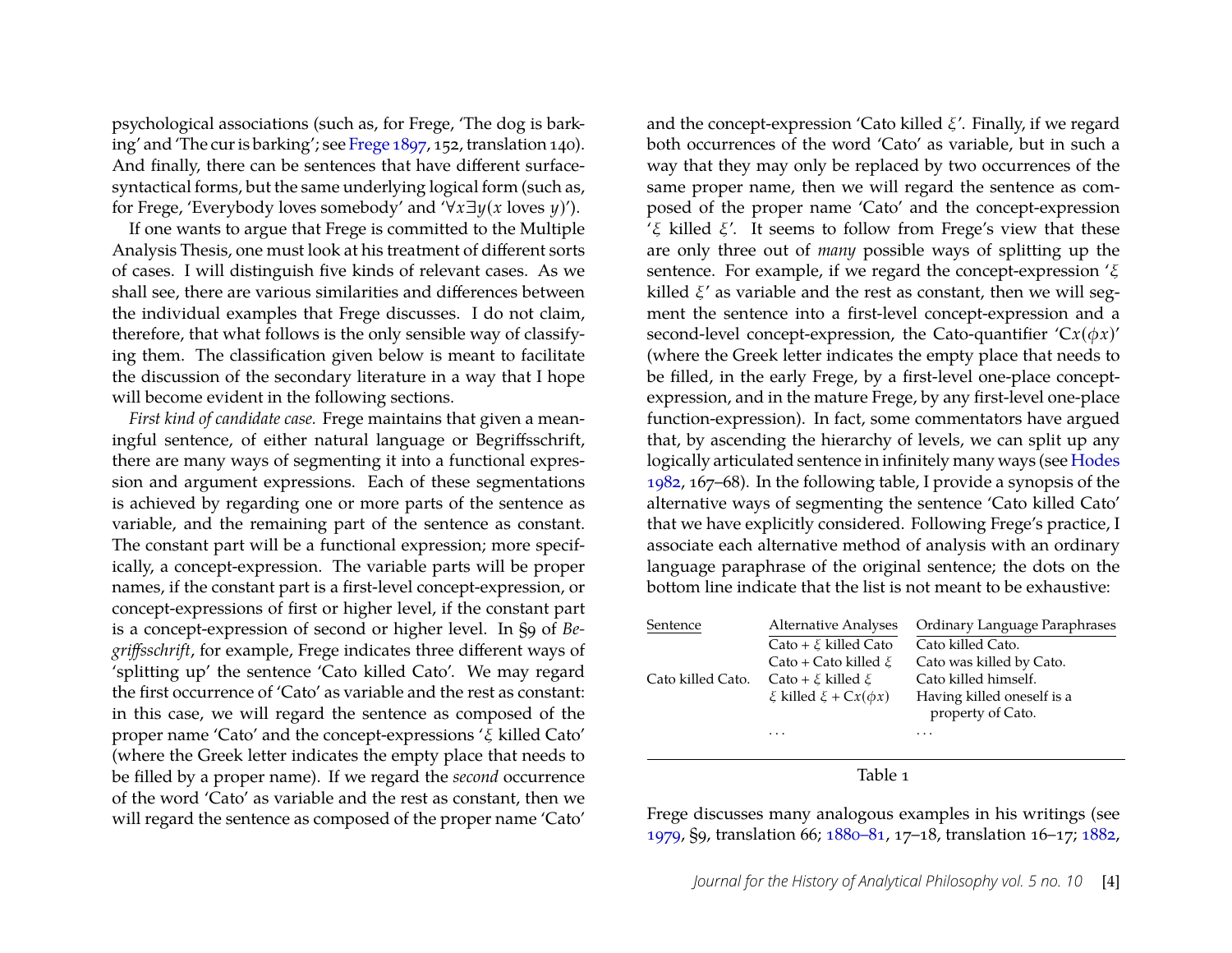psychological associations (such as, for Frege, 'The dog is barking' and 'The cur is barking'; see Frege 1897, 152, translation 140). And finally, there can be sentences that have different surface-syntactical forms, but the same underlying logical form (such as, for Frege, 'Everybody loves somebody' and '$\forall x \exists y(x \text{ loves } y)$').

If one wants to argue that Frege is committed to the Multiple Analysis Thesis, one must look at his treatment of different sorts of cases. I will distinguish five kinds of relevant cases. As we shall see, there are various similarities and differences between the individual examples that Frege discusses. I do not claim, therefore, that what follows is the only sensible way of classifying them. The classification given below is meant to facilitate the discussion of the secondary literature in a way that I hope will become evident in the following sections.

*First kind of candidate case.* Frege maintains that given a meaningful sentence, of either natural language or Begriffsschrift, there are many ways of segmenting it into a functional expression and argument expressions. Each of these segmentations is achieved by regarding one or more parts of the sentence as variable, and the remaining part of the sentence as constant. The constant part will be a functional expression; more specifically, a concept-expression. The variable parts will be proper names, if the constant part is a first-level concept-expression, or concept-expressions of first or higher level, if the constant part is a concept-expression of second or higher level. In §9 of *Begriffsschrift*, for example, Frege indicates three different ways of 'splitting up' the sentence 'Cato killed Cato'. We may regard the first occurrence of 'Cato' as variable and the rest as constant: in this case, we will regard the sentence as composed of the proper name 'Cato' and the concept-expressions '$\xi$ killed Cato' (where the Greek letter indicates the empty place that needs to be filled by a proper name). If we regard the *second* occurrence of the word 'Cato' as variable and the rest as constant, then we will regard the sentence as composed of the proper name 'Cato' and the concept-expression 'Cato killed $\xi$'. Finally, if we regard both occurrences of the word 'Cato' as variable, but in such a way that they may only be replaced by two occurrences of the same proper name, then we will regard the sentence as composed of the proper name 'Cato' and the concept-expression '$\xi$ killed $\xi$'. It seems to follow from Frege's view that these are only three out of *many* possible ways of splitting up the sentence. For example, if we regard the concept-expression '$\xi$ killed $\xi$' as variable and the rest as constant, then we will segment the sentence into a first-level concept-expression and a second-level concept-expression, the Cato-quantifier '$\mathrm{C}x(\phi x)$' (where the Greek letter indicates the empty place that needs to be filled, in the early Frege, by a first-level one-place concept-expression, and in the mature Frege, by any first-level one-place function-expression). In fact, some commentators have argued that, by ascending the hierarchy of levels, we can split up any logically articulated sentence in infinitely many ways (see Hodes 1982, 167–68). In the following table, I provide a synopsis of the alternative ways of segmenting the sentence 'Cato killed Cato' that we have explicitly considered. Following Frege's practice, I associate each alternative method of analysis with an ordinary language paraphrase of the original sentence; the dots on the bottom line indicate that the list is not meant to be exhaustive:

| Sentence | Alternative Analyses | Ordinary Language Paraphrases |
|---|---|---|
| | Cato + $\xi$ killed Cato | Cato killed Cato. |
| | Cato + Cato killed $\xi$ | Cato was killed by Cato. |
| Cato killed Cato. | Cato + $\xi$ killed $\xi$ | Cato killed himself. |
| | $\xi$ killed $\xi$ + $\mathrm{C}x(\phi x)$ | Having killed oneself is a property of Cato. |
| | ... | ... |

Table 1

Frege discusses many analogous examples in his writings (see 1979, §9, translation 66; 1880–81, 17–18, translation 16–17; 1882,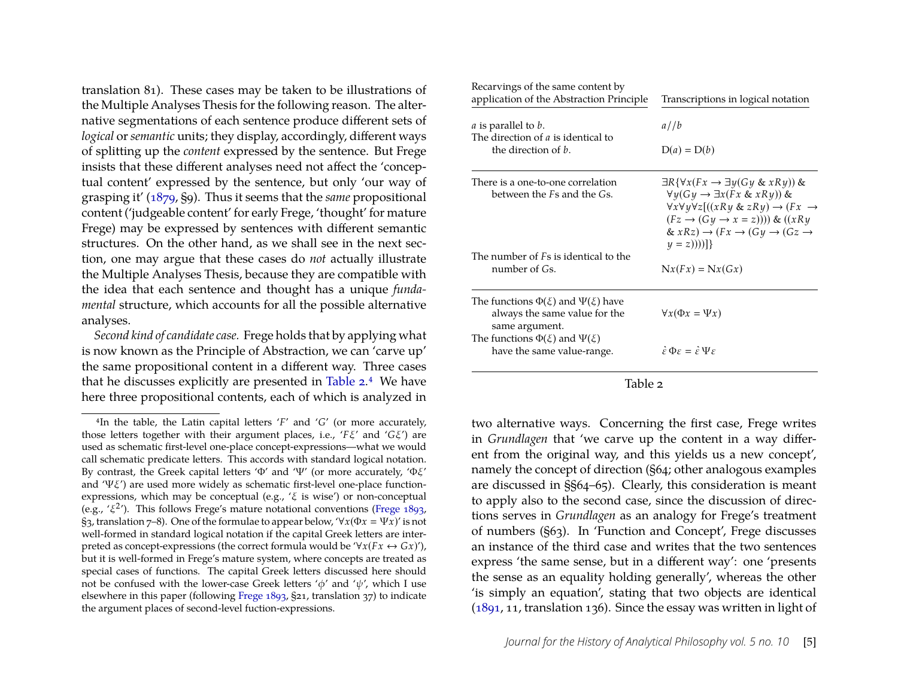translation 81). These cases may be taken to be illustrations of the Multiple Analyses Thesis for the following reason. The alternative segmentations of each sentence produce different sets of *logical* or *semantic* units; they display, accordingly, different ways of splitting up the *content* expressed by the sentence. But Frege insists that these different analyses need not affect the 'conceptual content' expressed by the sentence, but only 'our way of grasping it' (1879, §9). Thus it seems that the *same* propositional content ('judgeable content' for early Frege, 'thought' for mature Frege) may be expressed by sentences with different semantic structures. On the other hand, as we shall see in the next section, one may argue that these cases do *not* actually illustrate the Multiple Analyses Thesis, because they are compatible with the idea that each sentence and thought has a unique *fundamental* structure, which accounts for all the possible alternative analyses.

*Second kind of candidate case.* Frege holds that by applying what is now known as the Principle of Abstraction, we can 'carve up' the same propositional content in a different way. Three cases that he discusses explicitly are presented in Table 2.[4] We have here three propositional contents, each of which is analyzed in two alternative ways. Concerning the first case, Frege writes in *Grundlagen* that 'we carve up the content in a way different from the original way, and this yields us a new concept', namely the concept of direction (§64; other analogous examples are discussed in §§64–65). Clearly, this consideration is meant to apply also to the second case, since the discussion of directions serves in *Grundlagen* as an analogy for Frege's treatment of numbers (§63). In 'Function and Concept', Frege discusses an instance of the third case and writes that the two sentences express 'the same sense, but in a different way': one 'presents the sense as an equality holding generally', whereas the other 'is simply an equation', stating that two objects are identical (1891, 11, translation 136). Since the essay was written in light of

| Recarvings of the same content by application of the Abstraction Principle | Transcriptions in logical notation |
|---|---|
| $a$ is parallel to $b$. | $a//b$ |
| The direction of $a$ is identical to the direction of $b$. | $\mathrm{D}(a) = \mathrm{D}(b)$ |
| There is a one-to-one correlation between the $F$s and the $G$s. | $\exists R\{\forall x(Fx \rightarrow \exists y(Gy \;\&\; xRy))\;\&\; \forall y(Gy \rightarrow \exists x(Fx \;\&\; xRy))\;\&\; \forall x\forall y\forall z[((xRy \;\&\; zRy) \rightarrow (Fx \rightarrow (Fz \rightarrow (Gy \rightarrow x = z))))\;\&\; ((xRy \;\&\; xRz) \rightarrow (Fx \rightarrow (Gy \rightarrow (Gz \rightarrow y = z))))]\}$ |
| The number of $F$s is identical to the number of $G$s. | $\mathrm{N}x(Fx) = \mathrm{N}x(Gx)$ |
| The functions $\Phi(\xi)$ and $\Psi(\xi)$ have always the same value for the same argument. | $\forall x(\Phi x = \Psi x)$ |
| The functions $\Phi(\xi)$ and $\Psi(\xi)$ have the same value-range. | $\dot{\varepsilon}\,\Phi\varepsilon = \dot{\varepsilon}\,\Psi\varepsilon$ |

Table 2

[4] In the table, the Latin capital letters '$F$' and '$G$' (or more accurately, those letters together with their argument places, i.e., '$F\xi$' and '$G\xi$') are used as schematic first-level one-place concept-expressions—what we would call schematic predicate letters. This accords with standard logical notation. By contrast, the Greek capital letters '$\Phi$' and '$\Psi$' (or more accurately, '$\Phi\xi$' and '$\Psi\xi$') are used more widely as schematic first-level one-place function-expressions, which may be conceptual (e.g., '$\xi$ is wise') or non-conceptual (e.g., '$\xi^2$'). This follows Frege's mature notational conventions (Frege 1893, §3, translation 7–8). One of the formulae to appear below, '$\forall x(\Phi x = \Psi x)$' is not well-formed in standard logical notation if the capital Greek letters are interpreted as concept-expressions (the correct formula would be '$\forall x(Fx \leftrightarrow Gx)$'), but it is well-formed in Frege's mature system, where concepts are treated as special cases of functions. The capital Greek letters discussed here should not be confused with the lower-case Greek letters '$\phi$' and '$\psi$', which I use elsewhere in this paper (following Frege 1893, §21, translation 37) to indicate the argument places of second-level fuction-expressions.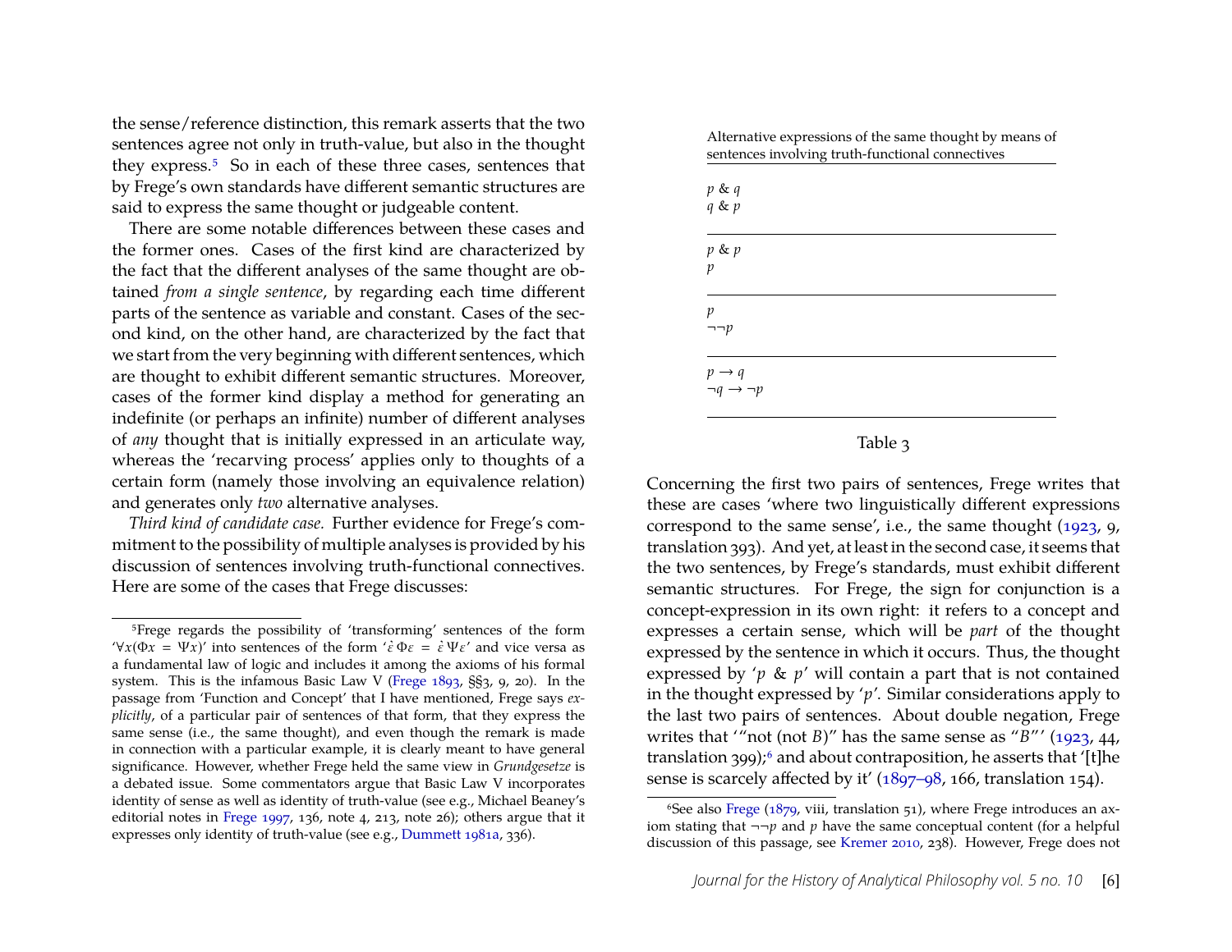the sense/reference distinction, this remark asserts that the two sentences agree not only in truth-value, but also in the thought they express.[5] So in each of these three cases, sentences that by Frege's own standards have different semantic structures are said to express the same thought or judgeable content.

There are some notable differences between these cases and the former ones. Cases of the first kind are characterized by the fact that the different analyses of the same thought are obtained *from a single sentence*, by regarding each time different parts of the sentence as variable and constant. Cases of the second kind, on the other hand, are characterized by the fact that we start from the very beginning with different sentences, which are thought to exhibit different semantic structures. Moreover, cases of the former kind display a method for generating an indefinite (or perhaps an infinite) number of different analyses of *any* thought that is initially expressed in an articulate way, whereas the 'recarving process' applies only to thoughts of a certain form (namely those involving an equivalence relation) and generates only *two* alternative analyses.

*Third kind of candidate case.* Further evidence for Frege's commitment to the possibility of multiple analyses is provided by his discussion of sentences involving truth-functional connectives. Here are some of the cases that Frege discusses:

| Alternative expressions of the same thought by means of sentences involving truth-functional connectives |
|---|
| $p$ & $q$<br>$q$ & $p$ |
| $p$ & $p$<br>$p$ |
| $p$<br>$\neg\neg p$ |
| $p \rightarrow q$<br>$\neg q \rightarrow \neg p$ |

Table 3

Concerning the first two pairs of sentences, Frege writes that these are cases 'where two linguistically different expressions correspond to the same sense', i.e., the same thought (1923, 9, translation 393). And yet, at least in the second case, it seems that the two sentences, by Frege's standards, must exhibit different semantic structures. For Frege, the sign for conjunction is a concept-expression in its own right: it refers to a concept and expresses a certain sense, which will be *part* of the thought expressed by the sentence in which it occurs. Thus, the thought expressed by '$p$ & $p$' will contain a part that is not contained in the thought expressed by '$p$'. Similar considerations apply to the last two pairs of sentences. About double negation, Frege writes that '"not (not $B$)" has the same sense as "$B$"' (1923, 44, translation 399);[6] and about contraposition, he asserts that '[t]he sense is scarcely affected by it' (1897–98, 166, translation 154).

---

[5] Frege regards the possibility of 'transforming' sentences of the form '$\forall x(\Phi x = \Psi x)$' into sentences of the form '$\dot{\varepsilon}\,\Phi\varepsilon = \dot{\varepsilon}\,\Psi\varepsilon$' and vice versa as a fundamental law of logic and includes it among the axioms of his formal system. This is the infamous Basic Law V (Frege 1893, §§3, 9, 20). In the passage from 'Function and Concept' that I have mentioned, Frege says *explicitly*, of a particular pair of sentences of that form, that they express the same sense (i.e., the same thought), and even though the remark is made in connection with a particular example, it is clearly meant to have general significance. However, whether Frege held the same view in *Grundgesetze* is a debated issue. Some commentators argue that Basic Law V incorporates identity of sense as well as identity of truth-value (see e.g., Michael Beaney's editorial notes in Frege 1997, 136, note 4, 213, note 26); others argue that it expresses only identity of truth-value (see e.g., Dummett 1981a, 336).

[6] See also Frege (1879, viii, translation 51), where Frege introduces an axiom stating that $\neg\neg p$ and $p$ have the same conceptual content (for a helpful discussion of this passage, see Kremer 2010, 238). However, Frege does not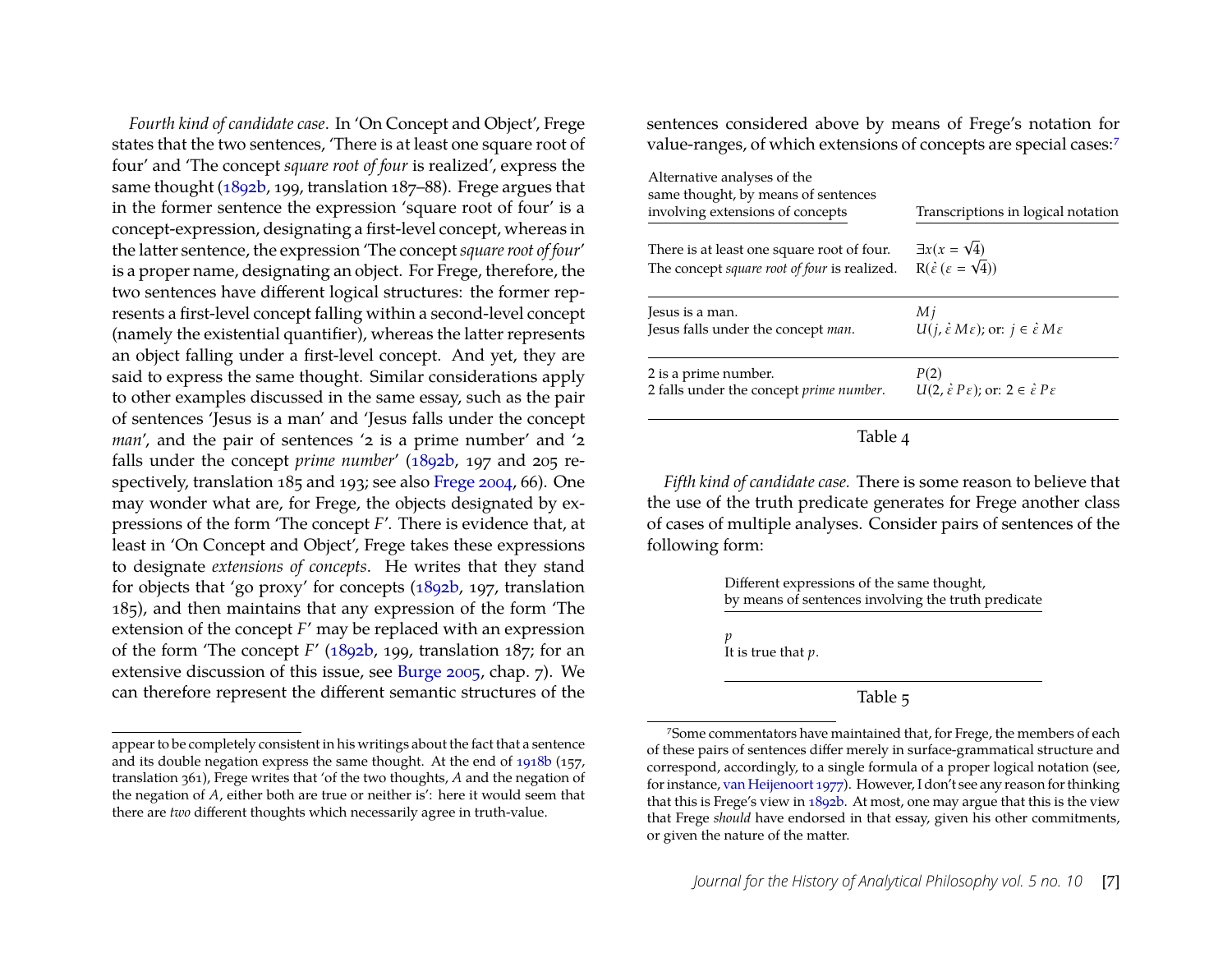*Fourth kind of candidate case*. In 'On Concept and Object', Frege states that the two sentences, 'There is at least one square root of four' and 'The concept *square root of four* is realized', express the same thought (1892b, 199, translation 187–88). Frege argues that in the former sentence the expression 'square root of four' is a concept-expression, designating a first-level concept, whereas in the latter sentence, the expression 'The concept *square root of four*' is a proper name, designating an object. For Frege, therefore, the two sentences have different logical structures: the former represents a first-level concept falling within a second-level concept (namely the existential quantifier), whereas the latter represents an object falling under a first-level concept. And yet, they are said to express the same thought. Similar considerations apply to other examples discussed in the same essay, such as the pair of sentences 'Jesus is a man' and 'Jesus falls under the concept *man*', and the pair of sentences '2 is a prime number' and '2 falls under the concept *prime number*' (1892b, 197 and 205 respectively, translation 185 and 193; see also Frege 2004, 66). One may wonder what are, for Frege, the objects designated by expressions of the form 'The concept *F*'. There is evidence that, at least in 'On Concept and Object', Frege takes these expressions to designate *extensions of concepts*. He writes that they stand for objects that 'go proxy' for concepts (1892b, 197, translation 185), and then maintains that any expression of the form 'The extension of the concept *F*' may be replaced with an expression of the form 'The concept *F*' (1892b, 199, translation 187; for an extensive discussion of this issue, see Burge 2005, chap. 7). We can therefore represent the different semantic structures of the sentences considered above by means of Frege's notation for value-ranges, of which extensions of concepts are special cases:[7]

| Alternative analyses of the same thought, by means of sentences involving extensions of concepts | Transcriptions in logical notation |
|---|---|
| There is at least one square root of four. | $\exists x(x = \sqrt{4})$ |
| The concept *square root of four* is realized. | $\mathrm{R}(\dot{\varepsilon}\,(\varepsilon = \sqrt{4}))$ |
| Jesus is a man. | $Mj$ |
| Jesus falls under the concept *man*. | $U(j, \dot{\varepsilon}\, M\varepsilon)$; or: $j \in \dot{\varepsilon}\, M\varepsilon$ |
| 2 is a prime number. | $P(2)$ |
| 2 falls under the concept *prime number*. | $U(2, \dot{\varepsilon}\, P\varepsilon)$; or: $2 \in \dot{\varepsilon}\, P\varepsilon$ |

Table 4

*Fifth kind of candidate case.* There is some reason to believe that the use of the truth predicate generates for Frege another class of cases of multiple analyses. Consider pairs of sentences of the following form:

| Different expressions of the same thought, by means of sentences involving the truth predicate |
|---|
| $p$ |
| It is true that $p$. |

Table 5

appear to be completely consistent in his writings about the fact that a sentence and its double negation express the same thought. At the end of 1918b (157, translation 361), Frege writes that 'of the two thoughts, *A* and the negation of the negation of *A*, either both are true or neither is': here it would seem that there are *two* different thoughts which necessarily agree in truth-value.

[7]Some commentators have maintained that, for Frege, the members of each of these pairs of sentences differ merely in surface-grammatical structure and correspond, accordingly, to a single formula of a proper logical notation (see, for instance, van Heijenoort 1977). However, I don't see any reason for thinking that this is Frege's view in 1892b. At most, one may argue that this is the view that Frege *should* have endorsed in that essay, given his other commitments, or given the nature of the matter.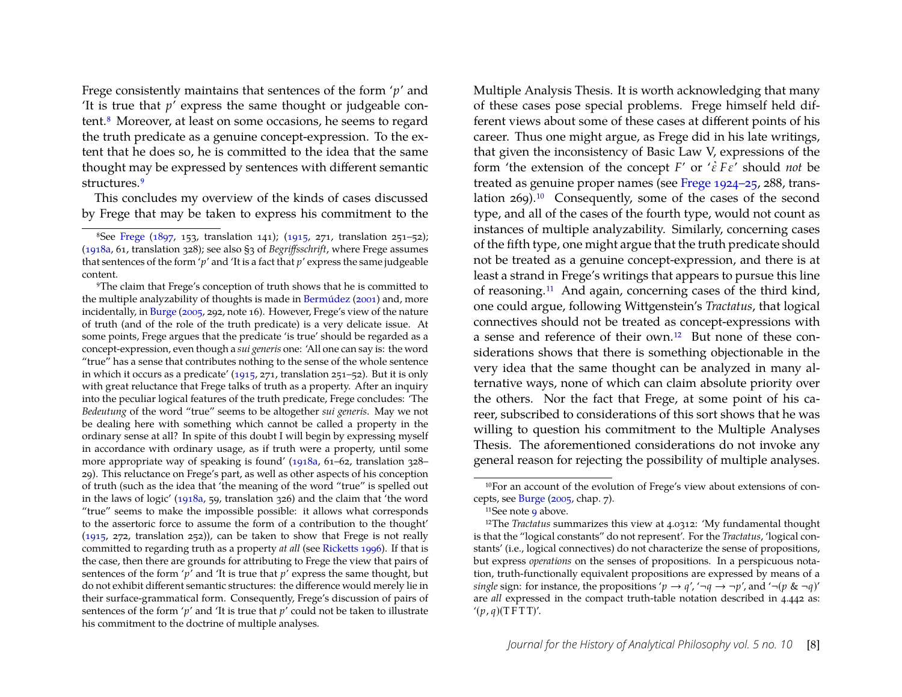Frege consistently maintains that sentences of the form '$p$' and 'It is true that $p$' express the same thought or judgeable content.[8] Moreover, at least on some occasions, he seems to regard the truth predicate as a genuine concept-expression. To the extent that he does so, he is committed to the idea that the same thought may be expressed by sentences with different semantic structures.[9]

This concludes my overview of the kinds of cases discussed by Frege that may be taken to express his commitment to the Multiple Analysis Thesis. It is worth acknowledging that many of these cases pose special problems. Frege himself held different views about some of these cases at different points of his career. Thus one might argue, as Frege did in his late writings, that given the inconsistency of Basic Law V, expressions of the form 'the extension of the concept $F$' or '$\grave{\varepsilon} F\varepsilon$' should *not* be treated as genuine proper names (see Frege 1924–25, 288, translation 269).[10] Consequently, some of the cases of the second type, and all of the cases of the fourth type, would not count as instances of multiple analyzability. Similarly, concerning cases of the fifth type, one might argue that the truth predicate should not be treated as a genuine concept-expression, and there is at least a strand in Frege's writings that appears to pursue this line of reasoning.[11] And again, concerning cases of the third kind, one could argue, following Wittgenstein's *Tractatus*, that logical connectives should not be treated as concept-expressions with a sense and reference of their own.[12] But none of these considerations shows that there is something objectionable in the very idea that the same thought can be analyzed in many alternative ways, none of which can claim absolute priority over the others. Nor the fact that Frege, at some point of his career, subscribed to considerations of this sort shows that he was willing to question his commitment to the Multiple Analyses Thesis. The aforementioned considerations do not invoke any general reason for rejecting the possibility of multiple analyses.

---

[8] See Frege (1897, 153, translation 141); (1915, 271, translation 251–52); (1918a, 61, translation 328); see also §3 of *Begriffsschrift*, where Frege assumes that sentences of the form '$p$' and 'It is a fact that $p$' express the same judgeable content.

[9] The claim that Frege's conception of truth shows that he is committed to the multiple analyzability of thoughts is made in Bermúdez (2001) and, more incidentally, in Burge (2005, 292, note 16). However, Frege's view of the nature of truth (and of the role of the truth predicate) is a very delicate issue. At some points, Frege argues that the predicate 'is true' should be regarded as a concept-expression, even though a *sui generis* one: 'All one can say is: the word "true" has a sense that contributes nothing to the sense of the whole sentence in which it occurs as a predicate' (1915, 271, translation 251–52). But it is only with great reluctance that Frege talks of truth as a property. After an inquiry into the peculiar logical features of the truth predicate, Frege concludes: 'The *Bedeutung* of the word "true" seems to be altogether *sui generis*. May we not be dealing here with something which cannot be called a property in the ordinary sense at all? In spite of this doubt I will begin by expressing myself in accordance with ordinary usage, as if truth were a property, until some more appropriate way of speaking is found' (1918a, 61–62, translation 328–29). This reluctance on Frege's part, as well as other aspects of his conception of truth (such as the idea that 'the meaning of the word "true" is spelled out in the laws of logic' (1918a, 59, translation 326) and the claim that 'the word "true" seems to make the impossible possible: it allows what corresponds to the assertoric force to assume the form of a contribution to the thought' (1915, 272, translation 252)), can be taken to show that Frege is not really committed to regarding truth as a property *at all* (see Ricketts 1996). If that is the case, then there are grounds for attributing to Frege the view that pairs of sentences of the form '$p$' and 'It is true that $p$' express the same thought, but do not exhibit different semantic structures: the difference would merely lie in their surface-grammatical form. Consequently, Frege's discussion of pairs of sentences of the form '$p$' and 'It is true that $p$' could not be taken to illustrate his commitment to the doctrine of multiple analyses.

[10] For an account of the evolution of Frege's view about extensions of concepts, see Burge (2005, chap. 7).

[11] See note 9 above.

[12] The *Tractatus* summarizes this view at 4.0312: 'My fundamental thought is that the "logical constants" do not represent'. For the *Tractatus*, 'logical constants' (i.e., logical connectives) do not characterize the sense of propositions, but express *operations* on the senses of propositions. In a perspicuous notation, truth-functionally equivalent propositions are expressed by means of a *single* sign: for instance, the propositions '$p \rightarrow q$', '$\neg q \rightarrow \neg p$', and '$\neg(p \;\&\; \neg q)$' are *all* expressed in the compact truth-table notation described in 4.442 as: '$(p, q)(\mathrm{T\,F\,T\,T})$'.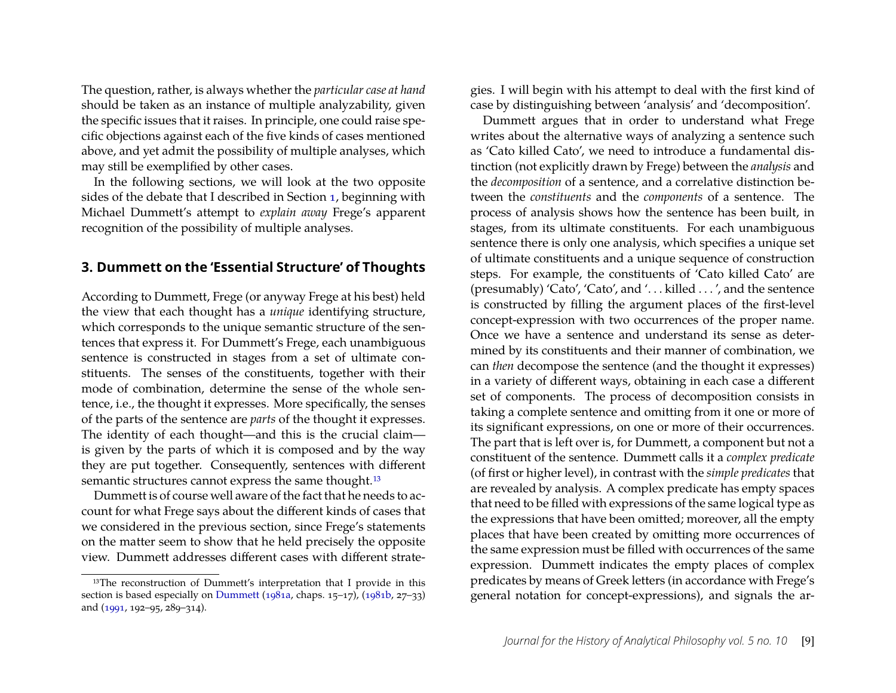The question, rather, is always whether the *particular case at hand* should be taken as an instance of multiple analyzability, given the specific issues that it raises. In principle, one could raise specific objections against each of the five kinds of cases mentioned above, and yet admit the possibility of multiple analyses, which may still be exemplified by other cases.

In the following sections, we will look at the two opposite sides of the debate that I described in Section 1, beginning with Michael Dummett's attempt to *explain away* Frege's apparent recognition of the possibility of multiple analyses.

## 3. Dummett on the 'Essential Structure' of Thoughts

According to Dummett, Frege (or anyway Frege at his best) held the view that each thought has a *unique* identifying structure, which corresponds to the unique semantic structure of the sentences that express it. For Dummett's Frege, each unambiguous sentence is constructed in stages from a set of ultimate constituents. The senses of the constituents, together with their mode of combination, determine the sense of the whole sentence, i.e., the thought it expresses. More specifically, the senses of the parts of the sentence are *parts* of the thought it expresses. The identity of each thought—and this is the crucial claim—is given by the parts of which it is composed and by the way they are put together. Consequently, sentences with different semantic structures cannot express the same thought.[13]

Dummett is of course well aware of the fact that he needs to account for what Frege says about the different kinds of cases that we considered in the previous section, since Frege's statements on the matter seem to show that he held precisely the opposite view. Dummett addresses different cases with different strategies. I will begin with his attempt to deal with the first kind of case by distinguishing between 'analysis' and 'decomposition'.

Dummett argues that in order to understand what Frege writes about the alternative ways of analyzing a sentence such as 'Cato killed Cato', we need to introduce a fundamental distinction (not explicitly drawn by Frege) between the *analysis* and the *decomposition* of a sentence, and a correlative distinction between the *constituents* and the *components* of a sentence. The process of analysis shows how the sentence has been built, in stages, from its ultimate constituents. For each unambiguous sentence there is only one analysis, which specifies a unique set of ultimate constituents and a unique sequence of construction steps. For example, the constituents of 'Cato killed Cato' are (presumably) 'Cato', 'Cato', and '. . . killed . . . ', and the sentence is constructed by filling the argument places of the first-level concept-expression with two occurrences of the proper name. Once we have a sentence and understand its sense as determined by its constituents and their manner of combination, we can *then* decompose the sentence (and the thought it expresses) in a variety of different ways, obtaining in each case a different set of components. The process of decomposition consists in taking a complete sentence and omitting from it one or more of its significant expressions, on one or more of their occurrences. The part that is left over is, for Dummett, a component but not a constituent of the sentence. Dummett calls it a *complex predicate* (of first or higher level), in contrast with the *simple predicates* that are revealed by analysis. A complex predicate has empty spaces that need to be filled with expressions of the same logical type as the expressions that have been omitted; moreover, all the empty places that have been created by omitting more occurrences of the same expression must be filled with occurrences of the same expression. Dummett indicates the empty places of complex predicates by means of Greek letters (in accordance with Frege's general notation for concept-expressions), and signals the ar-

[13] The reconstruction of Dummett's interpretation that I provide in this section is based especially on Dummett (1981a, chaps. 15–17), (1981b, 27–33) and (1991, 192–95, 289–314).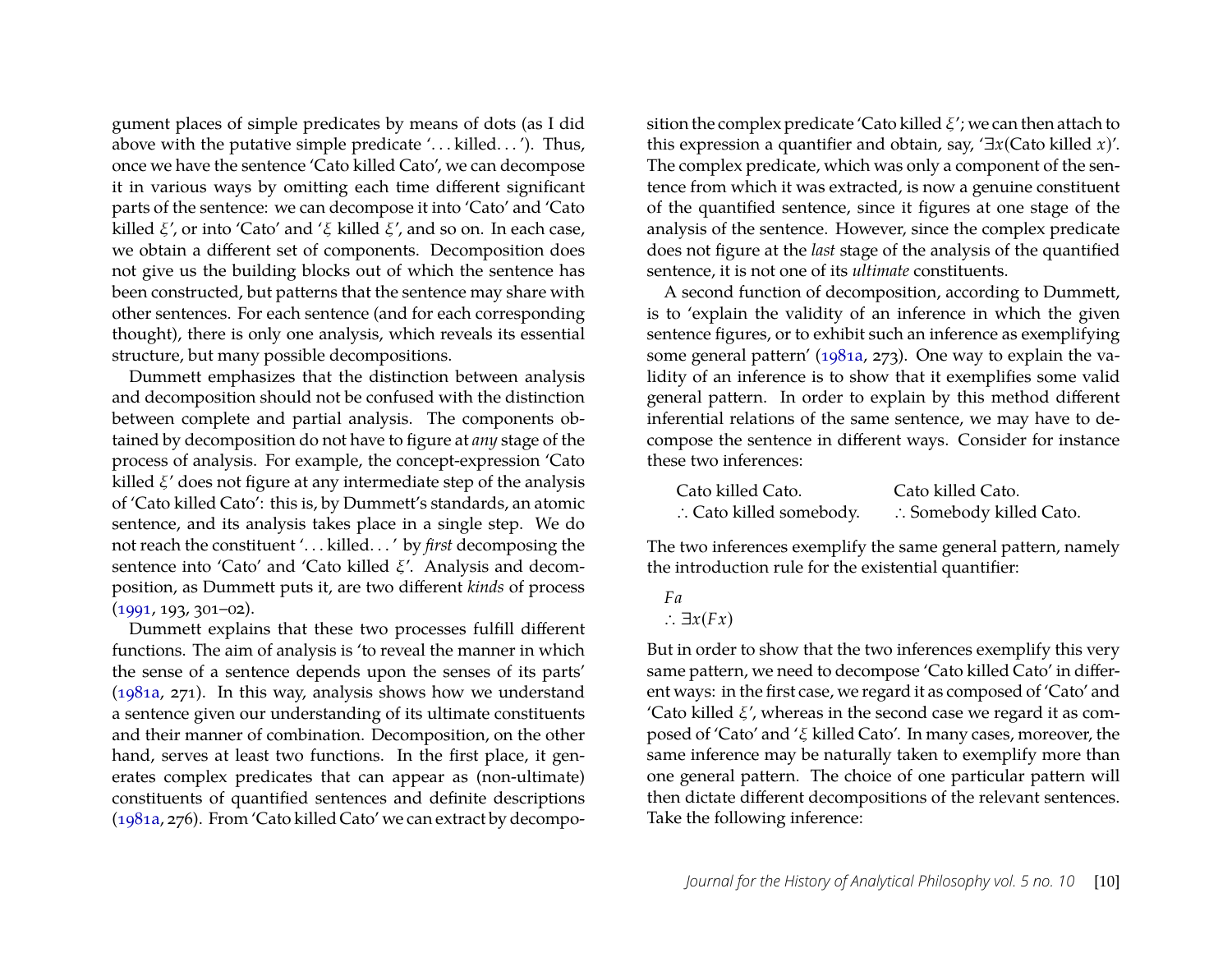gument places of simple predicates by means of dots (as I did above with the putative simple predicate '. . . killed. . . '). Thus, once we have the sentence 'Cato killed Cato', we can decompose it in various ways by omitting each time different significant parts of the sentence: we can decompose it into 'Cato' and 'Cato killed $\xi$', or into 'Cato' and '$\xi$ killed $\xi$', and so on. In each case, we obtain a different set of components. Decomposition does not give us the building blocks out of which the sentence has been constructed, but patterns that the sentence may share with other sentences. For each sentence (and for each corresponding thought), there is only one analysis, which reveals its essential structure, but many possible decompositions.

Dummett emphasizes that the distinction between analysis and decomposition should not be confused with the distinction between complete and partial analysis. The components obtained by decomposition do not have to figure at *any* stage of the process of analysis. For example, the concept-expression 'Cato killed $\xi$' does not figure at any intermediate step of the analysis of 'Cato killed Cato': this is, by Dummett's standards, an atomic sentence, and its analysis takes place in a single step. We do not reach the constituent '. . . killed. . . ' by *first* decomposing the sentence into 'Cato' and 'Cato killed $\xi$'. Analysis and decomposition, as Dummett puts it, are two different *kinds* of process (1991, 193, 301–02).

Dummett explains that these two processes fulfill different functions. The aim of analysis is 'to reveal the manner in which the sense of a sentence depends upon the senses of its parts' (1981a, 271). In this way, analysis shows how we understand a sentence given our understanding of its ultimate constituents and their manner of combination. Decomposition, on the other hand, serves at least two functions. In the first place, it generates complex predicates that can appear as (non-ultimate) constituents of quantified sentences and definite descriptions (1981a, 276). From 'Cato killed Cato' we can extract by decomposition the complex predicate 'Cato killed $\xi$'; we can then attach to this expression a quantifier and obtain, say, '$\exists x$(Cato killed $x$)'. The complex predicate, which was only a component of the sentence from which it was extracted, is now a genuine constituent of the quantified sentence, since it figures at one stage of the analysis of the sentence. However, since the complex predicate does not figure at the *last* stage of the analysis of the quantified sentence, it is not one of its *ultimate* constituents.

A second function of decomposition, according to Dummett, is to 'explain the validity of an inference in which the given sentence figures, or to exhibit such an inference as exemplifying some general pattern' (1981a, 273). One way to explain the validity of an inference is to show that it exemplifies some valid general pattern. In order to explain by this method different inferential relations of the same sentence, we may have to decompose the sentence in different ways. Consider for instance these two inferences:

| | |
|---|---|
| Cato killed Cato. | Cato killed Cato. |
| ∴ Cato killed somebody. | ∴ Somebody killed Cato. |

The two inferences exemplify the same general pattern, namely the introduction rule for the existential quantifier:

$Fa$
$\therefore \exists x(Fx)$

But in order to show that the two inferences exemplify this very same pattern, we need to decompose 'Cato killed Cato' in different ways: in the first case, we regard it as composed of 'Cato' and 'Cato killed $\xi$', whereas in the second case we regard it as composed of 'Cato' and '$\xi$ killed Cato'. In many cases, moreover, the same inference may be naturally taken to exemplify more than one general pattern. The choice of one particular pattern will then dictate different decompositions of the relevant sentences. Take the following inference: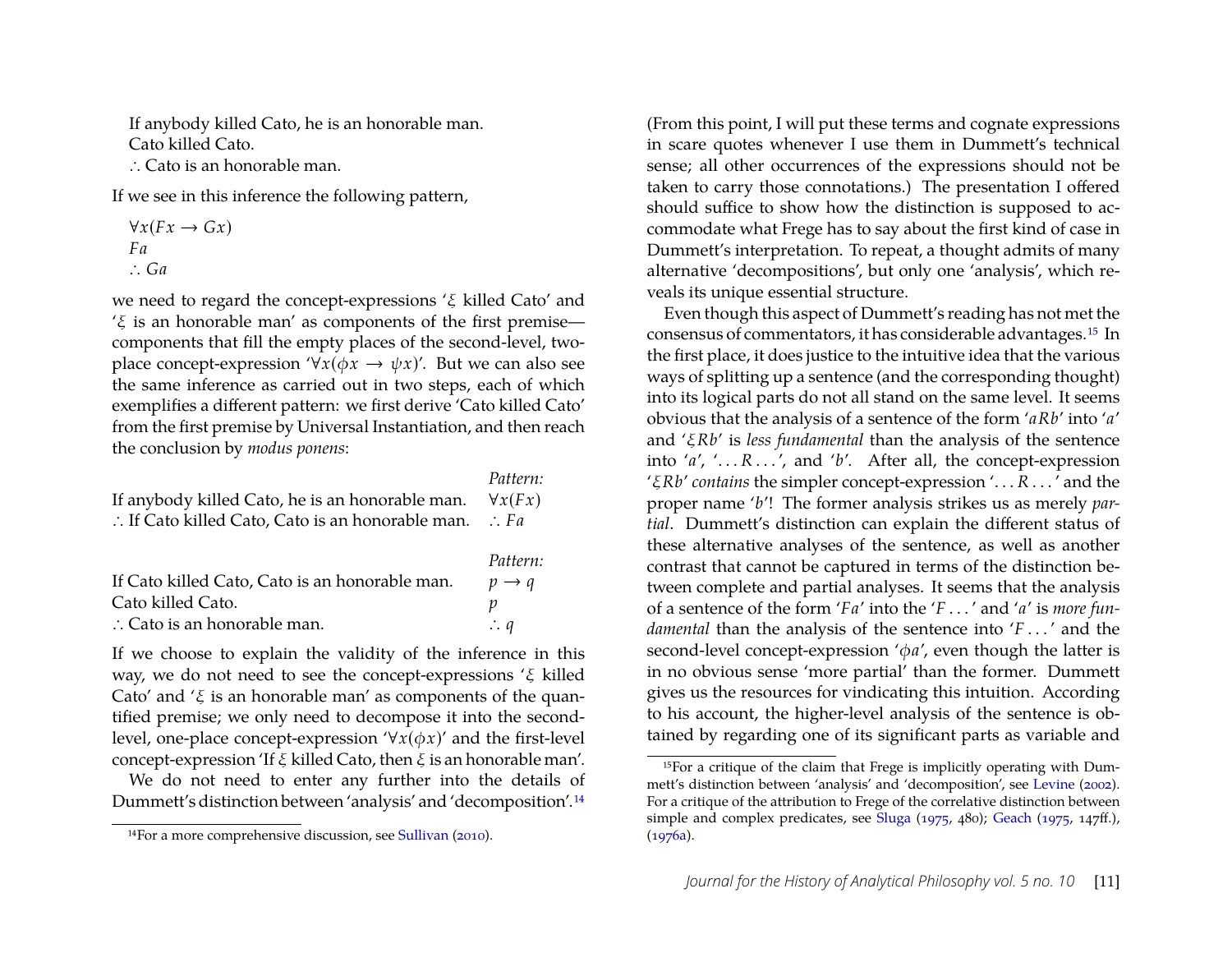If anybody killed Cato, he is an honorable man.
Cato killed Cato.
∴ Cato is an honorable man.

If we see in this inference the following pattern,

$\forall x(Fx \rightarrow Gx)$
$Fa$
$\therefore Ga$

we need to regard the concept-expressions '$\xi$ killed Cato' and '$\xi$ is an honorable man' as components of the first premise—components that fill the empty places of the second-level, two-place concept-expression '$\forall x(\phi x \rightarrow \psi x)$'. But we can also see the same inference as carried out in two steps, each of which exemplifies a different pattern: we first derive 'Cato killed Cato' from the first premise by Universal Instantiation, and then reach the conclusion by *modus ponens*:

| | *Pattern:* |
|---|---|
| If anybody killed Cato, he is an honorable man. | $\forall x(Fx)$ |
| ∴ If Cato killed Cato, Cato is an honorable man. | $\therefore Fa$ |

| | *Pattern:* |
|---|---|
| If Cato killed Cato, Cato is an honorable man. | $p \rightarrow q$ |
| Cato killed Cato. | $p$ |
| ∴ Cato is an honorable man. | $\therefore q$ |

If we choose to explain the validity of the inference in this way, we do not need to see the concept-expressions '$\xi$ killed Cato' and '$\xi$ is an honorable man' as components of the quantified premise; we only need to decompose it into the second-level, one-place concept-expression '$\forall x(\phi x)$' and the first-level concept-expression 'If $\xi$ killed Cato, then $\xi$ is an honorable man'.

We do not need to enter any further into the details of Dummett's distinction between 'analysis' and 'decomposition'.[14] (From this point, I will put these terms and cognate expressions in scare quotes whenever I use them in Dummett's technical sense; all other occurrences of the expressions should not be taken to carry those connotations.) The presentation I offered should suffice to show how the distinction is supposed to accommodate what Frege has to say about the first kind of case in Dummett's interpretation. To repeat, a thought admits of many alternative 'decompositions', but only one 'analysis', which reveals its unique essential structure.

Even though this aspect of Dummett's reading has not met the consensus of commentators, it has considerable advantages.[15] In the first place, it does justice to the intuitive idea that the various ways of splitting up a sentence (and the corresponding thought) into its logical parts do not all stand on the same level. It seems obvious that the analysis of a sentence of the form '$aRb$' into '$a$' and '$\xi Rb$' is *less fundamental* than the analysis of the sentence into '$a$', '$\ldots R \ldots$', and '$b$'. After all, the concept-expression '$\xi Rb$' *contains* the simpler concept-expression '$\ldots R \ldots$' and the proper name '$b$'! The former analysis strikes us as merely *partial*. Dummett's distinction can explain the different status of these alternative analyses of the sentence, as well as another contrast that cannot be captured in terms of the distinction between complete and partial analyses. It seems that the analysis of a sentence of the form '$Fa$' into the '$F \ldots$' and '$a$' is *more fundamental* than the analysis of the sentence into '$F \ldots$' and the second-level concept-expression '$\phi a$', even though the latter is in no obvious sense 'more partial' than the former. Dummett gives us the resources for vindicating this intuition. According to his account, the higher-level analysis of the sentence is obtained by regarding one of its significant parts as variable and

[14] For a more comprehensive discussion, see Sullivan (2010).

[15] For a critique of the claim that Frege is implicitly operating with Dummett's distinction between 'analysis' and 'decomposition', see Levine (2002). For a critique of the attribution to Frege of the correlative distinction between simple and complex predicates, see Sluga (1975, 480); Geach (1975, 147ff.), (1976a).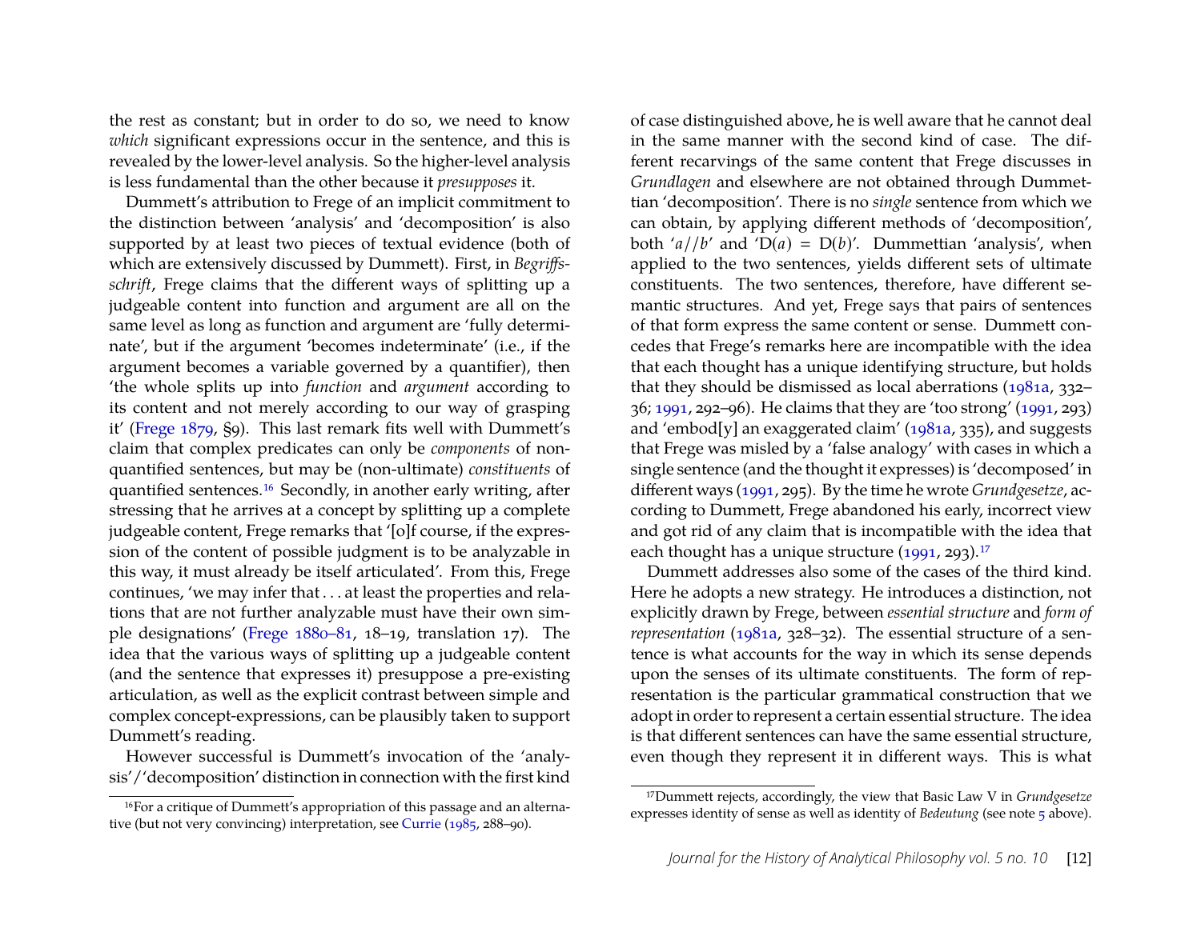the rest as constant; but in order to do so, we need to know *which* significant expressions occur in the sentence, and this is revealed by the lower-level analysis. So the higher-level analysis is less fundamental than the other because it *presupposes* it.

Dummett's attribution to Frege of an implicit commitment to the distinction between 'analysis' and 'decomposition' is also supported by at least two pieces of textual evidence (both of which are extensively discussed by Dummett). First, in *Begriffsschrift*, Frege claims that the different ways of splitting up a judgeable content into function and argument are all on the same level as long as function and argument are 'fully determinate', but if the argument 'becomes indeterminate' (i.e., if the argument becomes a variable governed by a quantifier), then 'the whole splits up into *function* and *argument* according to its content and not merely according to our way of grasping it' (Frege 1879, §9). This last remark fits well with Dummett's claim that complex predicates can only be *components* of non-quantified sentences, but may be (non-ultimate) *constituents* of quantified sentences.[16] Secondly, in another early writing, after stressing that he arrives at a concept by splitting up a complete judgeable content, Frege remarks that '[o]f course, if the expression of the content of possible judgment is to be analyzable in this way, it must already be itself articulated'. From this, Frege continues, 'we may infer that . . . at least the properties and relations that are not further analyzable must have their own simple designations' (Frege 1880–81, 18–19, translation 17). The idea that the various ways of splitting up a judgeable content (and the sentence that expresses it) presuppose a pre-existing articulation, as well as the explicit contrast between simple and complex concept-expressions, can be plausibly taken to support Dummett's reading.

However successful is Dummett's invocation of the 'analysis'/'decomposition' distinction in connection with the first kind of case distinguished above, he is well aware that he cannot deal in the same manner with the second kind of case. The different recarvings of the same content that Frege discusses in *Grundlagen* and elsewhere are not obtained through Dummettian 'decomposition'. There is no *single* sentence from which we can obtain, by applying different methods of 'decomposition', both '$a//b$' and '$\mathrm{D}(a) = \mathrm{D}(b)$'. Dummettian 'analysis', when applied to the two sentences, yields different sets of ultimate constituents. The two sentences, therefore, have different semantic structures. And yet, Frege says that pairs of sentences of that form express the same content or sense. Dummett concedes that Frege's remarks here are incompatible with the idea that each thought has a unique identifying structure, but holds that they should be dismissed as local aberrations (1981a, 332–36; 1991, 292–96). He claims that they are 'too strong' (1991, 293) and 'embod[y] an exaggerated claim' (1981a, 335), and suggests that Frege was misled by a 'false analogy' with cases in which a single sentence (and the thought it expresses) is 'decomposed' in different ways (1991, 295). By the time he wrote *Grundgesetze*, according to Dummett, Frege abandoned his early, incorrect view and got rid of any claim that is incompatible with the idea that each thought has a unique structure (1991, 293).[17]

Dummett addresses also some of the cases of the third kind. Here he adopts a new strategy. He introduces a distinction, not explicitly drawn by Frege, between *essential structure* and *form of representation* (1981a, 328–32). The essential structure of a sentence is what accounts for the way in which its sense depends upon the senses of its ultimate constituents. The form of representation is the particular grammatical construction that we adopt in order to represent a certain essential structure. The idea is that different sentences can have the same essential structure, even though they represent it in different ways. This is what

[16] For a critique of Dummett's appropriation of this passage and an alternative (but not very convincing) interpretation, see Currie (1985, 288–90).

[17] Dummett rejects, accordingly, the view that Basic Law V in *Grundgesetze* expresses identity of sense as well as identity of *Bedeutung* (see note 5 above).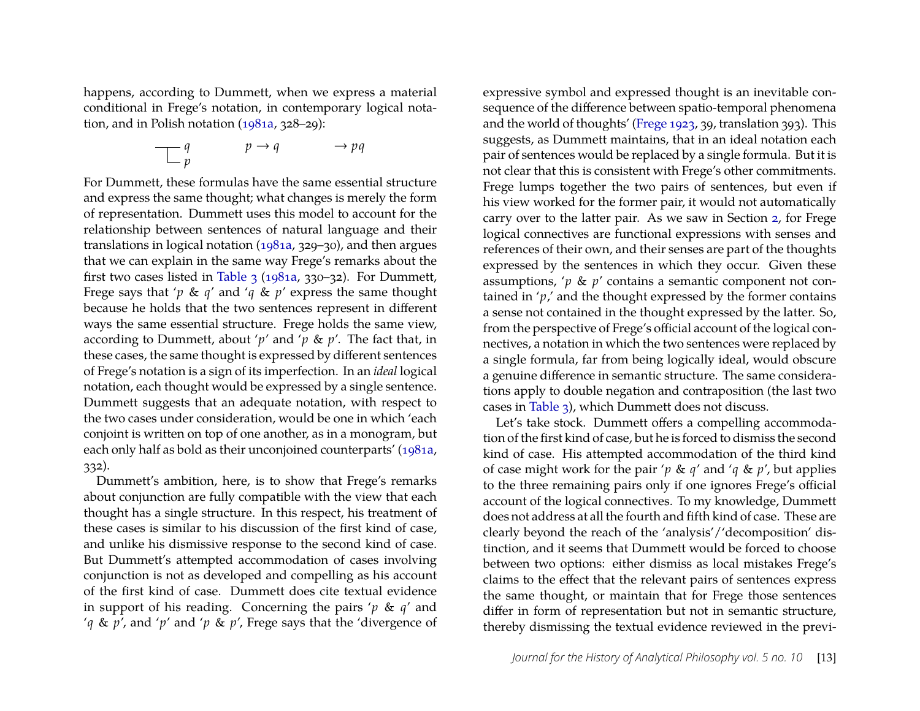happens, according to Dummett, when we express a material conditional in Frege's notation, in contemporary logical notation, and in Polish notation (1981a, 328–29):

$$\begin{array}{l} \top\!\!\!\!\!\!\!\!-\!\!\!-\; q \\ \;\;\;\llcorner\; p \end{array} \qquad\qquad p \rightarrow q \qquad\qquad \rightarrow pq$$

For Dummett, these formulas have the same essential structure and express the same thought; what changes is merely the form of representation. Dummett uses this model to account for the relationship between sentences of natural language and their translations in logical notation (1981a, 329–30), and then argues that we can explain in the same way Frege's remarks about the first two cases listed in Table 3 (1981a, 330–32). For Dummett, Frege says that '$p$ & $q$' and '$q$ & $p$' express the same thought because he holds that the two sentences represent in different ways the same essential structure. Frege holds the same view, according to Dummett, about '$p$' and '$p$ & $p$'. The fact that, in these cases, the same thought is expressed by different sentences of Frege's notation is a sign of its imperfection. In an *ideal* logical notation, each thought would be expressed by a single sentence. Dummett suggests that an adequate notation, with respect to the two cases under consideration, would be one in which 'each conjoint is written on top of one another, as in a monogram, but each only half as bold as their unconjoined counterparts' (1981a, 332).

Dummett's ambition, here, is to show that Frege's remarks about conjunction are fully compatible with the view that each thought has a single structure. In this respect, his treatment of these cases is similar to his discussion of the first kind of case, and unlike his dismissive response to the second kind of case. But Dummett's attempted accommodation of cases involving conjunction is not as developed and compelling as his account of the first kind of case. Dummett does cite textual evidence in support of his reading. Concerning the pairs '$p$ & $q$' and '$q$ & $p$', and '$p$' and '$p$ & $p$', Frege says that the 'divergence of expressive symbol and expressed thought is an inevitable consequence of the difference between spatio-temporal phenomena and the world of thoughts' (Frege 1923, 39, translation 393). This suggests, as Dummett maintains, that in an ideal notation each pair of sentences would be replaced by a single formula. But it is not clear that this is consistent with Frege's other commitments. Frege lumps together the two pairs of sentences, but even if his view worked for the former pair, it would not automatically carry over to the latter pair. As we saw in Section 2, for Frege logical connectives are functional expressions with senses and references of their own, and their senses are part of the thoughts expressed by the sentences in which they occur. Given these assumptions, '$p$ & $p$' contains a semantic component not contained in '$p$,' and the thought expressed by the former contains a sense not contained in the thought expressed by the latter. So, from the perspective of Frege's official account of the logical connectives, a notation in which the two sentences were replaced by a single formula, far from being logically ideal, would obscure a genuine difference in semantic structure. The same considerations apply to double negation and contraposition (the last two cases in Table 3), which Dummett does not discuss.

Let's take stock. Dummett offers a compelling accommodation of the first kind of case, but he is forced to dismiss the second kind of case. His attempted accommodation of the third kind of case might work for the pair '$p$ & $q$' and '$q$ & $p$', but applies to the three remaining pairs only if one ignores Frege's official account of the logical connectives. To my knowledge, Dummett does not address at all the fourth and fifth kind of case. These are clearly beyond the reach of the 'analysis'/'decomposition' distinction, and it seems that Dummett would be forced to choose between two options: either dismiss as local mistakes Frege's claims to the effect that the relevant pairs of sentences express the same thought, or maintain that for Frege those sentences differ in form of representation but not in semantic structure, thereby dismissing the textual evidence reviewed in the previ-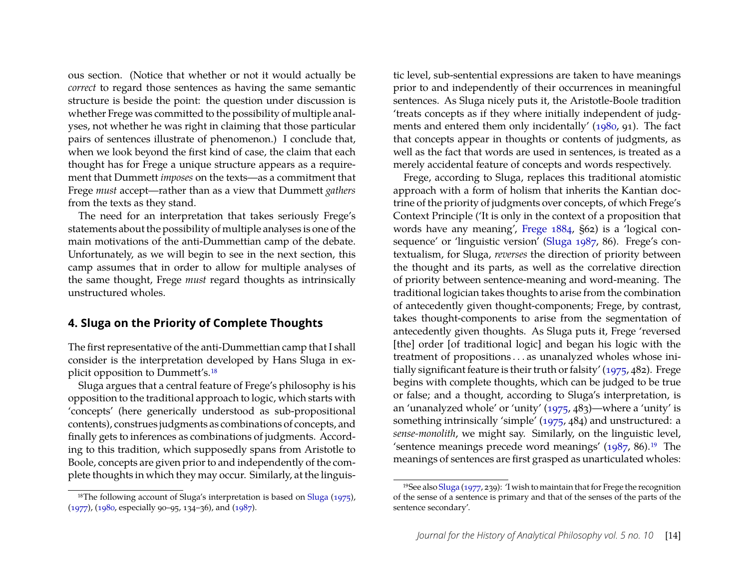ous section. (Notice that whether or not it would actually be *correct* to regard those sentences as having the same semantic structure is beside the point: the question under discussion is whether Frege was committed to the possibility of multiple analyses, not whether he was right in claiming that those particular pairs of sentences illustrate of phenomenon.) I conclude that, when we look beyond the first kind of case, the claim that each thought has for Frege a unique structure appears as a requirement that Dummett *imposes* on the texts—as a commitment that Frege *must* accept—rather than as a view that Dummett *gathers* from the texts as they stand.

The need for an interpretation that takes seriously Frege's statements about the possibility of multiple analyses is one of the main motivations of the anti-Dummettian camp of the debate. Unfortunately, as we will begin to see in the next section, this camp assumes that in order to allow for multiple analyses of the same thought, Frege *must* regard thoughts as intrinsically unstructured wholes.

## 4. Sluga on the Priority of Complete Thoughts

The first representative of the anti-Dummettian camp that I shall consider is the interpretation developed by Hans Sluga in explicit opposition to Dummett's.[18]

Sluga argues that a central feature of Frege's philosophy is his opposition to the traditional approach to logic, which starts with 'concepts' (here generically understood as sub-propositional contents), construes judgments as combinations of concepts, and finally gets to inferences as combinations of judgments. According to this tradition, which supposedly spans from Aristotle to Boole, concepts are given prior to and independently of the complete thoughts in which they may occur. Similarly, at the linguistic level, sub-sentential expressions are taken to have meanings prior to and independently of their occurrences in meaningful sentences. As Sluga nicely puts it, the Aristotle-Boole tradition 'treats concepts as if they where initially independent of judgments and entered them only incidentally' (1980, 91). The fact that concepts appear in thoughts or contents of judgments, as well as the fact that words are used in sentences, is treated as a merely accidental feature of concepts and words respectively.

Frege, according to Sluga, replaces this traditional atomistic approach with a form of holism that inherits the Kantian doctrine of the priority of judgments over concepts, of which Frege's Context Principle ('It is only in the context of a proposition that words have any meaning', Frege 1884, §62) is a 'logical consequence' or 'linguistic version' (Sluga 1987, 86). Frege's contextualism, for Sluga, *reverses* the direction of priority between the thought and its parts, as well as the correlative direction of priority between sentence-meaning and word-meaning. The traditional logician takes thoughts to arise from the combination of antecedently given thought-components; Frege, by contrast, takes thought-components to arise from the segmentation of antecedently given thoughts. As Sluga puts it, Frege 'reversed [the] order [of traditional logic] and began his logic with the treatment of propositions . . . as unanalyzed wholes whose initially significant feature is their truth or falsity' (1975, 482). Frege begins with complete thoughts, which can be judged to be true or false; and a thought, according to Sluga's interpretation, is an 'unanalyzed whole' or 'unity' (1975, 483)—where a 'unity' is something intrinsically 'simple' (1975, 484) and unstructured: a *sense-monolith*, we might say. Similarly, on the linguistic level, 'sentence meanings precede word meanings' (1987, 86).[19] The meanings of sentences are first grasped as unarticulated wholes:

[18] The following account of Sluga's interpretation is based on Sluga (1975), (1977), (1980, especially 90–95, 134–36), and (1987).

[19] See also Sluga (1977, 239): 'I wish to maintain that for Frege the recognition of the sense of a sentence is primary and that of the senses of the parts of the sentence secondary'.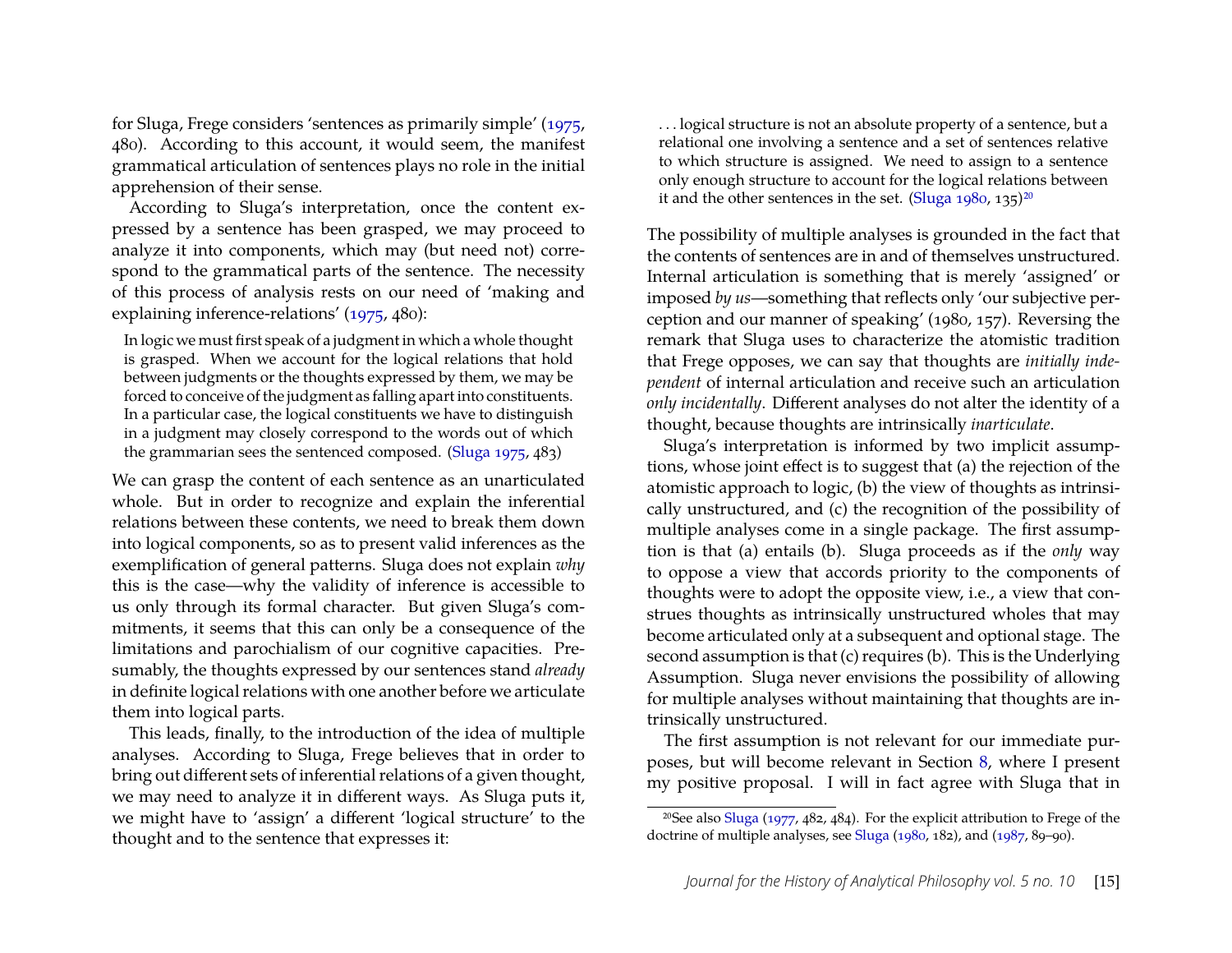for Sluga, Frege considers 'sentences as primarily simple' (1975, 480). According to this account, it would seem, the manifest grammatical articulation of sentences plays no role in the initial apprehension of their sense.

According to Sluga's interpretation, once the content expressed by a sentence has been grasped, we may proceed to analyze it into components, which may (but need not) correspond to the grammatical parts of the sentence. The necessity of this process of analysis rests on our need of 'making and explaining inference-relations' (1975, 480):

> In logic we must first speak of a judgment in which a whole thought is grasped. When we account for the logical relations that hold between judgments or the thoughts expressed by them, we may be forced to conceive of the judgment as falling apart into constituents. In a particular case, the logical constituents we have to distinguish in a judgment may closely correspond to the words out of which the grammarian sees the sentenced composed. (Sluga 1975, 483)

We can grasp the content of each sentence as an unarticulated whole. But in order to recognize and explain the inferential relations between these contents, we need to break them down into logical components, so as to present valid inferences as the exemplification of general patterns. Sluga does not explain *why* this is the case—why the validity of inference is accessible to us only through its formal character. But given Sluga's commitments, it seems that this can only be a consequence of the limitations and parochialism of our cognitive capacities. Presumably, the thoughts expressed by our sentences stand *already* in definite logical relations with one another before we articulate them into logical parts.

This leads, finally, to the introduction of the idea of multiple analyses. According to Sluga, Frege believes that in order to bring out different sets of inferential relations of a given thought, we may need to analyze it in different ways. As Sluga puts it, we might have to 'assign' a different 'logical structure' to the thought and to the sentence that expresses it:

> . . . logical structure is not an absolute property of a sentence, but a relational one involving a sentence and a set of sentences relative to which structure is assigned. We need to assign to a sentence only enough structure to account for the logical relations between it and the other sentences in the set. (Sluga 1980, 135)[20]

The possibility of multiple analyses is grounded in the fact that the contents of sentences are in and of themselves unstructured. Internal articulation is something that is merely 'assigned' or imposed *by us*—something that reflects only 'our subjective perception and our manner of speaking' (1980, 157). Reversing the remark that Sluga uses to characterize the atomistic tradition that Frege opposes, we can say that thoughts are *initially independent* of internal articulation and receive such an articulation *only incidentally*. Different analyses do not alter the identity of a thought, because thoughts are intrinsically *inarticulate*.

Sluga's interpretation is informed by two implicit assumptions, whose joint effect is to suggest that (a) the rejection of the atomistic approach to logic, (b) the view of thoughts as intrinsically unstructured, and (c) the recognition of the possibility of multiple analyses come in a single package. The first assumption is that (a) entails (b). Sluga proceeds as if the *only* way to oppose a view that accords priority to the components of thoughts were to adopt the opposite view, i.e., a view that construes thoughts as intrinsically unstructured wholes that may become articulated only at a subsequent and optional stage. The second assumption is that (c) requires (b). This is the Underlying Assumption. Sluga never envisions the possibility of allowing for multiple analyses without maintaining that thoughts are intrinsically unstructured.

The first assumption is not relevant for our immediate purposes, but will become relevant in Section 8, where I present my positive proposal. I will in fact agree with Sluga that in

[20] See also Sluga (1977, 482, 484). For the explicit attribution to Frege of the doctrine of multiple analyses, see Sluga (1980, 182), and (1987, 89–90).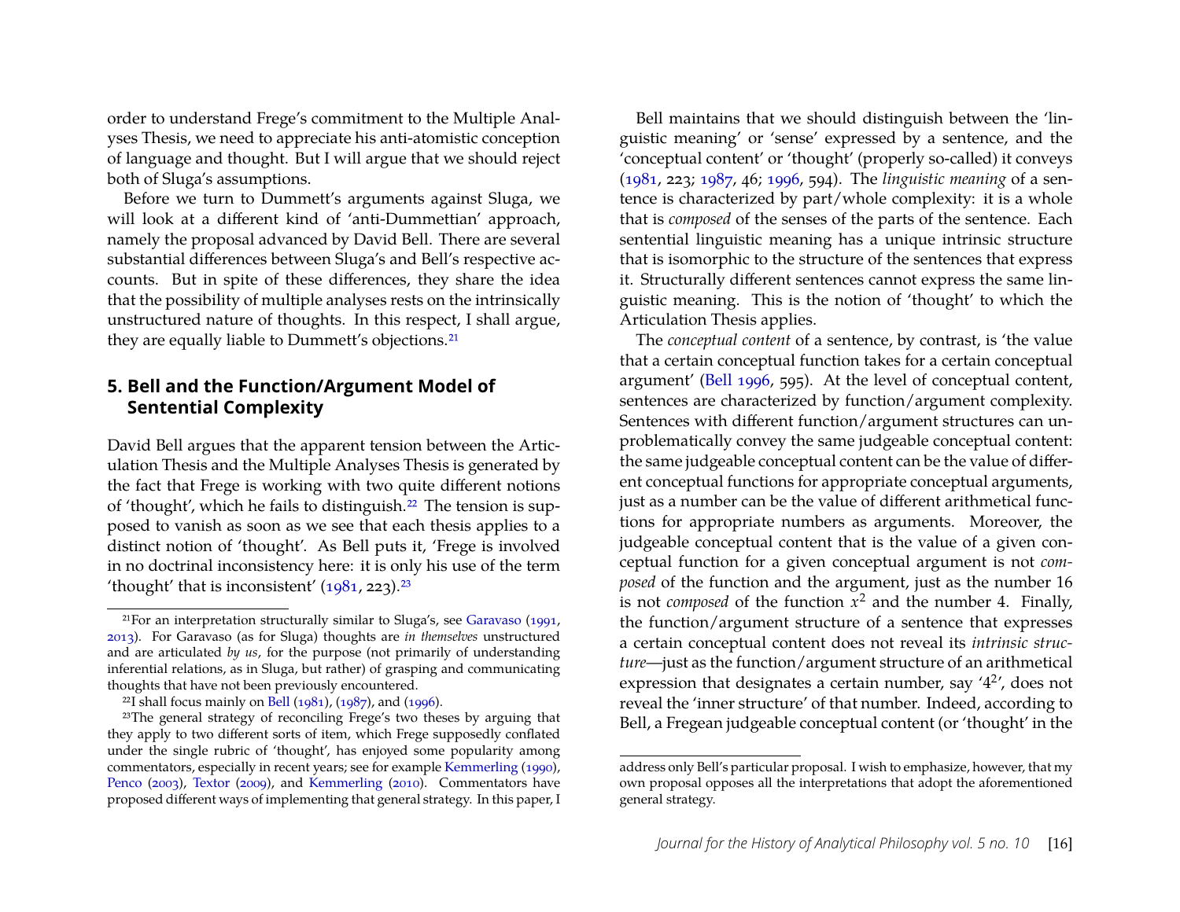order to understand Frege's commitment to the Multiple Analyses Thesis, we need to appreciate his anti-atomistic conception of language and thought. But I will argue that we should reject both of Sluga's assumptions.

Before we turn to Dummett's arguments against Sluga, we will look at a different kind of 'anti-Dummettian' approach, namely the proposal advanced by David Bell. There are several substantial differences between Sluga's and Bell's respective accounts. But in spite of these differences, they share the idea that the possibility of multiple analyses rests on the intrinsically unstructured nature of thoughts. In this respect, I shall argue, they are equally liable to Dummett's objections.[21]

## 5. Bell and the Function/Argument Model of Sentential Complexity

David Bell argues that the apparent tension between the Articulation Thesis and the Multiple Analyses Thesis is generated by the fact that Frege is working with two quite different notions of 'thought', which he fails to distinguish.[22] The tension is supposed to vanish as soon as we see that each thesis applies to a distinct notion of 'thought'. As Bell puts it, 'Frege is involved in no doctrinal inconsistency here: it is only his use of the term 'thought' that is inconsistent' (1981, 223).[23]

Bell maintains that we should distinguish between the 'linguistic meaning' or 'sense' expressed by a sentence, and the 'conceptual content' or 'thought' (properly so-called) it conveys (1981, 223; 1987, 46; 1996, 594). The *linguistic meaning* of a sentence is characterized by part/whole complexity: it is a whole that is *composed* of the senses of the parts of the sentence. Each sentential linguistic meaning has a unique intrinsic structure that is isomorphic to the structure of the sentences that express it. Structurally different sentences cannot express the same linguistic meaning. This is the notion of 'thought' to which the Articulation Thesis applies.

The *conceptual content* of a sentence, by contrast, is 'the value that a certain conceptual function takes for a certain conceptual argument' (Bell 1996, 595). At the level of conceptual content, sentences are characterized by function/argument complexity. Sentences with different function/argument structures can unproblematically convey the same judgeable conceptual content: the same judgeable conceptual content can be the value of different conceptual functions for appropriate conceptual arguments, just as a number can be the value of different arithmetical functions for appropriate numbers as arguments. Moreover, the judgeable conceptual content that is the value of a given conceptual function for a given conceptual argument is not *composed* of the function and the argument, just as the number 16 is not *composed* of the function $x^2$ and the number 4. Finally, the function/argument structure of a sentence that expresses a certain conceptual content does not reveal its *intrinsic structure*—just as the function/argument structure of an arithmetical expression that designates a certain number, say '$4^2$', does not reveal the 'inner structure' of that number. Indeed, according to Bell, a Fregean judgeable conceptual content (or 'thought' in the

---

[21] For an interpretation structurally similar to Sluga's, see Garavaso (1991, 2013). For Garavaso (as for Sluga) thoughts are *in themselves* unstructured and are articulated *by us*, for the purpose (not primarily of understanding inferential relations, as in Sluga, but rather) of grasping and communicating thoughts that have not been previously encountered.

[22] I shall focus mainly on Bell (1981), (1987), and (1996).

[23] The general strategy of reconciling Frege's two theses by arguing that they apply to two different sorts of item, which Frege supposedly conflated under the single rubric of 'thought', has enjoyed some popularity among commentators, especially in recent years; see for example Kemmerling (1990), Penco (2003), Textor (2009), and Kemmerling (2010). Commentators have proposed different ways of implementing that general strategy. In this paper, I address only Bell's particular proposal. I wish to emphasize, however, that my own proposal opposes all the interpretations that adopt the aforementioned general strategy.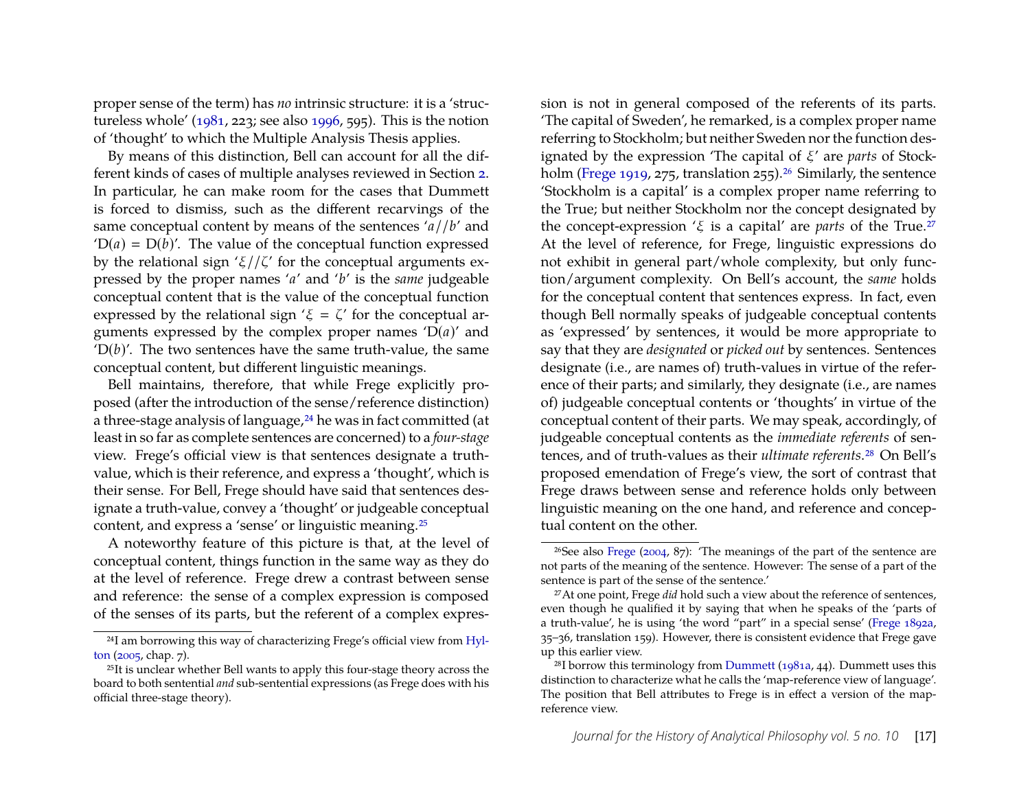proper sense of the term) has *no* intrinsic structure: it is a 'structureless whole' (1981, 223; see also 1996, 595). This is the notion of 'thought' to which the Multiple Analysis Thesis applies.

By means of this distinction, Bell can account for all the different kinds of cases of multiple analyses reviewed in Section 2. In particular, he can make room for the cases that Dummett is forced to dismiss, such as the different recarvings of the same conceptual content by means of the sentences '$a//b$' and '$\mathrm{D}(a) = \mathrm{D}(b)$'. The value of the conceptual function expressed by the relational sign '$\xi//\zeta$' for the conceptual arguments expressed by the proper names '$a$' and '$b$' is the *same* judgeable conceptual content that is the value of the conceptual function expressed by the relational sign '$\xi = \zeta$' for the conceptual arguments expressed by the complex proper names '$\mathrm{D}(a)$' and '$\mathrm{D}(b)$'. The two sentences have the same truth-value, the same conceptual content, but different linguistic meanings.

Bell maintains, therefore, that while Frege explicitly proposed (after the introduction of the sense/reference distinction) a three-stage analysis of language,[24] he was in fact committed (at least in so far as complete sentences are concerned) to a *four-stage* view. Frege's official view is that sentences designate a truth-value, which is their reference, and express a 'thought', which is their sense. For Bell, Frege should have said that sentences designate a truth-value, convey a 'thought' or judgeable conceptual content, and express a 'sense' or linguistic meaning.[25]

A noteworthy feature of this picture is that, at the level of conceptual content, things function in the same way as they do at the level of reference. Frege drew a contrast between sense and reference: the sense of a complex expression is composed of the senses of its parts, but the referent of a complex expression is not in general composed of the referents of its parts. 'The capital of Sweden', he remarked, is a complex proper name referring to Stockholm; but neither Sweden nor the function designated by the expression 'The capital of $\xi$' are *parts* of Stockholm (Frege 1919, 275, translation 255).[26] Similarly, the sentence 'Stockholm is a capital' is a complex proper name referring to the True; but neither Stockholm nor the concept designated by the concept-expression '$\xi$ is a capital' are *parts* of the True.[27] At the level of reference, for Frege, linguistic expressions do not exhibit in general part/whole complexity, but only function/argument complexity. On Bell's account, the *same* holds for the conceptual content that sentences express. In fact, even though Bell normally speaks of judgeable conceptual contents as 'expressed' by sentences, it would be more appropriate to say that they are *designated* or *picked out* by sentences. Sentences designate (i.e., are names of) truth-values in virtue of the reference of their parts; and similarly, they designate (i.e., are names of) judgeable conceptual contents or 'thoughts' in virtue of the conceptual content of their parts. We may speak, accordingly, of judgeable conceptual contents as the *immediate referents* of sentences, and of truth-values as their *ultimate referents*.[28] On Bell's proposed emendation of Frege's view, the sort of contrast that Frege draws between sense and reference holds only between linguistic meaning on the one hand, and reference and conceptual content on the other.

---

[24] I am borrowing this way of characterizing Frege's official view from Hylton (2005, chap. 7).

[25] It is unclear whether Bell wants to apply this four-stage theory across the board to both sentential *and* sub-sentential expressions (as Frege does with his official three-stage theory).

[26] See also Frege (2004, 87): 'The meanings of the part of the sentence are not parts of the meaning of the sentence. However: The sense of a part of the sentence is part of the sense of the sentence.'

[27] At one point, Frege *did* hold such a view about the reference of sentences, even though he qualified it by saying that when he speaks of the 'parts of a truth-value', he is using 'the word "part" in a special sense' (Frege 1892a, 35–36, translation 159). However, there is consistent evidence that Frege gave up this earlier view.

[28] I borrow this terminology from Dummett (1981a, 44). Dummett uses this distinction to characterize what he calls the 'map-reference view of language'. The position that Bell attributes to Frege is in effect a version of the map-reference view.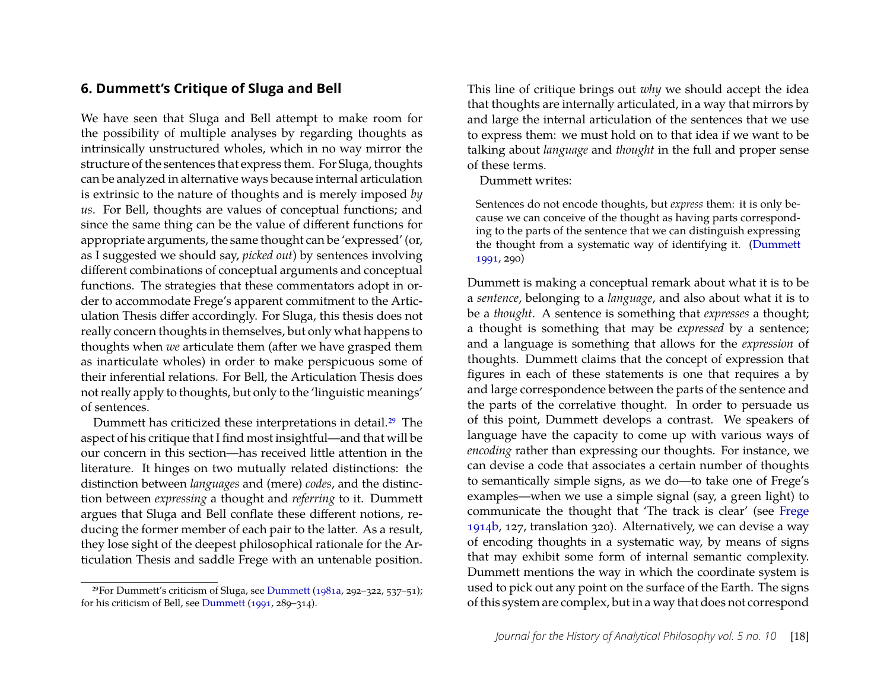## 6. Dummett's Critique of Sluga and Bell

We have seen that Sluga and Bell attempt to make room for the possibility of multiple analyses by regarding thoughts as intrinsically unstructured wholes, which in no way mirror the structure of the sentences that express them. For Sluga, thoughts can be analyzed in alternative ways because internal articulation is extrinsic to the nature of thoughts and is merely imposed *by us*. For Bell, thoughts are values of conceptual functions; and since the same thing can be the value of different functions for appropriate arguments, the same thought can be 'expressed' (or, as I suggested we should say, *picked out*) by sentences involving different combinations of conceptual arguments and conceptual functions. The strategies that these commentators adopt in order to accommodate Frege's apparent commitment to the Articulation Thesis differ accordingly. For Sluga, this thesis does not really concern thoughts in themselves, but only what happens to thoughts when *we* articulate them (after we have grasped them as inarticulate wholes) in order to make perspicuous some of their inferential relations. For Bell, the Articulation Thesis does not really apply to thoughts, but only to the 'linguistic meanings' of sentences.

Dummett has criticized these interpretations in detail.[29] The aspect of his critique that I find most insightful—and that will be our concern in this section—has received little attention in the literature. It hinges on two mutually related distinctions: the distinction between *languages* and (mere) *codes*, and the distinction between *expressing* a thought and *referring* to it. Dummett argues that Sluga and Bell conflate these different notions, reducing the former member of each pair to the latter. As a result, they lose sight of the deepest philosophical rationale for the Articulation Thesis and saddle Frege with an untenable position.

This line of critique brings out *why* we should accept the idea that thoughts are internally articulated, in a way that mirrors by and large the internal articulation of the sentences that we use to express them: we must hold on to that idea if we want to be talking about *language* and *thought* in the full and proper sense of these terms.

Dummett writes:

> Sentences do not encode thoughts, but *express* them: it is only because we can conceive of the thought as having parts corresponding to the parts of the sentence that we can distinguish expressing the thought from a systematic way of identifying it. (Dummett 1991, 290)

Dummett is making a conceptual remark about what it is to be a *sentence*, belonging to a *language*, and also about what it is to be a *thought*. A sentence is something that *expresses* a thought; a thought is something that may be *expressed* by a sentence; and a language is something that allows for the *expression* of thoughts. Dummett claims that the concept of expression that figures in each of these statements is one that requires a by and large correspondence between the parts of the sentence and the parts of the correlative thought. In order to persuade us of this point, Dummett develops a contrast. We speakers of language have the capacity to come up with various ways of *encoding* rather than expressing our thoughts. For instance, we can devise a code that associates a certain number of thoughts to semantically simple signs, as we do—to take one of Frege's examples—when we use a simple signal (say, a green light) to communicate the thought that 'The track is clear' (see Frege 1914b, 127, translation 320). Alternatively, we can devise a way of encoding thoughts in a systematic way, by means of signs that may exhibit some form of internal semantic complexity. Dummett mentions the way in which the coordinate system is used to pick out any point on the surface of the Earth. The signs of this system are complex, but in a way that does not correspond

[29] For Dummett's criticism of Sluga, see Dummett (1981a, 292–322, 537–51); for his criticism of Bell, see Dummett (1991, 289–314).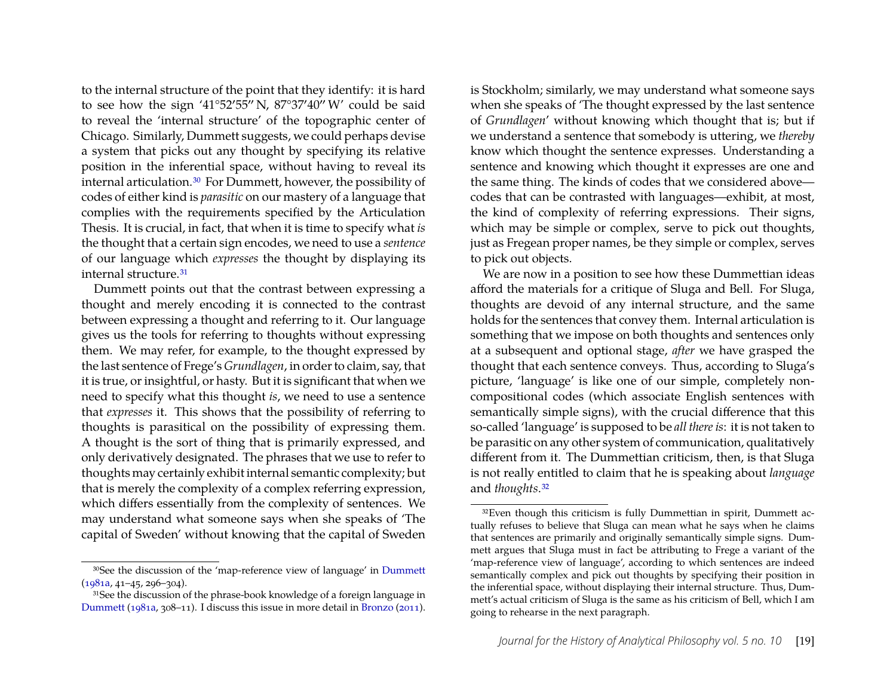to the internal structure of the point that they identify: it is hard to see how the sign '41°52′55″ N, 87°37′40″ W' could be said to reveal the 'internal structure' of the topographic center of Chicago. Similarly, Dummett suggests, we could perhaps devise a system that picks out any thought by specifying its relative position in the inferential space, without having to reveal its internal articulation.[30] For Dummett, however, the possibility of codes of either kind is *parasitic* on our mastery of a language that complies with the requirements specified by the Articulation Thesis. It is crucial, in fact, that when it is time to specify what *is* the thought that a certain sign encodes, we need to use a *sentence* of our language which *expresses* the thought by displaying its internal structure.[31]

Dummett points out that the contrast between expressing a thought and merely encoding it is connected to the contrast between expressing a thought and referring to it. Our language gives us the tools for referring to thoughts without expressing them. We may refer, for example, to the thought expressed by the last sentence of Frege's *Grundlagen*, in order to claim, say, that it is true, or insightful, or hasty. But it is significant that when we need to specify what this thought *is*, we need to use a sentence that *expresses* it. This shows that the possibility of referring to thoughts is parasitical on the possibility of expressing them. A thought is the sort of thing that is primarily expressed, and only derivatively designated. The phrases that we use to refer to thoughts may certainly exhibit internal semantic complexity; but that is merely the complexity of a complex referring expression, which differs essentially from the complexity of sentences. We may understand what someone says when she speaks of 'The capital of Sweden' without knowing that the capital of Sweden is Stockholm; similarly, we may understand what someone says when she speaks of 'The thought expressed by the last sentence of *Grundlagen*' without knowing which thought that is; but if we understand a sentence that somebody is uttering, we *thereby* know which thought the sentence expresses. Understanding a sentence and knowing which thought it expresses are one and the same thing. The kinds of codes that we considered above—codes that can be contrasted with languages—exhibit, at most, the kind of complexity of referring expressions. Their signs, which may be simple or complex, serve to pick out thoughts, just as Fregean proper names, be they simple or complex, serves to pick out objects.

We are now in a position to see how these Dummettian ideas afford the materials for a critique of Sluga and Bell. For Sluga, thoughts are devoid of any internal structure, and the same holds for the sentences that convey them. Internal articulation is something that we impose on both thoughts and sentences only at a subsequent and optional stage, *after* we have grasped the thought that each sentence conveys. Thus, according to Sluga's picture, 'language' is like one of our simple, completely non-compositional codes (which associate English sentences with semantically simple signs), with the crucial difference that this so-called 'language' is supposed to be *all there is*: it is not taken to be parasitic on any other system of communication, qualitatively different from it. The Dummettian criticism, then, is that Sluga is not really entitled to claim that he is speaking about *language* and *thoughts*.[32]

---

[30] See the discussion of the 'map-reference view of language' in Dummett (1981a, 41–45, 296–304).

[31] See the discussion of the phrase-book knowledge of a foreign language in Dummett (1981a, 308–11). I discuss this issue in more detail in Bronzo (2011).

[32] Even though this criticism is fully Dummettian in spirit, Dummett actually refuses to believe that Sluga can mean what he says when he claims that sentences are primarily and originally semantically simple signs. Dummett argues that Sluga must in fact be attributing to Frege a variant of the 'map-reference view of language', according to which sentences are indeed semantically complex and pick out thoughts by specifying their position in the inferential space, without displaying their internal structure. Thus, Dummett's actual criticism of Sluga is the same as his criticism of Bell, which I am going to rehearse in the next paragraph.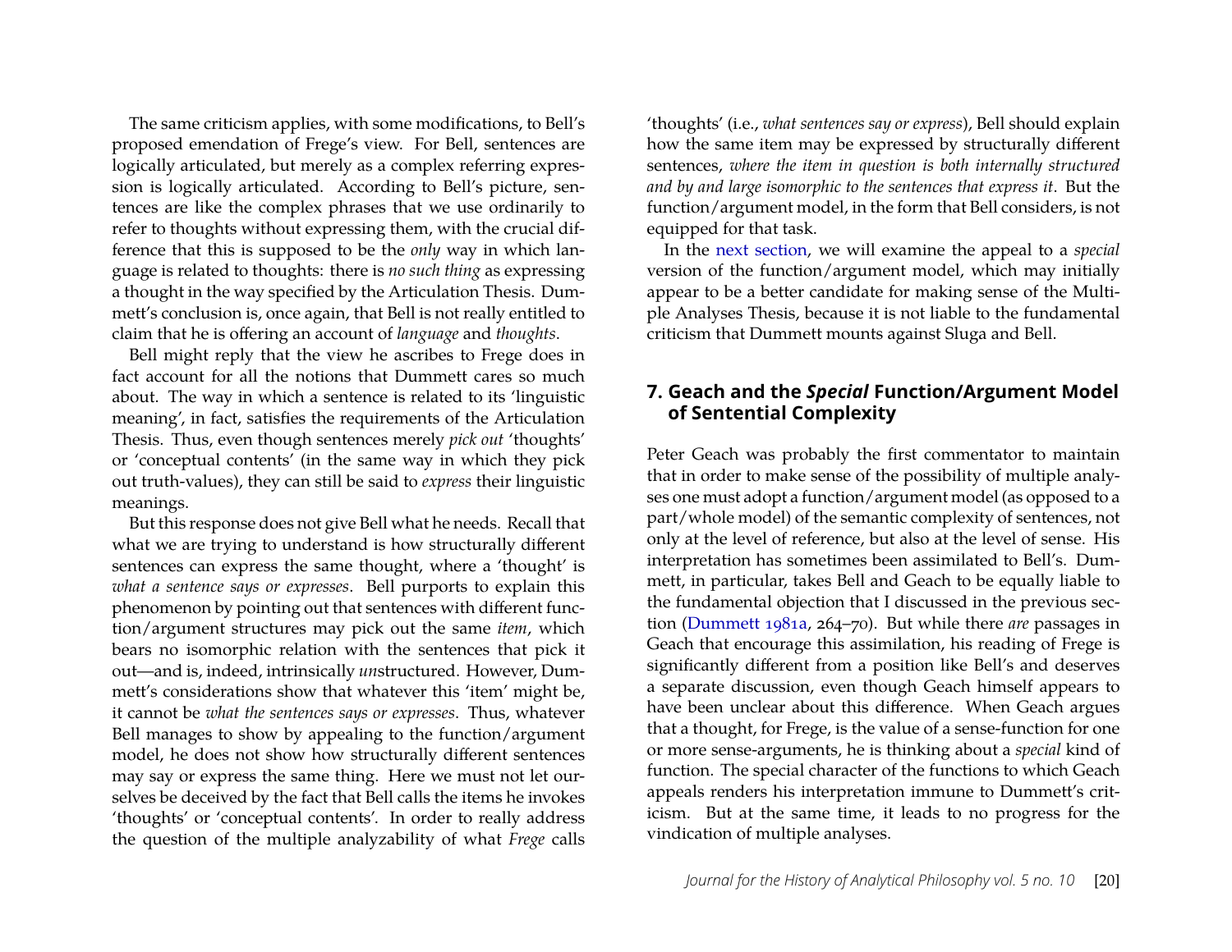The same criticism applies, with some modifications, to Bell's proposed emendation of Frege's view. For Bell, sentences are logically articulated, but merely as a complex referring expression is logically articulated. According to Bell's picture, sentences are like the complex phrases that we use ordinarily to refer to thoughts without expressing them, with the crucial difference that this is supposed to be the *only* way in which language is related to thoughts: there is *no such thing* as expressing a thought in the way specified by the Articulation Thesis. Dummett's conclusion is, once again, that Bell is not really entitled to claim that he is offering an account of *language* and *thoughts*.

Bell might reply that the view he ascribes to Frege does in fact account for all the notions that Dummett cares so much about. The way in which a sentence is related to its 'linguistic meaning', in fact, satisfies the requirements of the Articulation Thesis. Thus, even though sentences merely *pick out* 'thoughts' or 'conceptual contents' (in the same way in which they pick out truth-values), they can still be said to *express* their linguistic meanings.

But this response does not give Bell what he needs. Recall that what we are trying to understand is how structurally different sentences can express the same thought, where a 'thought' is *what a sentence says or expresses*. Bell purports to explain this phenomenon by pointing out that sentences with different function/argument structures may pick out the same *item*, which bears no isomorphic relation with the sentences that pick it out—and is, indeed, intrinsically *un*structured. However, Dummett's considerations show that whatever this 'item' might be, it cannot be *what the sentences says or expresses*. Thus, whatever Bell manages to show by appealing to the function/argument model, he does not show how structurally different sentences may say or express the same thing. Here we must not let ourselves be deceived by the fact that Bell calls the items he invokes 'thoughts' or 'conceptual contents'. In order to really address the question of the multiple analyzability of what *Frege* calls 'thoughts' (i.e., *what sentences say or express*), Bell should explain how the same item may be expressed by structurally different sentences, *where the item in question is both internally structured and by and large isomorphic to the sentences that express it*. But the function/argument model, in the form that Bell considers, is not equipped for that task.

In the next section, we will examine the appeal to a *special* version of the function/argument model, which may initially appear to be a better candidate for making sense of the Multiple Analyses Thesis, because it is not liable to the fundamental criticism that Dummett mounts against Sluga and Bell.

## 7. Geach and the *Special* Function/Argument Model of Sentential Complexity

Peter Geach was probably the first commentator to maintain that in order to make sense of the possibility of multiple analyses one must adopt a function/argument model (as opposed to a part/whole model) of the semantic complexity of sentences, not only at the level of reference, but also at the level of sense. His interpretation has sometimes been assimilated to Bell's. Dummett, in particular, takes Bell and Geach to be equally liable to the fundamental objection that I discussed in the previous section (Dummett 1981a, 264–70). But while there *are* passages in Geach that encourage this assimilation, his reading of Frege is significantly different from a position like Bell's and deserves a separate discussion, even though Geach himself appears to have been unclear about this difference. When Geach argues that a thought, for Frege, is the value of a sense-function for one or more sense-arguments, he is thinking about a *special* kind of function. The special character of the functions to which Geach appeals renders his interpretation immune to Dummett's criticism. But at the same time, it leads to no progress for the vindication of multiple analyses.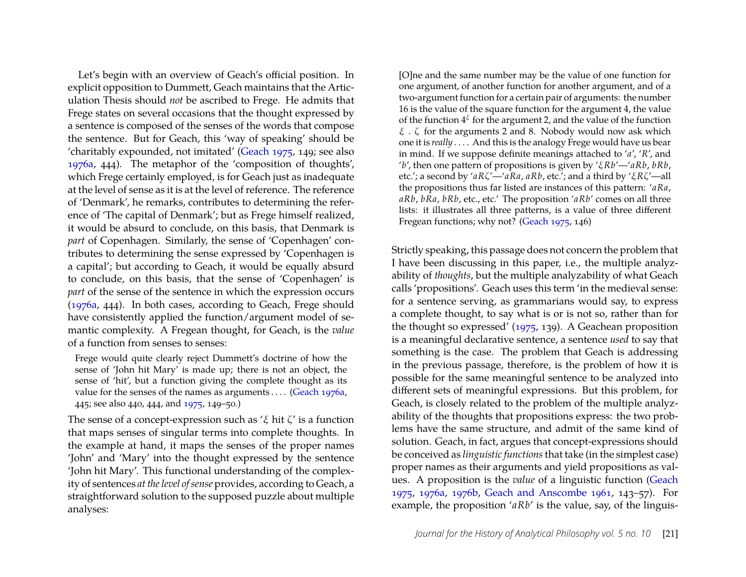Let's begin with an overview of Geach's official position. In explicit opposition to Dummett, Geach maintains that the Articulation Thesis should *not* be ascribed to Frege. He admits that Frege states on several occasions that the thought expressed by a sentence is composed of the senses of the words that compose the sentence. But for Geach, this 'way of speaking' should be 'charitably expounded, not imitated' (Geach 1975, 149; see also 1976a, 444). The metaphor of the 'composition of thoughts', which Frege certainly employed, is for Geach just as inadequate at the level of sense as it is at the level of reference. The reference of 'Denmark', he remarks, contributes to determining the reference of 'The capital of Denmark'; but as Frege himself realized, it would be absurd to conclude, on this basis, that Denmark is *part* of Copenhagen. Similarly, the sense of 'Copenhagen' contributes to determining the sense expressed by 'Copenhagen is a capital'; but according to Geach, it would be equally absurd to conclude, on this basis, that the sense of 'Copenhagen' is *part* of the sense of the sentence in which the expression occurs (1976a, 444). In both cases, according to Geach, Frege should have consistently applied the function/argument model of semantic complexity. A Fregean thought, for Geach, is the *value* of a function from senses to senses:

> Frege would quite clearly reject Dummett's doctrine of how the sense of 'John hit Mary' is made up; there is not an object, the sense of 'hit', but a function giving the complete thought as its value for the senses of the names as arguments . . . . (Geach 1976a, 445; see also 440, 444, and 1975, 149–50.)

The sense of a concept-expression such as '$\xi$ hit $\zeta$' is a function that maps senses of singular terms into complete thoughts. In the example at hand, it maps the senses of the proper names 'John' and 'Mary' into the thought expressed by the sentence 'John hit Mary'. This functional understanding of the complexity of sentences *at the level of sense* provides, according to Geach, a straightforward solution to the supposed puzzle about multiple analyses:

> [O]ne and the same number may be the value of one function for one argument, of another function for another argument, and of a two-argument function for a certain pair of arguments: the number 16 is the value of the square function for the argument 4, the value of the function $4^\xi$ for the argument 2, and the value of the function $\xi\ .\ \zeta$ for the arguments 2 and 8. Nobody would now ask which one it is *really* . . . . And this is the analogy Frege would have us bear in mind. If we suppose definite meanings attached to '$a$', '$R$', and '$b$', then one pattern of propositions is given by '$\xi Rb$'—'$aRb$, $bRb$, etc.'; a second by '$aR\zeta$'—'$aRa$, $aRb$, etc.'; and a third by '$\xi R\zeta$'—all the propositions thus far listed are instances of this pattern: '$aRa$, $aRb$, $bRa$, $bRb$, etc., etc.' The proposition '$aRb$' comes on all three lists: it illustrates all three patterns, is a value of three different Fregean functions; why not? (Geach 1975, 146)

Strictly speaking, this passage does not concern the problem that I have been discussing in this paper, i.e., the multiple analyzability of *thoughts*, but the multiple analyzability of what Geach calls 'propositions'. Geach uses this term 'in the medieval sense: for a sentence serving, as grammarians would say, to express a complete thought, to say what is or is not so, rather than for the thought so expressed' (1975, 139). A Geachean proposition is a meaningful declarative sentence, a sentence *used* to say that something is the case. The problem that Geach is addressing in the previous passage, therefore, is the problem of how it is possible for the same meaningful sentence to be analyzed into different sets of meaningful expressions. But this problem, for Geach, is closely related to the problem of the multiple analyzability of the thoughts that propositions express: the two problems have the same structure, and admit of the same kind of solution. Geach, in fact, argues that concept-expressions should be conceived as *linguistic functions* that take (in the simplest case) proper names as their arguments and yield propositions as values. A proposition is the *value* of a linguistic function (Geach 1975, 1976a, 1976b, Geach and Anscombe 1961, 143–57). For example, the proposition '$aRb$' is the value, say, of the linguis-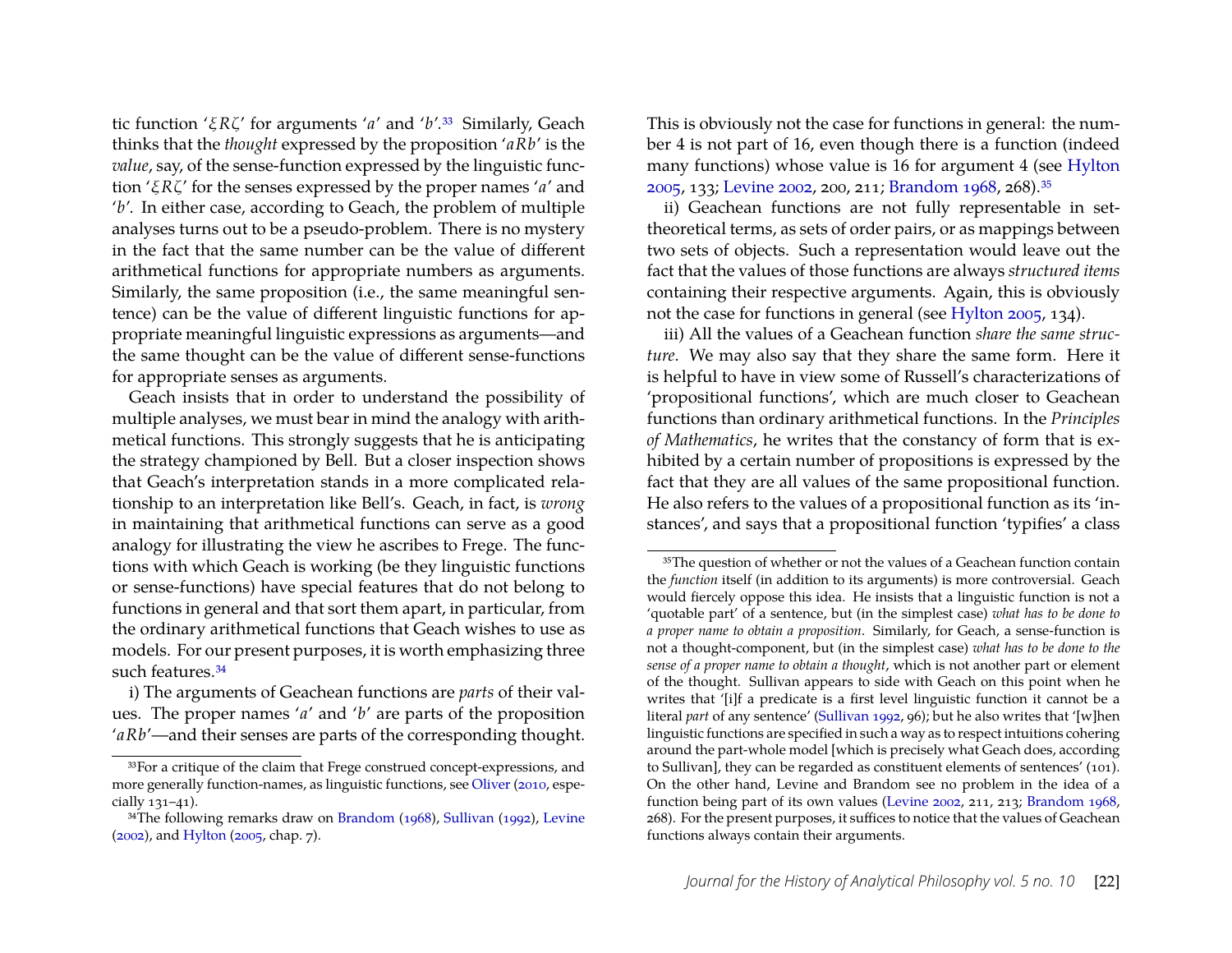tic function '$\xi R \zeta$' for arguments '$a$' and '$b$'.[33] Similarly, Geach thinks that the *thought* expressed by the proposition '$aRb$' is the *value*, say, of the sense-function expressed by the linguistic function '$\xi R \zeta$' for the senses expressed by the proper names '$a$' and '$b$'. In either case, according to Geach, the problem of multiple analyses turns out to be a pseudo-problem. There is no mystery in the fact that the same number can be the value of different arithmetical functions for appropriate numbers as arguments. Similarly, the same proposition (i.e., the same meaningful sentence) can be the value of different linguistic functions for appropriate meaningful linguistic expressions as arguments—and the same thought can be the value of different sense-functions for appropriate senses as arguments.

Geach insists that in order to understand the possibility of multiple analyses, we must bear in mind the analogy with arithmetical functions. This strongly suggests that he is anticipating the strategy championed by Bell. But a closer inspection shows that Geach's interpretation stands in a more complicated relationship to an interpretation like Bell's. Geach, in fact, is *wrong* in maintaining that arithmetical functions can serve as a good analogy for illustrating the view he ascribes to Frege. The functions with which Geach is working (be they linguistic functions or sense-functions) have special features that do not belong to functions in general and that sort them apart, in particular, from the ordinary arithmetical functions that Geach wishes to use as models. For our present purposes, it is worth emphasizing three such features.[34]

i) The arguments of Geachean functions are *parts* of their values. The proper names '$a$' and '$b$' are parts of the proposition '$aRb$'—and their senses are parts of the corresponding thought. This is obviously not the case for functions in general: the number 4 is not part of 16, even though there is a function (indeed many functions) whose value is 16 for argument 4 (see Hylton 2005, 133; Levine 2002, 200, 211; Brandom 1968, 268).[35]

ii) Geachean functions are not fully representable in set-theoretical terms, as sets of order pairs, or as mappings between two sets of objects. Such a representation would leave out the fact that the values of those functions are always *structured items* containing their respective arguments. Again, this is obviously not the case for functions in general (see Hylton 2005, 134).

iii) All the values of a Geachean function *share the same structure*. We may also say that they share the same form. Here it is helpful to have in view some of Russell's characterizations of 'propositional functions', which are much closer to Geachean functions than ordinary arithmetical functions. In the *Principles of Mathematics*, he writes that the constancy of form that is exhibited by a certain number of propositions is expressed by the fact that they are all values of the same propositional function. He also refers to the values of a propositional function as its 'instances', and says that a propositional function 'typifies' a class

[33] For a critique of the claim that Frege construed concept-expressions, and more generally function-names, as linguistic functions, see Oliver (2010, especially 131–41).

[34] The following remarks draw on Brandom (1968), Sullivan (1992), Levine (2002), and Hylton (2005, chap. 7).

[35] The question of whether or not the values of a Geachean function contain the *function* itself (in addition to its arguments) is more controversial. Geach would fiercely oppose this idea. He insists that a linguistic function is not a 'quotable part' of a sentence, but (in the simplest case) *what has to be done to a proper name to obtain a proposition*. Similarly, for Geach, a sense-function is not a thought-component, but (in the simplest case) *what has to be done to the sense of a proper name to obtain a thought*, which is not another part or element of the thought. Sullivan appears to side with Geach on this point when he writes that '[i]f a predicate is a first level linguistic function it cannot be a literal *part* of any sentence' (Sullivan 1992, 96); but he also writes that '[w]hen linguistic functions are specified in such a way as to respect intuitions cohering around the part-whole model [which is precisely what Geach does, according to Sullivan], they can be regarded as constituent elements of sentences' (101). On the other hand, Levine and Brandom see no problem in the idea of a function being part of its own values (Levine 2002, 211, 213; Brandom 1968, 268). For the present purposes, it suffices to notice that the values of Geachean functions always contain their arguments.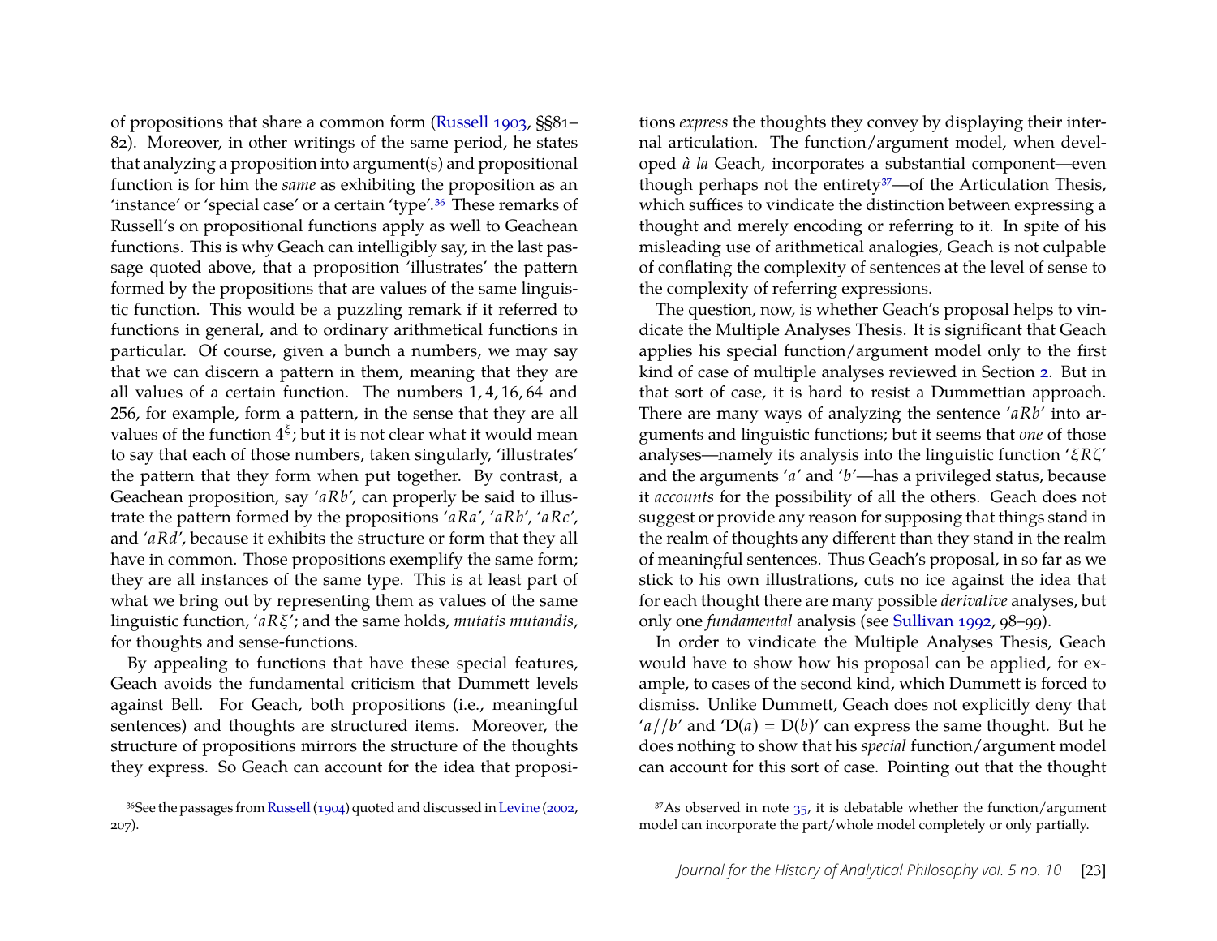of propositions that share a common form (Russell 1903, §§81–82). Moreover, in other writings of the same period, he states that analyzing a proposition into argument(s) and propositional function is for him the *same* as exhibiting the proposition as an 'instance' or 'special case' or a certain 'type'.[36] These remarks of Russell's on propositional functions apply as well to Geachean functions. This is why Geach can intelligibly say, in the last passage quoted above, that a proposition 'illustrates' the pattern formed by the propositions that are values of the same linguistic function. This would be a puzzling remark if it referred to functions in general, and to ordinary arithmetical functions in particular. Of course, given a bunch a numbers, we may say that we can discern a pattern in them, meaning that they are all values of a certain function. The numbers $1, 4, 16, 64$ and 256, for example, form a pattern, in the sense that they are all values of the function $4^{\xi}$; but it is not clear what it would mean to say that each of those numbers, taken singularly, 'illustrates' the pattern that they form when put together. By contrast, a Geachean proposition, say '$aRb$', can properly be said to illustrate the pattern formed by the propositions '$aRa$', '$aRb$', '$aRc$', and '$aRd$', because it exhibits the structure or form that they all have in common. Those propositions exemplify the same form; they are all instances of the same type. This is at least part of what we bring out by representing them as values of the same linguistic function, '$aR\xi$'; and the same holds, *mutatis mutandis*, for thoughts and sense-functions.

By appealing to functions that have these special features, Geach avoids the fundamental criticism that Dummett levels against Bell. For Geach, both propositions (i.e., meaningful sentences) and thoughts are structured items. Moreover, the structure of propositions mirrors the structure of the thoughts they express. So Geach can account for the idea that propositions *express* the thoughts they convey by displaying their internal articulation. The function/argument model, when developed *à la* Geach, incorporates a substantial component—even though perhaps not the entirety[37]—of the Articulation Thesis, which suffices to vindicate the distinction between expressing a thought and merely encoding or referring to it. In spite of his misleading use of arithmetical analogies, Geach is not culpable of conflating the complexity of sentences at the level of sense to the complexity of referring expressions.

The question, now, is whether Geach's proposal helps to vindicate the Multiple Analyses Thesis. It is significant that Geach applies his special function/argument model only to the first kind of case of multiple analyses reviewed in Section 2. But in that sort of case, it is hard to resist a Dummettian approach. There are many ways of analyzing the sentence '$aRb$' into arguments and linguistic functions; but it seems that *one* of those analyses—namely its analysis into the linguistic function '$\xi R\zeta$' and the arguments '$a$' and '$b$'—has a privileged status, because it *accounts* for the possibility of all the others. Geach does not suggest or provide any reason for supposing that things stand in the realm of thoughts any different than they stand in the realm of meaningful sentences. Thus Geach's proposal, in so far as we stick to his own illustrations, cuts no ice against the idea that for each thought there are many possible *derivative* analyses, but only one *fundamental* analysis (see Sullivan 1992, 98–99).

In order to vindicate the Multiple Analyses Thesis, Geach would have to show how his proposal can be applied, for example, to cases of the second kind, which Dummett is forced to dismiss. Unlike Dummett, Geach does not explicitly deny that '$a//b$' and '$\mathrm{D}(a) = \mathrm{D}(b)$' can express the same thought. But he does nothing to show that his *special* function/argument model can account for this sort of case. Pointing out that the thought

[36] See the passages from Russell (1904) quoted and discussed in Levine (2002, 207).

[37] As observed in note 35, it is debatable whether the function/argument model can incorporate the part/whole model completely or only partially.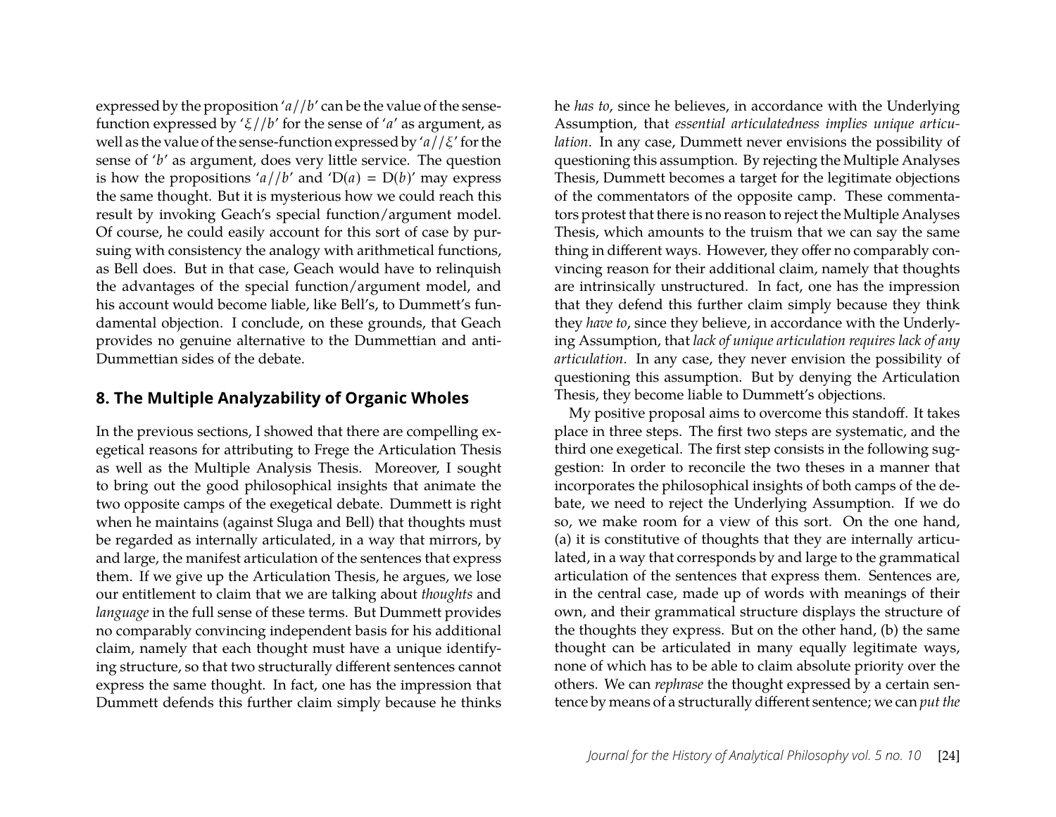expressed by the proposition '$a//b$' can be the value of the sense-function expressed by '$\xi//b$' for the sense of '$a$' as argument, as well as the value of the sense-function expressed by '$a//\xi$' for the sense of '$b$' as argument, does very little service. The question is how the propositions '$a//b$' and '$\mathrm{D}(a) = \mathrm{D}(b)$' may express the same thought. But it is mysterious how we could reach this result by invoking Geach's special function/argument model. Of course, he could easily account for this sort of case by pursuing with consistency the analogy with arithmetical functions, as Bell does. But in that case, Geach would have to relinquish the advantages of the special function/argument model, and his account would become liable, like Bell's, to Dummett's fundamental objection. I conclude, on these grounds, that Geach provides no genuine alternative to the Dummettian and anti-Dummettian sides of the debate.

## 8. The Multiple Analyzability of Organic Wholes

In the previous sections, I showed that there are compelling exegetical reasons for attributing to Frege the Articulation Thesis as well as the Multiple Analysis Thesis. Moreover, I sought to bring out the good philosophical insights that animate the two opposite camps of the exegetical debate. Dummett is right when he maintains (against Sluga and Bell) that thoughts must be regarded as internally articulated, in a way that mirrors, by and large, the manifest articulation of the sentences that express them. If we give up the Articulation Thesis, he argues, we lose our entitlement to claim that we are talking about *thoughts* and *language* in the full sense of these terms. But Dummett provides no comparably convincing independent basis for his additional claim, namely that each thought must have a unique identifying structure, so that two structurally different sentences cannot express the same thought. In fact, one has the impression that Dummett defends this further claim simply because he thinks he *has to*, since he believes, in accordance with the Underlying Assumption, that *essential articulatedness implies unique articulation*. In any case, Dummett never envisions the possibility of questioning this assumption. By rejecting the Multiple Analyses Thesis, Dummett becomes a target for the legitimate objections of the commentators of the opposite camp. These commentators protest that there is no reason to reject the Multiple Analyses Thesis, which amounts to the truism that we can say the same thing in different ways. However, they offer no comparably convincing reason for their additional claim, namely that thoughts are intrinsically unstructured. In fact, one has the impression that they defend this further claim simply because they think they *have to*, since they believe, in accordance with the Underlying Assumption, that *lack of unique articulation requires lack of any articulation*. In any case, they never envision the possibility of questioning this assumption. But by denying the Articulation Thesis, they become liable to Dummett's objections.

My positive proposal aims to overcome this standoff. It takes place in three steps. The first two steps are systematic, and the third one exegetical. The first step consists in the following suggestion: In order to reconcile the two theses in a manner that incorporates the philosophical insights of both camps of the debate, we need to reject the Underlying Assumption. If we do so, we make room for a view of this sort. On the one hand, (a) it is constitutive of thoughts that they are internally articulated, in a way that corresponds by and large to the grammatical articulation of the sentences that express them. Sentences are, in the central case, made up of words with meanings of their own, and their grammatical structure displays the structure of the thoughts they express. But on the other hand, (b) the same thought can be articulated in many equally legitimate ways, none of which has to be able to claim absolute priority over the others. We can *rephrase* the thought expressed by a certain sentence by means of a structurally different sentence; we can *put the*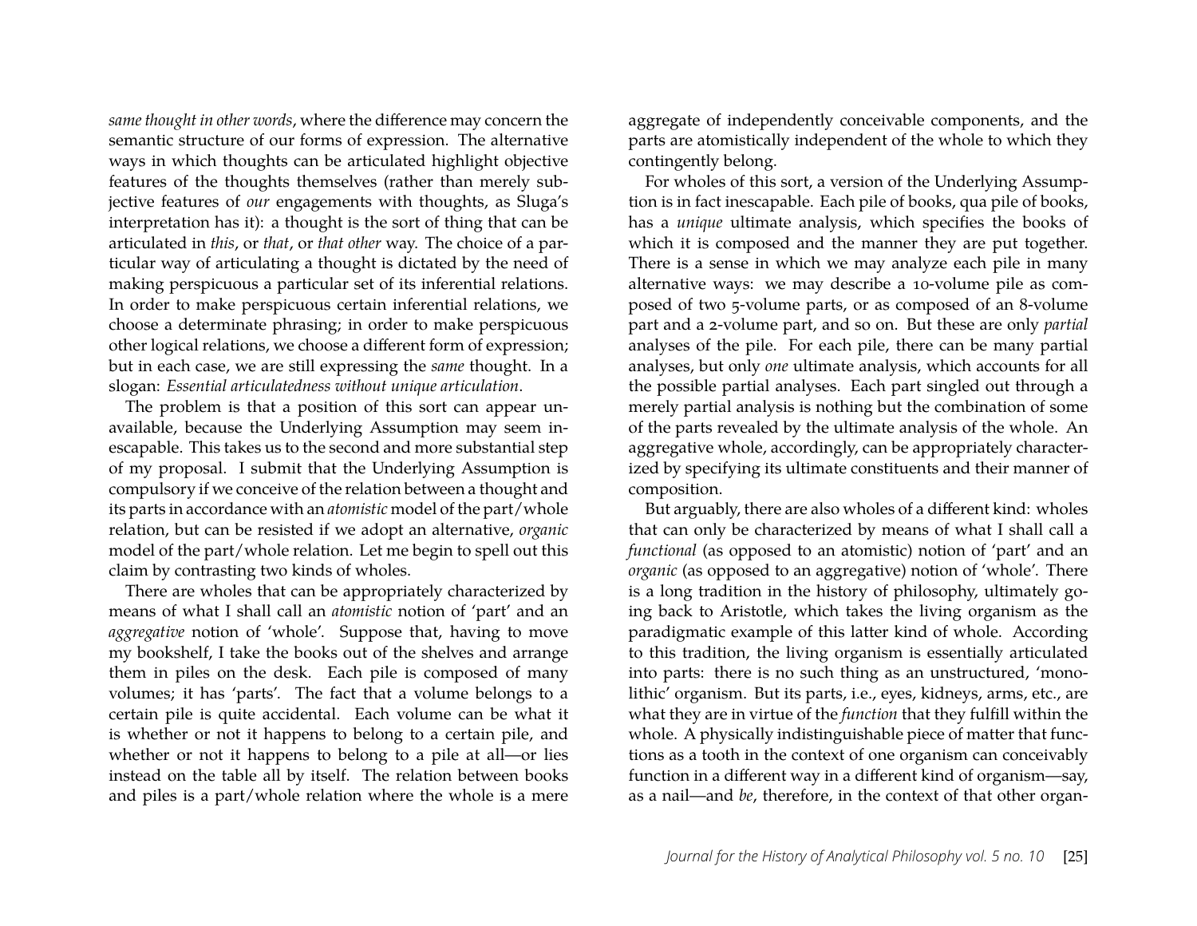*same thought in other words*, where the difference may concern the semantic structure of our forms of expression. The alternative ways in which thoughts can be articulated highlight objective features of the thoughts themselves (rather than merely subjective features of *our* engagements with thoughts, as Sluga's interpretation has it): a thought is the sort of thing that can be articulated in *this*, or *that*, or *that other* way. The choice of a particular way of articulating a thought is dictated by the need of making perspicuous a particular set of its inferential relations. In order to make perspicuous certain inferential relations, we choose a determinate phrasing; in order to make perspicuous other logical relations, we choose a different form of expression; but in each case, we are still expressing the *same* thought. In a slogan: *Essential articulatedness without unique articulation*.

The problem is that a position of this sort can appear unavailable, because the Underlying Assumption may seem inescapable. This takes us to the second and more substantial step of my proposal. I submit that the Underlying Assumption is compulsory if we conceive of the relation between a thought and its parts in accordance with an *atomistic* model of the part/whole relation, but can be resisted if we adopt an alternative, *organic* model of the part/whole relation. Let me begin to spell out this claim by contrasting two kinds of wholes.

There are wholes that can be appropriately characterized by means of what I shall call an *atomistic* notion of 'part' and an *aggregative* notion of 'whole'. Suppose that, having to move my bookshelf, I take the books out of the shelves and arrange them in piles on the desk. Each pile is composed of many volumes; it has 'parts'. The fact that a volume belongs to a certain pile is quite accidental. Each volume can be what it is whether or not it happens to belong to a certain pile, and whether or not it happens to belong to a pile at all—or lies instead on the table all by itself. The relation between books and piles is a part/whole relation where the whole is a mere aggregate of independently conceivable components, and the parts are atomistically independent of the whole to which they contingently belong.

For wholes of this sort, a version of the Underlying Assumption is in fact inescapable. Each pile of books, qua pile of books, has a *unique* ultimate analysis, which specifies the books of which it is composed and the manner they are put together. There is a sense in which we may analyze each pile in many alternative ways: we may describe a 10-volume pile as composed of two 5-volume parts, or as composed of an 8-volume part and a 2-volume part, and so on. But these are only *partial* analyses of the pile. For each pile, there can be many partial analyses, but only *one* ultimate analysis, which accounts for all the possible partial analyses. Each part singled out through a merely partial analysis is nothing but the combination of some of the parts revealed by the ultimate analysis of the whole. An aggregative whole, accordingly, can be appropriately characterized by specifying its ultimate constituents and their manner of composition.

But arguably, there are also wholes of a different kind: wholes that can only be characterized by means of what I shall call a *functional* (as opposed to an atomistic) notion of 'part' and an *organic* (as opposed to an aggregative) notion of 'whole'. There is a long tradition in the history of philosophy, ultimately going back to Aristotle, which takes the living organism as the paradigmatic example of this latter kind of whole. According to this tradition, the living organism is essentially articulated into parts: there is no such thing as an unstructured, 'monolithic' organism. But its parts, i.e., eyes, kidneys, arms, etc., are what they are in virtue of the *function* that they fulfill within the whole. A physically indistinguishable piece of matter that functions as a tooth in the context of one organism can conceivably function in a different way in a different kind of organism—say, as a nail—and *be*, therefore, in the context of that other organ-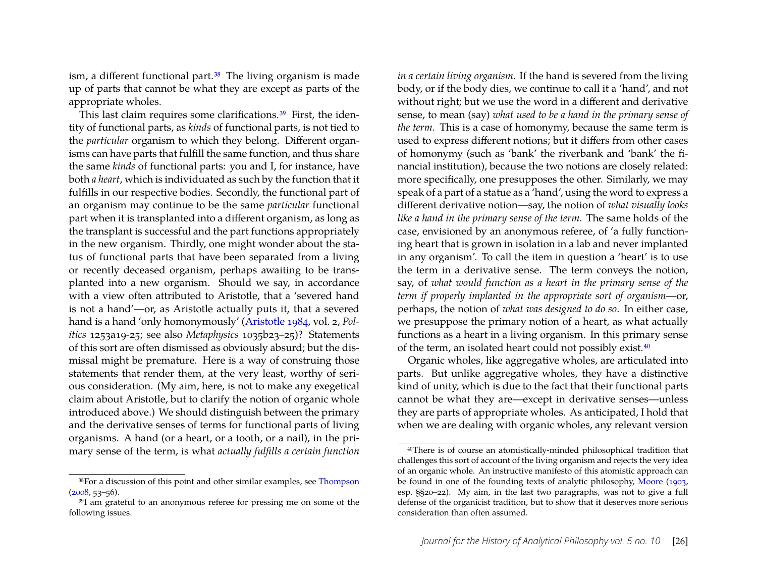ism, a different functional part.[38] The living organism is made up of parts that cannot be what they are except as parts of the appropriate wholes.

This last claim requires some clarifications.[39] First, the identity of functional parts, as *kinds* of functional parts, is not tied to the *particular* organism to which they belong. Different organisms can have parts that fulfill the same function, and thus share the same *kinds* of functional parts: you and I, for instance, have both *a heart*, which is individuated as such by the function that it fulfills in our respective bodies. Secondly, the functional part of an organism may continue to be the same *particular* functional part when it is transplanted into a different organism, as long as the transplant is successful and the part functions appropriately in the new organism. Thirdly, one might wonder about the status of functional parts that have been separated from a living or recently deceased organism, perhaps awaiting to be transplanted into a new organism. Should we say, in accordance with a view often attributed to Aristotle, that a 'severed hand is not a hand'—or, as Aristotle actually puts it, that a severed hand is a hand 'only homonymously' (Aristotle 1984, vol. 2, *Politics* 1253a19-25; see also *Metaphysics* 1035b23–25)? Statements of this sort are often dismissed as obviously absurd; but the dismissal might be premature. Here is a way of construing those statements that render them, at the very least, worthy of serious consideration. (My aim, here, is not to make any exegetical claim about Aristotle, but to clarify the notion of organic whole introduced above.) We should distinguish between the primary and the derivative senses of terms for functional parts of living organisms. A hand (or a heart, or a tooth, or a nail), in the primary sense of the term, is what *actually fulfills a certain function in a certain living organism*. If the hand is severed from the living body, or if the body dies, we continue to call it a 'hand', and not without right; but we use the word in a different and derivative sense, to mean (say) *what used to be a hand in the primary sense of the term*. This is a case of homonymy, because the same term is used to express different notions; but it differs from other cases of homonymy (such as 'bank' the riverbank and 'bank' the financial institution), because the two notions are closely related: more specifically, one presupposes the other. Similarly, we may speak of a part of a statue as a 'hand', using the word to express a different derivative notion—say, the notion of *what visually looks like a hand in the primary sense of the term*. The same holds of the case, envisioned by an anonymous referee, of 'a fully functioning heart that is grown in isolation in a lab and never implanted in any organism'. To call the item in question a 'heart' is to use the term in a derivative sense. The term conveys the notion, say, of *what would function as a heart in the primary sense of the term if properly implanted in the appropriate sort of organism*—or, perhaps, the notion of *what was designed to do so*. In either case, we presuppose the primary notion of a heart, as what actually functions as a heart in a living organism. In this primary sense of the term, an isolated heart could not possibly exist.[40]

Organic wholes, like aggregative wholes, are articulated into parts. But unlike aggregative wholes, they have a distinctive kind of unity, which is due to the fact that their functional parts cannot be what they are—except in derivative senses—unless they are parts of appropriate wholes. As anticipated, I hold that when we are dealing with organic wholes, any relevant version

[38] For a discussion of this point and other similar examples, see Thompson (2008, 53–56).

[39] I am grateful to an anonymous referee for pressing me on some of the following issues.

[40] There is of course an atomistically-minded philosophical tradition that challenges this sort of account of the living organism and rejects the very idea of an organic whole. An instructive manifesto of this atomistic approach can be found in one of the founding texts of analytic philosophy, Moore (1903, esp. §§20–22). My aim, in the last two paragraphs, was not to give a full defense of the organicist tradition, but to show that it deserves more serious consideration than often assumed.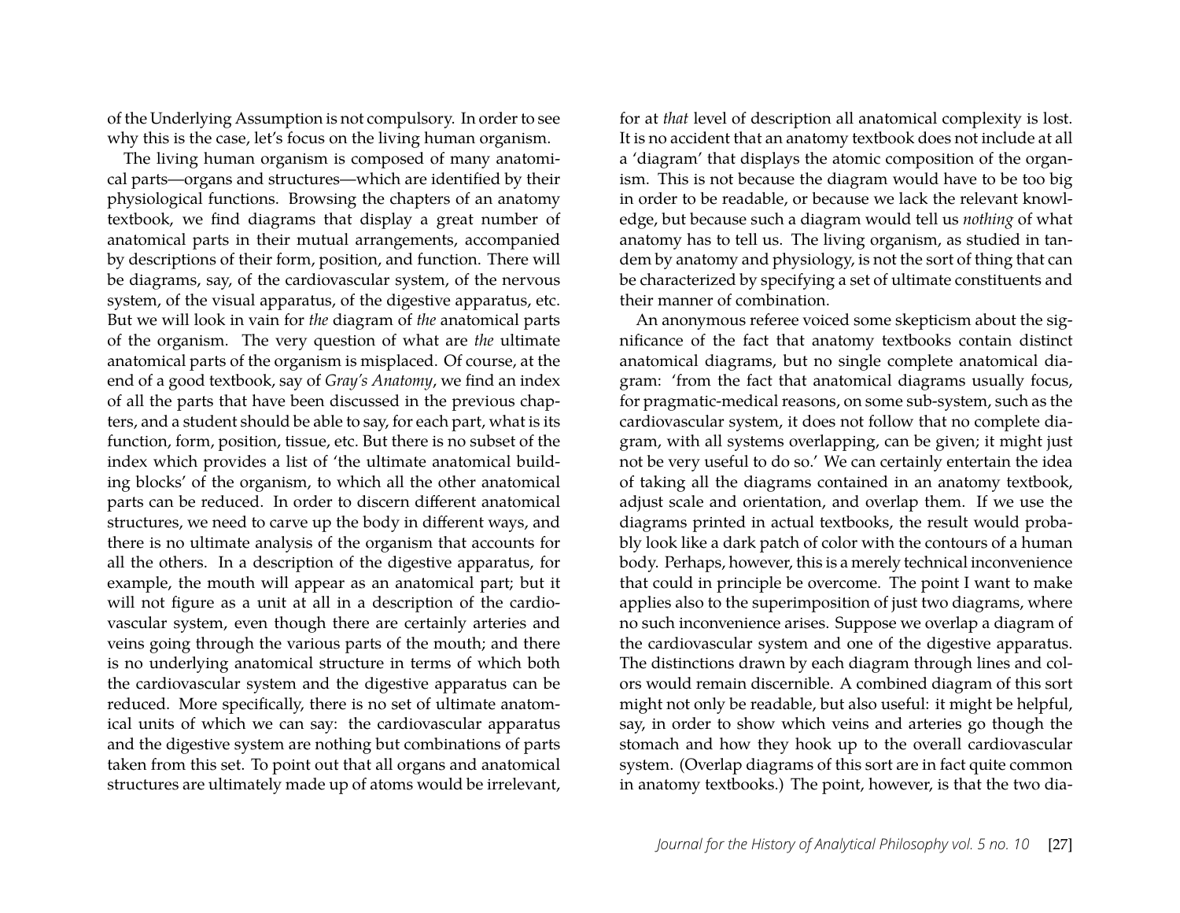of the Underlying Assumption is not compulsory. In order to see why this is the case, let's focus on the living human organism.

The living human organism is composed of many anatomical parts—organs and structures—which are identified by their physiological functions. Browsing the chapters of an anatomy textbook, we find diagrams that display a great number of anatomical parts in their mutual arrangements, accompanied by descriptions of their form, position, and function. There will be diagrams, say, of the cardiovascular system, of the nervous system, of the visual apparatus, of the digestive apparatus, etc. But we will look in vain for *the* diagram of *the* anatomical parts of the organism. The very question of what are *the* ultimate anatomical parts of the organism is misplaced. Of course, at the end of a good textbook, say of *Gray's Anatomy*, we find an index of all the parts that have been discussed in the previous chapters, and a student should be able to say, for each part, what is its function, form, position, tissue, etc. But there is no subset of the index which provides a list of 'the ultimate anatomical building blocks' of the organism, to which all the other anatomical parts can be reduced. In order to discern different anatomical structures, we need to carve up the body in different ways, and there is no ultimate analysis of the organism that accounts for all the others. In a description of the digestive apparatus, for example, the mouth will appear as an anatomical part; but it will not figure as a unit at all in a description of the cardiovascular system, even though there are certainly arteries and veins going through the various parts of the mouth; and there is no underlying anatomical structure in terms of which both the cardiovascular system and the digestive apparatus can be reduced. More specifically, there is no set of ultimate anatomical units of which we can say: the cardiovascular apparatus and the digestive system are nothing but combinations of parts taken from this set. To point out that all organs and anatomical structures are ultimately made up of atoms would be irrelevant, for at *that* level of description all anatomical complexity is lost. It is no accident that an anatomy textbook does not include at all a 'diagram' that displays the atomic composition of the organism. This is not because the diagram would have to be too big in order to be readable, or because we lack the relevant knowledge, but because such a diagram would tell us *nothing* of what anatomy has to tell us. The living organism, as studied in tandem by anatomy and physiology, is not the sort of thing that can be characterized by specifying a set of ultimate constituents and their manner of combination.

An anonymous referee voiced some skepticism about the significance of the fact that anatomy textbooks contain distinct anatomical diagrams, but no single complete anatomical diagram: 'from the fact that anatomical diagrams usually focus, for pragmatic-medical reasons, on some sub-system, such as the cardiovascular system, it does not follow that no complete diagram, with all systems overlapping, can be given; it might just not be very useful to do so.' We can certainly entertain the idea of taking all the diagrams contained in an anatomy textbook, adjust scale and orientation, and overlap them. If we use the diagrams printed in actual textbooks, the result would probably look like a dark patch of color with the contours of a human body. Perhaps, however, this is a merely technical inconvenience that could in principle be overcome. The point I want to make applies also to the superimposition of just two diagrams, where no such inconvenience arises. Suppose we overlap a diagram of the cardiovascular system and one of the digestive apparatus. The distinctions drawn by each diagram through lines and colors would remain discernible. A combined diagram of this sort might not only be readable, but also useful: it might be helpful, say, in order to show which veins and arteries go though the stomach and how they hook up to the overall cardiovascular system. (Overlap diagrams of this sort are in fact quite common in anatomy textbooks.) The point, however, is that the two dia-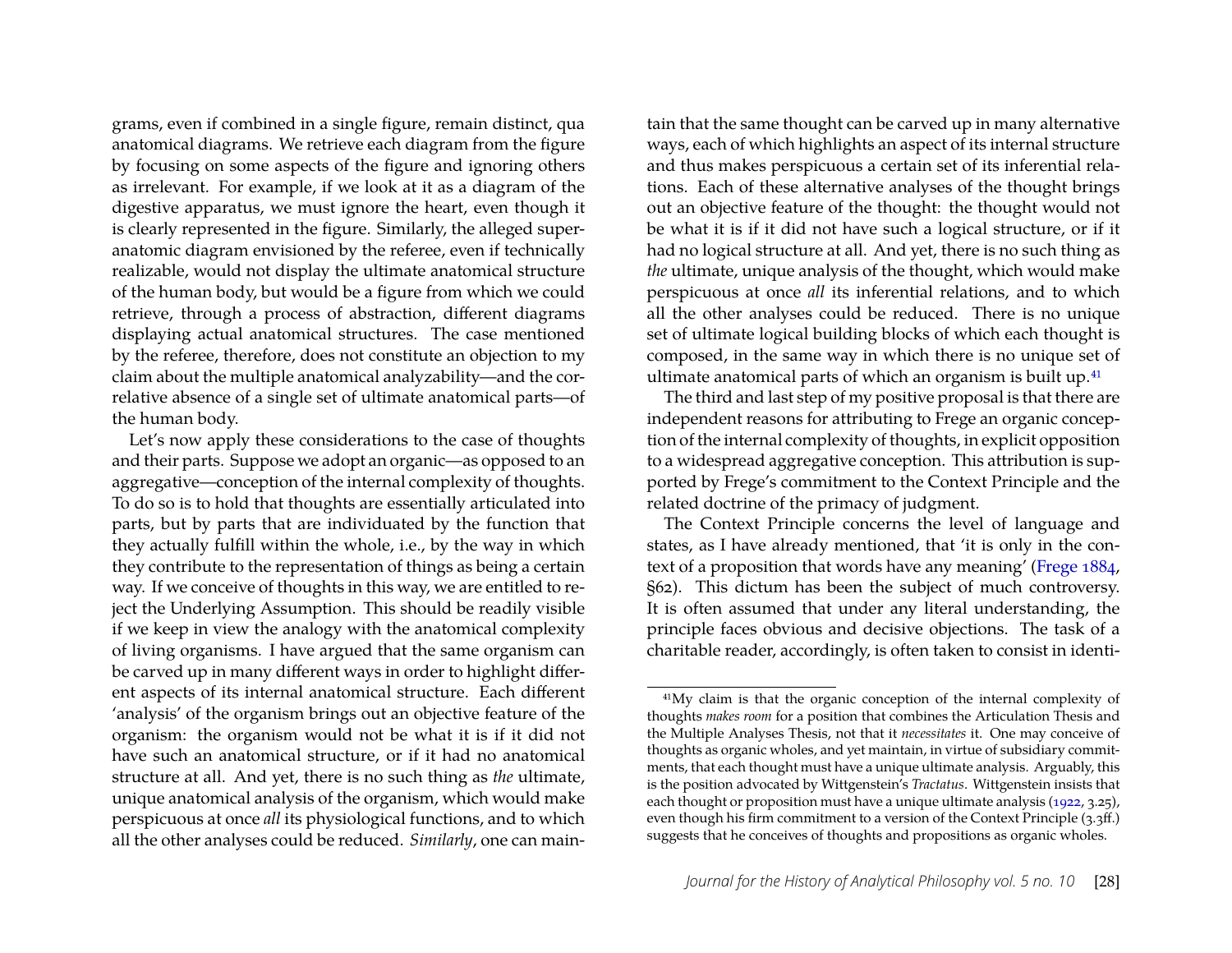grams, even if combined in a single figure, remain distinct, qua anatomical diagrams. We retrieve each diagram from the figure by focusing on some aspects of the figure and ignoring others as irrelevant. For example, if we look at it as a diagram of the digestive apparatus, we must ignore the heart, even though it is clearly represented in the figure. Similarly, the alleged super-anatomic diagram envisioned by the referee, even if technically realizable, would not display the ultimate anatomical structure of the human body, but would be a figure from which we could retrieve, through a process of abstraction, different diagrams displaying actual anatomical structures. The case mentioned by the referee, therefore, does not constitute an objection to my claim about the multiple anatomical analyzability—and the correlative absence of a single set of ultimate anatomical parts—of the human body.

Let's now apply these considerations to the case of thoughts and their parts. Suppose we adopt an organic—as opposed to an aggregative—conception of the internal complexity of thoughts. To do so is to hold that thoughts are essentially articulated into parts, but by parts that are individuated by the function that they actually fulfill within the whole, i.e., by the way in which they contribute to the representation of things as being a certain way. If we conceive of thoughts in this way, we are entitled to reject the Underlying Assumption. This should be readily visible if we keep in view the analogy with the anatomical complexity of living organisms. I have argued that the same organism can be carved up in many different ways in order to highlight different aspects of its internal anatomical structure. Each different 'analysis' of the organism brings out an objective feature of the organism: the organism would not be what it is if it did not have such an anatomical structure, or if it had no anatomical structure at all. And yet, there is no such thing as *the* ultimate, unique anatomical analysis of the organism, which would make perspicuous at once *all* its physiological functions, and to which all the other analyses could be reduced. *Similarly*, one can maintain that the same thought can be carved up in many alternative ways, each of which highlights an aspect of its internal structure and thus makes perspicuous a certain set of its inferential relations. Each of these alternative analyses of the thought brings out an objective feature of the thought: the thought would not be what it is if it did not have such a logical structure, or if it had no logical structure at all. And yet, there is no such thing as *the* ultimate, unique analysis of the thought, which would make perspicuous at once *all* its inferential relations, and to which all the other analyses could be reduced. There is no unique set of ultimate logical building blocks of which each thought is composed, in the same way in which there is no unique set of ultimate anatomical parts of which an organism is built up.[41]

The third and last step of my positive proposal is that there are independent reasons for attributing to Frege an organic conception of the internal complexity of thoughts, in explicit opposition to a widespread aggregative conception. This attribution is supported by Frege's commitment to the Context Principle and the related doctrine of the primacy of judgment.

The Context Principle concerns the level of language and states, as I have already mentioned, that 'it is only in the context of a proposition that words have any meaning' (Frege 1884, §62). This dictum has been the subject of much controversy. It is often assumed that under any literal understanding, the principle faces obvious and decisive objections. The task of a charitable reader, accordingly, is often taken to consist in identi-

[41] My claim is that the organic conception of the internal complexity of thoughts *makes room* for a position that combines the Articulation Thesis and the Multiple Analyses Thesis, not that it *necessitates* it. One may conceive of thoughts as organic wholes, and yet maintain, in virtue of subsidiary commitments, that each thought must have a unique ultimate analysis. Arguably, this is the position advocated by Wittgenstein's *Tractatus*. Wittgenstein insists that each thought or proposition must have a unique ultimate analysis (1922, 3.25), even though his firm commitment to a version of the Context Principle (3.3ff.) suggests that he conceives of thoughts and propositions as organic wholes.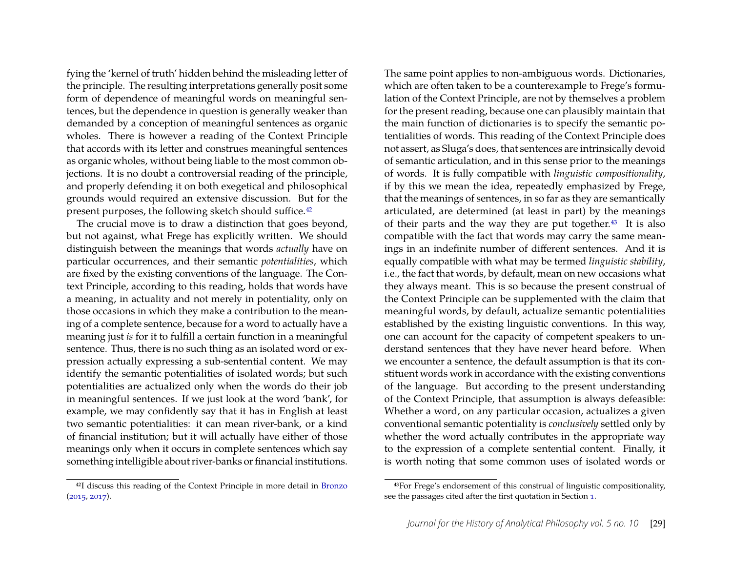fying the 'kernel of truth' hidden behind the misleading letter of the principle. The resulting interpretations generally posit some form of dependence of meaningful words on meaningful sentences, but the dependence in question is generally weaker than demanded by a conception of meaningful sentences as organic wholes. There is however a reading of the Context Principle that accords with its letter and construes meaningful sentences as organic wholes, without being liable to the most common objections. It is no doubt a controversial reading of the principle, and properly defending it on both exegetical and philosophical grounds would required an extensive discussion. But for the present purposes, the following sketch should suffice.[42]

The crucial move is to draw a distinction that goes beyond, but not against, what Frege has explicitly written. We should distinguish between the meanings that words *actually* have on particular occurrences, and their semantic *potentialities*, which are fixed by the existing conventions of the language. The Context Principle, according to this reading, holds that words have a meaning, in actuality and not merely in potentiality, only on those occasions in which they make a contribution to the meaning of a complete sentence, because for a word to actually have a meaning just *is* for it to fulfill a certain function in a meaningful sentence. Thus, there is no such thing as an isolated word or expression actually expressing a sub-sentential content. We may identify the semantic potentialities of isolated words; but such potentialities are actualized only when the words do their job in meaningful sentences. If we just look at the word 'bank', for example, we may confidently say that it has in English at least two semantic potentialities: it can mean river-bank, or a kind of financial institution; but it will actually have either of those meanings only when it occurs in complete sentences which say something intelligible about river-banks or financial institutions.

The same point applies to non-ambiguous words. Dictionaries, which are often taken to be a counterexample to Frege's formulation of the Context Principle, are not by themselves a problem for the present reading, because one can plausibly maintain that the main function of dictionaries is to specify the semantic potentialities of words. This reading of the Context Principle does not assert, as Sluga's does, that sentences are intrinsically devoid of semantic articulation, and in this sense prior to the meanings of words. It is fully compatible with *linguistic compositionality*, if by this we mean the idea, repeatedly emphasized by Frege, that the meanings of sentences, in so far as they are semantically articulated, are determined (at least in part) by the meanings of their parts and the way they are put together.[43] It is also compatible with the fact that words may carry the same meanings in an indefinite number of different sentences. And it is equally compatible with what may be termed *linguistic stability*, i.e., the fact that words, by default, mean on new occasions what they always meant. This is so because the present construal of the Context Principle can be supplemented with the claim that meaningful words, by default, actualize semantic potentialities established by the existing linguistic conventions. In this way, one can account for the capacity of competent speakers to understand sentences that they have never heard before. When we encounter a sentence, the default assumption is that its constituent words work in accordance with the existing conventions of the language. But according to the present understanding of the Context Principle, that assumption is always defeasible: Whether a word, on any particular occasion, actualizes a given conventional semantic potentiality is *conclusively* settled only by whether the word actually contributes in the appropriate way to the expression of a complete sentential content. Finally, it is worth noting that some common uses of isolated words or

---

[42] I discuss this reading of the Context Principle in more detail in Bronzo (2015, 2017).

[43] For Frege's endorsement of this construal of linguistic compositionality, see the passages cited after the first quotation in Section 1.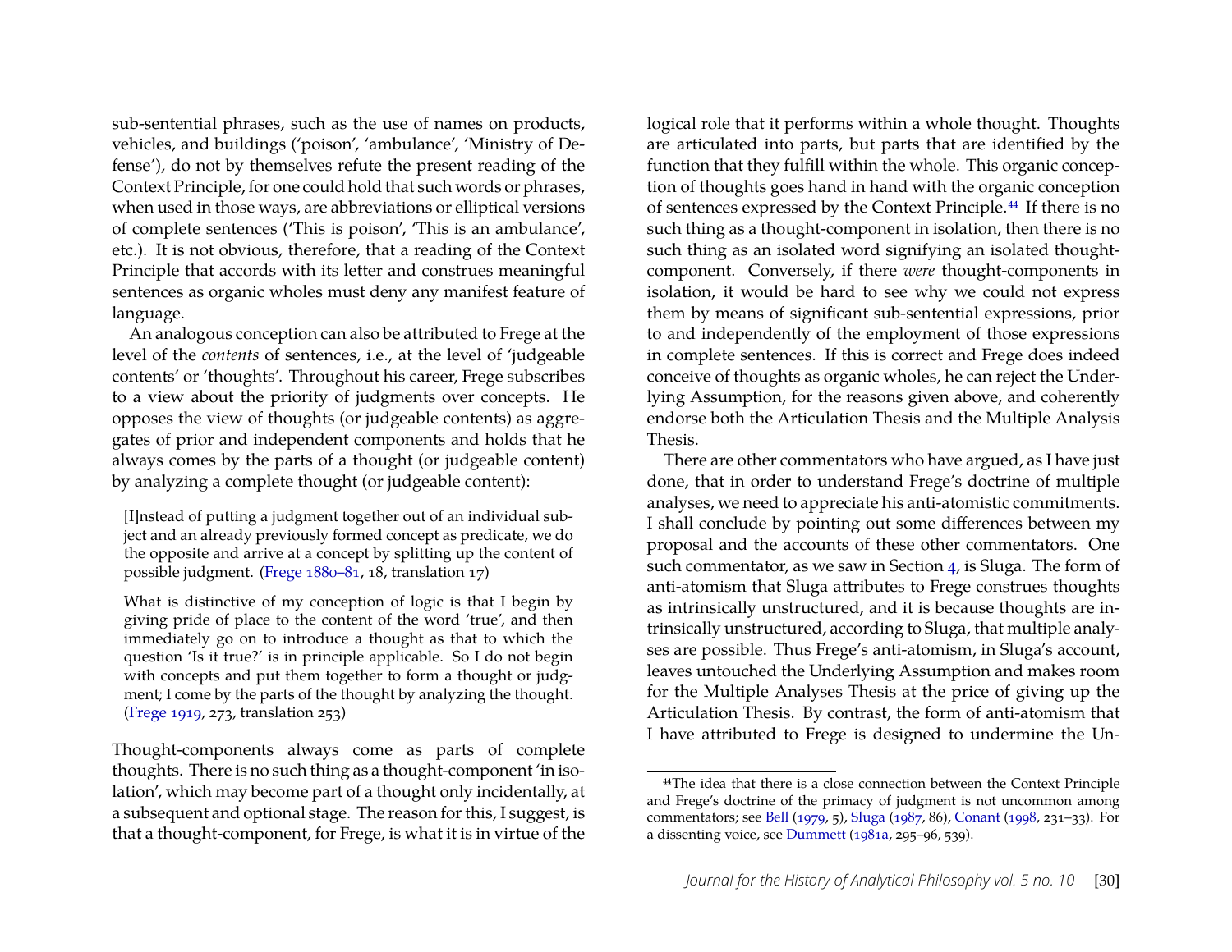sub-sentential phrases, such as the use of names on products, vehicles, and buildings ('poison', 'ambulance', 'Ministry of Defense'), do not by themselves refute the present reading of the Context Principle, for one could hold that such words or phrases, when used in those ways, are abbreviations or elliptical versions of complete sentences ('This is poison', 'This is an ambulance', etc.). It is not obvious, therefore, that a reading of the Context Principle that accords with its letter and construes meaningful sentences as organic wholes must deny any manifest feature of language.

An analogous conception can also be attributed to Frege at the level of the *contents* of sentences, i.e., at the level of 'judgeable contents' or 'thoughts'. Throughout his career, Frege subscribes to a view about the priority of judgments over concepts. He opposes the view of thoughts (or judgeable contents) as aggregates of prior and independent components and holds that he always comes by the parts of a thought (or judgeable content) by analyzing a complete thought (or judgeable content):

> [I]nstead of putting a judgment together out of an individual subject and an already previously formed concept as predicate, we do the opposite and arrive at a concept by splitting up the content of possible judgment. (Frege 1880–81, 18, translation 17)

> What is distinctive of my conception of logic is that I begin by giving pride of place to the content of the word 'true', and then immediately go on to introduce a thought as that to which the question 'Is it true?' is in principle applicable. So I do not begin with concepts and put them together to form a thought or judgment; I come by the parts of the thought by analyzing the thought. (Frege 1919, 273, translation 253)

Thought-components always come as parts of complete thoughts. There is no such thing as a thought-component 'in isolation', which may become part of a thought only incidentally, at a subsequent and optional stage. The reason for this, I suggest, is that a thought-component, for Frege, is what it is in virtue of the logical role that it performs within a whole thought. Thoughts are articulated into parts, but parts that are identified by the function that they fulfill within the whole. This organic conception of thoughts goes hand in hand with the organic conception of sentences expressed by the Context Principle.[44] If there is no such thing as a thought-component in isolation, then there is no such thing as an isolated word signifying an isolated thought-component. Conversely, if there *were* thought-components in isolation, it would be hard to see why we could not express them by means of significant sub-sentential expressions, prior to and independently of the employment of those expressions in complete sentences. If this is correct and Frege does indeed conceive of thoughts as organic wholes, he can reject the Underlying Assumption, for the reasons given above, and coherently endorse both the Articulation Thesis and the Multiple Analysis Thesis.

There are other commentators who have argued, as I have just done, that in order to understand Frege's doctrine of multiple analyses, we need to appreciate his anti-atomistic commitments. I shall conclude by pointing out some differences between my proposal and the accounts of these other commentators. One such commentator, as we saw in Section 4, is Sluga. The form of anti-atomism that Sluga attributes to Frege construes thoughts as intrinsically unstructured, and it is because thoughts are intrinsically unstructured, according to Sluga, that multiple analyses are possible. Thus Frege's anti-atomism, in Sluga's account, leaves untouched the Underlying Assumption and makes room for the Multiple Analyses Thesis at the price of giving up the Articulation Thesis. By contrast, the form of anti-atomism that I have attributed to Frege is designed to undermine the Un-

[44] The idea that there is a close connection between the Context Principle and Frege's doctrine of the primacy of judgment is not uncommon among commentators; see Bell (1979, 5), Sluga (1987, 86), Conant (1998, 231–33). For a dissenting voice, see Dummett (1981a, 295–96, 539).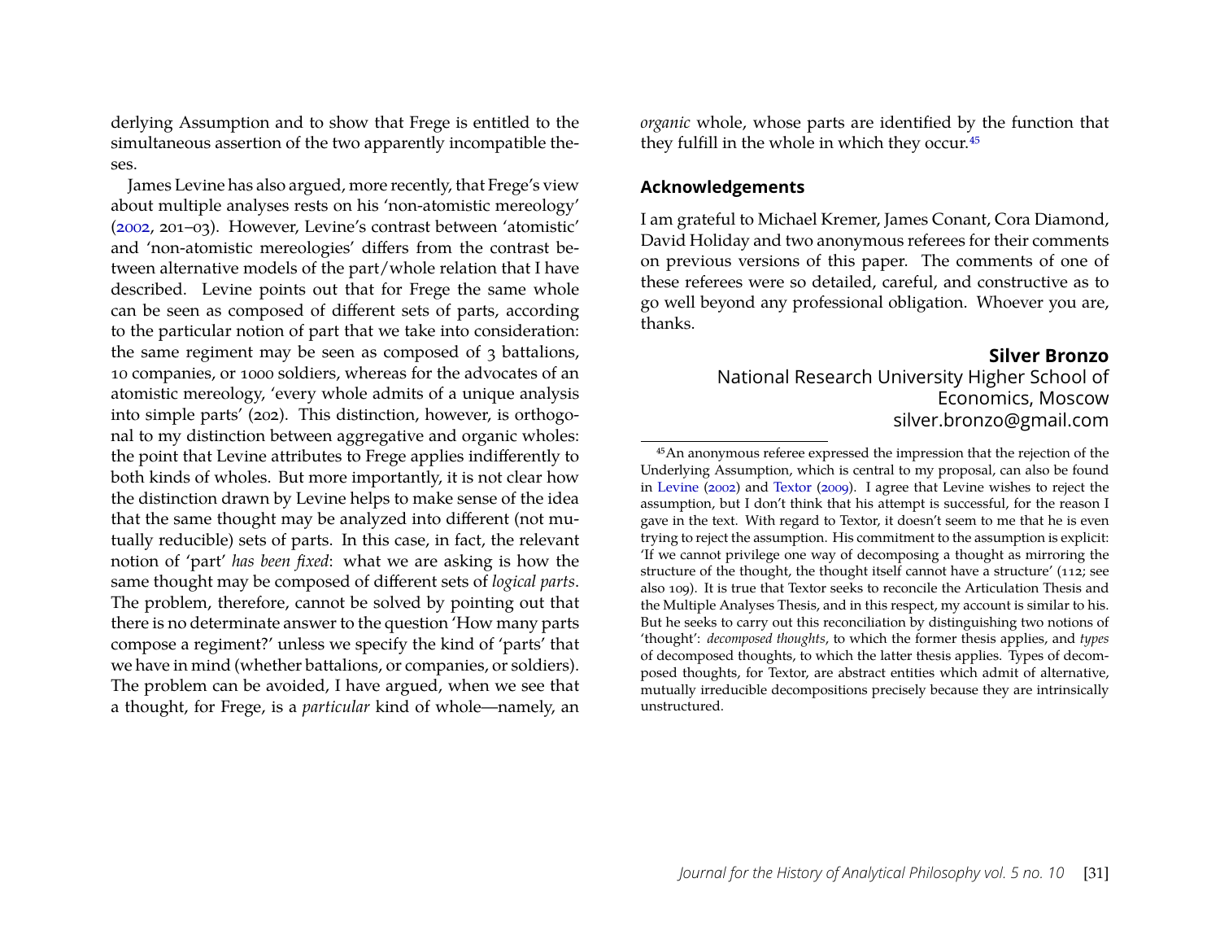derlying Assumption and to show that Frege is entitled to the simultaneous assertion of the two apparently incompatible theses.

James Levine has also argued, more recently, that Frege's view about multiple analyses rests on his 'non-atomistic mereology' (2002, 201–03). However, Levine's contrast between 'atomistic' and 'non-atomistic mereologies' differs from the contrast between alternative models of the part/whole relation that I have described. Levine points out that for Frege the same whole can be seen as composed of different sets of parts, according to the particular notion of part that we take into consideration: the same regiment may be seen as composed of 3 battalions, 10 companies, or 1000 soldiers, whereas for the advocates of an atomistic mereology, 'every whole admits of a unique analysis into simple parts' (202). This distinction, however, is orthogonal to my distinction between aggregative and organic wholes: the point that Levine attributes to Frege applies indifferently to both kinds of wholes. But more importantly, it is not clear how the distinction drawn by Levine helps to make sense of the idea that the same thought may be analyzed into different (not mutually reducible) sets of parts. In this case, in fact, the relevant notion of 'part' *has been fixed*: what we are asking is how the same thought may be composed of different sets of *logical parts*. The problem, therefore, cannot be solved by pointing out that there is no determinate answer to the question 'How many parts compose a regiment?' unless we specify the kind of 'parts' that we have in mind (whether battalions, or companies, or soldiers). The problem can be avoided, I have argued, when we see that a thought, for Frege, is a *particular* kind of whole—namely, an *organic* whole, whose parts are identified by the function that they fulfill in the whole in which they occur.[45]

## Acknowledgements

I am grateful to Michael Kremer, James Conant, Cora Diamond, David Holiday and two anonymous referees for their comments on previous versions of this paper. The comments of one of these referees were so detailed, careful, and constructive as to go well beyond any professional obligation. Whoever you are, thanks.

**Silver Bronzo**
National Research University Higher School of Economics, Moscow
silver.bronzo@gmail.com

[45] An anonymous referee expressed the impression that the rejection of the Underlying Assumption, which is central to my proposal, can also be found in Levine (2002) and Textor (2009). I agree that Levine wishes to reject the assumption, but I don't think that his attempt is successful, for the reason I gave in the text. With regard to Textor, it doesn't seem to me that he is even trying to reject the assumption. His commitment to the assumption is explicit: 'If we cannot privilege one way of decomposing a thought as mirroring the structure of the thought, the thought itself cannot have a structure' (112; see also 109). It is true that Textor seeks to reconcile the Articulation Thesis and the Multiple Analyses Thesis, and in this respect, my account is similar to his. But he seeks to carry out this reconciliation by distinguishing two notions of 'thought': *decomposed thoughts*, to which the former thesis applies, and *types* of decomposed thoughts, to which the latter thesis applies. Types of decomposed thoughts, for Textor, are abstract entities which admit of alternative, mutually irreducible decompositions precisely because they are intrinsically unstructured.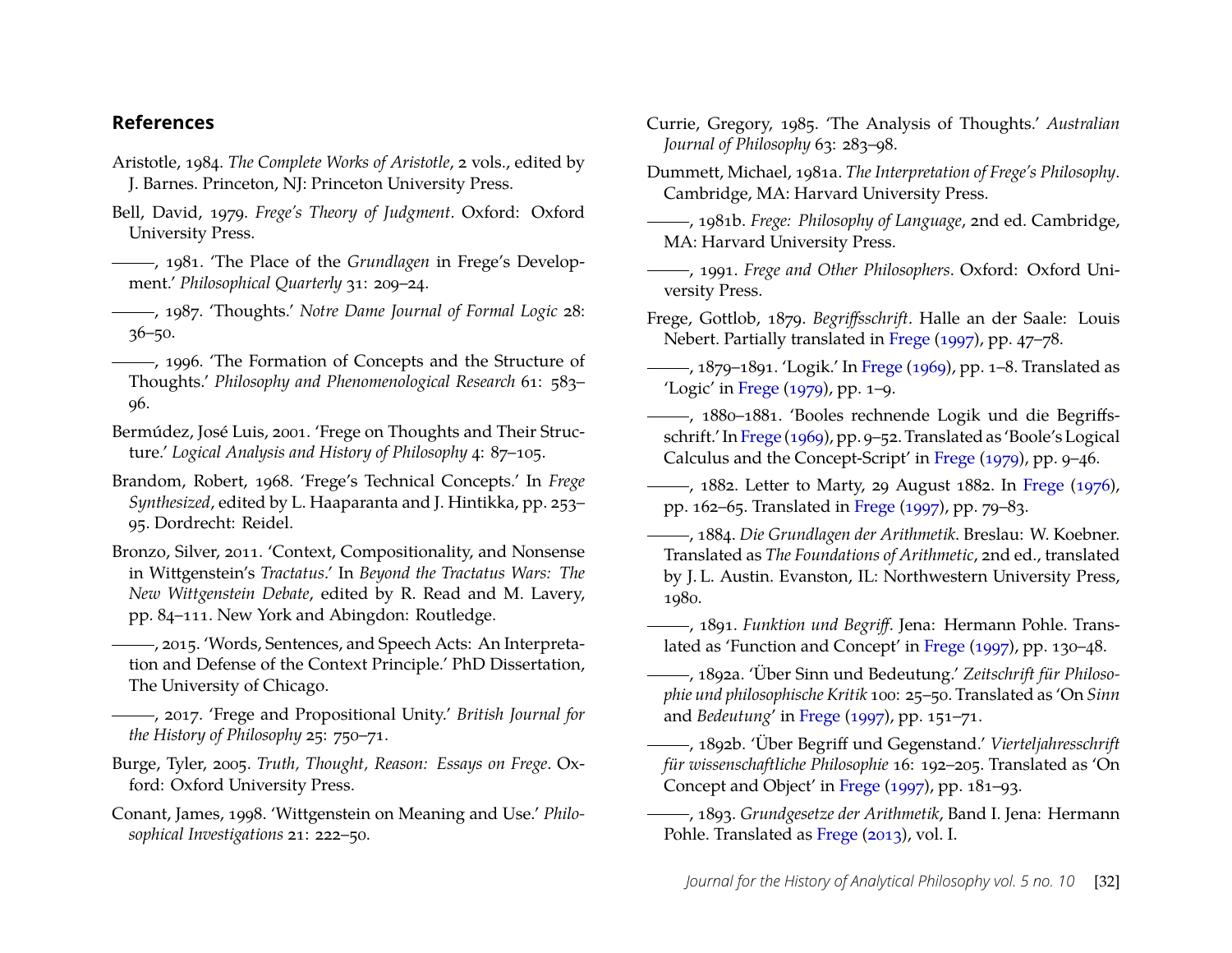## References

Aristotle, 1984. *The Complete Works of Aristotle*, 2 vols., edited by J. Barnes. Princeton, NJ: Princeton University Press.

Bell, David, 1979. *Frege's Theory of Judgment*. Oxford: Oxford University Press.

———, 1981. 'The Place of the *Grundlagen* in Frege's Development.' *Philosophical Quarterly* 31: 209–24.

———, 1987. 'Thoughts.' *Notre Dame Journal of Formal Logic* 28: 36–50.

———, 1996. 'The Formation of Concepts and the Structure of Thoughts.' *Philosophy and Phenomenological Research* 61: 583–96.

Bermúdez, José Luis, 2001. 'Frege on Thoughts and Their Structure.' *Logical Analysis and History of Philosophy* 4: 87–105.

Brandom, Robert, 1968. 'Frege's Technical Concepts.' In *Frege Synthesized*, edited by L. Haaparanta and J. Hintikka, pp. 253–95. Dordrecht: Reidel.

Bronzo, Silver, 2011. 'Context, Compositionality, and Nonsense in Wittgenstein's *Tractatus*.' In *Beyond the Tractatus Wars: The New Wittgenstein Debate*, edited by R. Read and M. Lavery, pp. 84–111. New York and Abingdon: Routledge.

———, 2015. 'Words, Sentences, and Speech Acts: An Interpretation and Defense of the Context Principle.' PhD Dissertation, The University of Chicago.

———, 2017. 'Frege and Propositional Unity.' *British Journal for the History of Philosophy* 25: 750–71.

Burge, Tyler, 2005. *Truth, Thought, Reason: Essays on Frege*. Oxford: Oxford University Press.

Conant, James, 1998. 'Wittgenstein on Meaning and Use.' *Philosophical Investigations* 21: 222–50.

Currie, Gregory, 1985. 'The Analysis of Thoughts.' *Australian Journal of Philosophy* 63: 283–98.

Dummett, Michael, 1981a. *The Interpretation of Frege's Philosophy*. Cambridge, MA: Harvard University Press.

———, 1981b. *Frege: Philosophy of Language*, 2nd ed. Cambridge, MA: Harvard University Press.

———, 1991. *Frege and Other Philosophers*. Oxford: Oxford University Press.

Frege, Gottlob, 1879. *Begriffsschrift*. Halle an der Saale: Louis Nebert. Partially translated in Frege (1997), pp. 47–78.

———, 1879–1891. 'Logik.' In Frege (1969), pp. 1–8. Translated as 'Logic' in Frege (1979), pp. 1–9.

———, 1880–1881. 'Booles rechnende Logik und die Begriffsschrift.' In Frege (1969), pp. 9–52. Translated as 'Boole's Logical Calculus and the Concept-Script' in Frege (1979), pp. 9–46.

———, 1882. Letter to Marty, 29 August 1882. In Frege (1976), pp. 162–65. Translated in Frege (1997), pp. 79–83.

———, 1884. *Die Grundlagen der Arithmetik*. Breslau: W. Koebner. Translated as *The Foundations of Arithmetic*, 2nd ed., translated by J. L. Austin. Evanston, IL: Northwestern University Press, 1980.

———, 1891. *Funktion und Begriff*. Jena: Hermann Pohle. Translated as 'Function and Concept' in Frege (1997), pp. 130–48.

———, 1892a. 'Über Sinn und Bedeutung.' *Zeitschrift für Philosophie und philosophische Kritik* 100: 25–50. Translated as 'On *Sinn* and *Bedeutung*' in Frege (1997), pp. 151–71.

———, 1892b. 'Über Begriff und Gegenstand.' *Vierteljahresschrift für wissenschaftliche Philosophie* 16: 192–205. Translated as 'On Concept and Object' in Frege (1997), pp. 181–93.

———, 1893. *Grundgesetze der Arithmetik*, Band I. Jena: Hermann Pohle. Translated as Frege (2013), vol. I.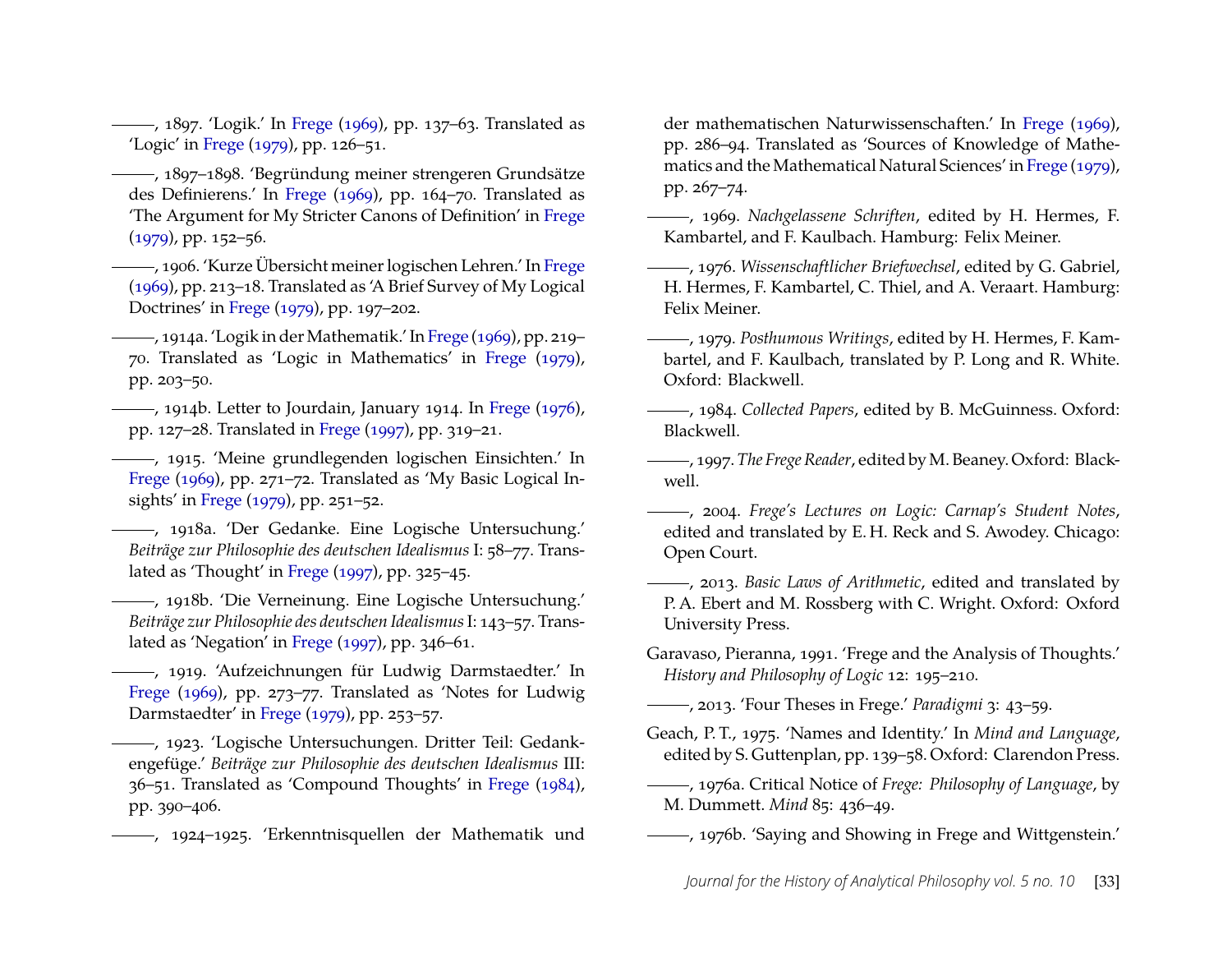———, 1897. 'Logik.' In Frege (1969), pp. 137–63. Translated as 'Logic' in Frege (1979), pp. 126–51.

———, 1897–1898. 'Begründung meiner strengeren Grundsätze des Definierens.' In Frege (1969), pp. 164–70. Translated as 'The Argument for My Stricter Canons of Definition' in Frege (1979), pp. 152–56.

———, 1906. 'Kurze Übersicht meiner logischen Lehren.' In Frege (1969), pp. 213–18. Translated as 'A Brief Survey of My Logical Doctrines' in Frege (1979), pp. 197–202.

———, 1914a. 'Logik in der Mathematik.' In Frege (1969), pp. 219–70. Translated as 'Logic in Mathematics' in Frege (1979), pp. 203–50.

———, 1914b. Letter to Jourdain, January 1914. In Frege (1976), pp. 127–28. Translated in Frege (1997), pp. 319–21.

———, 1915. 'Meine grundlegenden logischen Einsichten.' In Frege (1969), pp. 271–72. Translated as 'My Basic Logical Insights' in Frege (1979), pp. 251–52.

———, 1918a. 'Der Gedanke. Eine Logische Untersuchung.' *Beiträge zur Philosophie des deutschen Idealismus* I: 58–77. Translated as 'Thought' in Frege (1997), pp. 325–45.

———, 1918b. 'Die Verneinung. Eine Logische Untersuchung.' *Beiträge zur Philosophie des deutschen Idealismus* I: 143–57. Translated as 'Negation' in Frege (1997), pp. 346–61.

———, 1919. 'Aufzeichnungen für Ludwig Darmstaedter.' In Frege (1969), pp. 273–77. Translated as 'Notes for Ludwig Darmstaedter' in Frege (1979), pp. 253–57.

———, 1923. 'Logische Untersuchungen. Dritter Teil: Gedankengefüge.' *Beiträge zur Philosophie des deutschen Idealismus* III: 36–51. Translated as 'Compound Thoughts' in Frege (1984), pp. 390–406.

———, 1924–1925. 'Erkenntnisquellen der Mathematik und der mathematischen Naturwissenschaften.' In Frege (1969), pp. 286–94. Translated as 'Sources of Knowledge of Mathematics and the Mathematical Natural Sciences' in Frege (1979), pp. 267–74.

———, 1969. *Nachgelassene Schriften*, edited by H. Hermes, F. Kambartel, and F. Kaulbach. Hamburg: Felix Meiner.

———, 1976. *Wissenschaftlicher Briefwechsel*, edited by G. Gabriel, H. Hermes, F. Kambartel, C. Thiel, and A. Veraart. Hamburg: Felix Meiner.

———, 1979. *Posthumous Writings*, edited by H. Hermes, F. Kambartel, and F. Kaulbach, translated by P. Long and R. White. Oxford: Blackwell.

———, 1984. *Collected Papers*, edited by B. McGuinness. Oxford: Blackwell.

———, 1997. *The Frege Reader*, edited by M. Beaney. Oxford: Blackwell.

———, 2004. *Frege's Lectures on Logic: Carnap's Student Notes*, edited and translated by E. H. Reck and S. Awodey. Chicago: Open Court.

———, 2013. *Basic Laws of Arithmetic*, edited and translated by P. A. Ebert and M. Rossberg with C. Wright. Oxford: Oxford University Press.

Garavaso, Pieranna, 1991. 'Frege and the Analysis of Thoughts.' *History and Philosophy of Logic* 12: 195–210.

———, 2013. 'Four Theses in Frege.' *Paradigmi* 3: 43–59.

Geach, P. T., 1975. 'Names and Identity.' In *Mind and Language*, edited by S. Guttenplan, pp. 139–58. Oxford: Clarendon Press.

———, 1976a. Critical Notice of *Frege: Philosophy of Language*, by M. Dummett. *Mind* 85: 436–49.

———, 1976b. 'Saying and Showing in Frege and Wittgenstein.'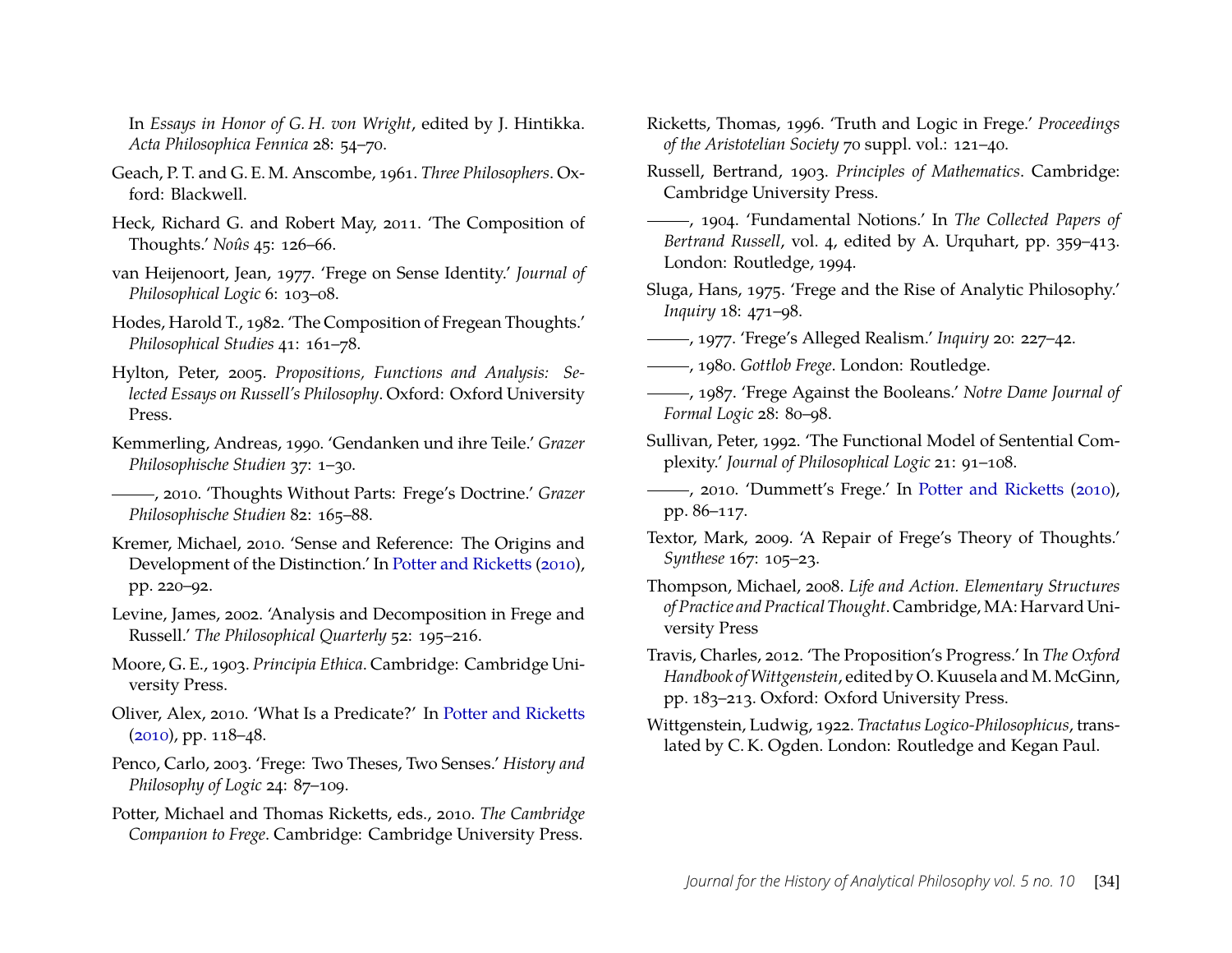In *Essays in Honor of G. H. von Wright*, edited by J. Hintikka. *Acta Philosophica Fennica* 28: 54–70.

Geach, P. T. and G. E. M. Anscombe, 1961. *Three Philosophers*. Oxford: Blackwell.

Heck, Richard G. and Robert May, 2011. 'The Composition of Thoughts.' *Noûs* 45: 126–66.

van Heijenoort, Jean, 1977. 'Frege on Sense Identity.' *Journal of Philosophical Logic* 6: 103–08.

Hodes, Harold T., 1982. 'The Composition of Fregean Thoughts.' *Philosophical Studies* 41: 161–78.

Hylton, Peter, 2005. *Propositions, Functions and Analysis: Selected Essays on Russell's Philosophy*. Oxford: Oxford University Press.

Kemmerling, Andreas, 1990. 'Gendanken und ihre Teile.' *Grazer Philosophische Studien* 37: 1–30.

———, 2010. 'Thoughts Without Parts: Frege's Doctrine.' *Grazer Philosophische Studien* 82: 165–88.

Kremer, Michael, 2010. 'Sense and Reference: The Origins and Development of the Distinction.' In Potter and Ricketts (2010), pp. 220–92.

Levine, James, 2002. 'Analysis and Decomposition in Frege and Russell.' *The Philosophical Quarterly* 52: 195–216.

Moore, G. E., 1903. *Principia Ethica*. Cambridge: Cambridge University Press.

Oliver, Alex, 2010. 'What Is a Predicate?' In Potter and Ricketts (2010), pp. 118–48.

Penco, Carlo, 2003. 'Frege: Two Theses, Two Senses.' *History and Philosophy of Logic* 24: 87–109.

Potter, Michael and Thomas Ricketts, eds., 2010. *The Cambridge Companion to Frege*. Cambridge: Cambridge University Press.

Ricketts, Thomas, 1996. 'Truth and Logic in Frege.' *Proceedings of the Aristotelian Society* 70 suppl. vol.: 121–40.

Russell, Bertrand, 1903. *Principles of Mathematics*. Cambridge: Cambridge University Press.

———, 1904. 'Fundamental Notions.' In *The Collected Papers of Bertrand Russell*, vol. 4, edited by A. Urquhart, pp. 359–413. London: Routledge, 1994.

Sluga, Hans, 1975. 'Frege and the Rise of Analytic Philosophy.' *Inquiry* 18: 471–98.

———, 1977. 'Frege's Alleged Realism.' *Inquiry* 20: 227–42.

———, 1980. *Gottlob Frege*. London: Routledge.

———, 1987. 'Frege Against the Booleans.' *Notre Dame Journal of Formal Logic* 28: 80–98.

Sullivan, Peter, 1992. 'The Functional Model of Sentential Complexity.' *Journal of Philosophical Logic* 21: 91–108.

———, 2010. 'Dummett's Frege.' In Potter and Ricketts (2010), pp. 86–117.

Textor, Mark, 2009. 'A Repair of Frege's Theory of Thoughts.' *Synthese* 167: 105–23.

Thompson, Michael, 2008. *Life and Action. Elementary Structures of Practice and Practical Thought*. Cambridge, MA: Harvard University Press

Travis, Charles, 2012. 'The Proposition's Progress.' In *The Oxford Handbook of Wittgenstein*, edited by O. Kuusela and M. McGinn, pp. 183–213. Oxford: Oxford University Press.

Wittgenstein, Ludwig, 1922. *Tractatus Logico-Philosophicus*, translated by C. K. Ogden. London: Routledge and Kegan Paul.